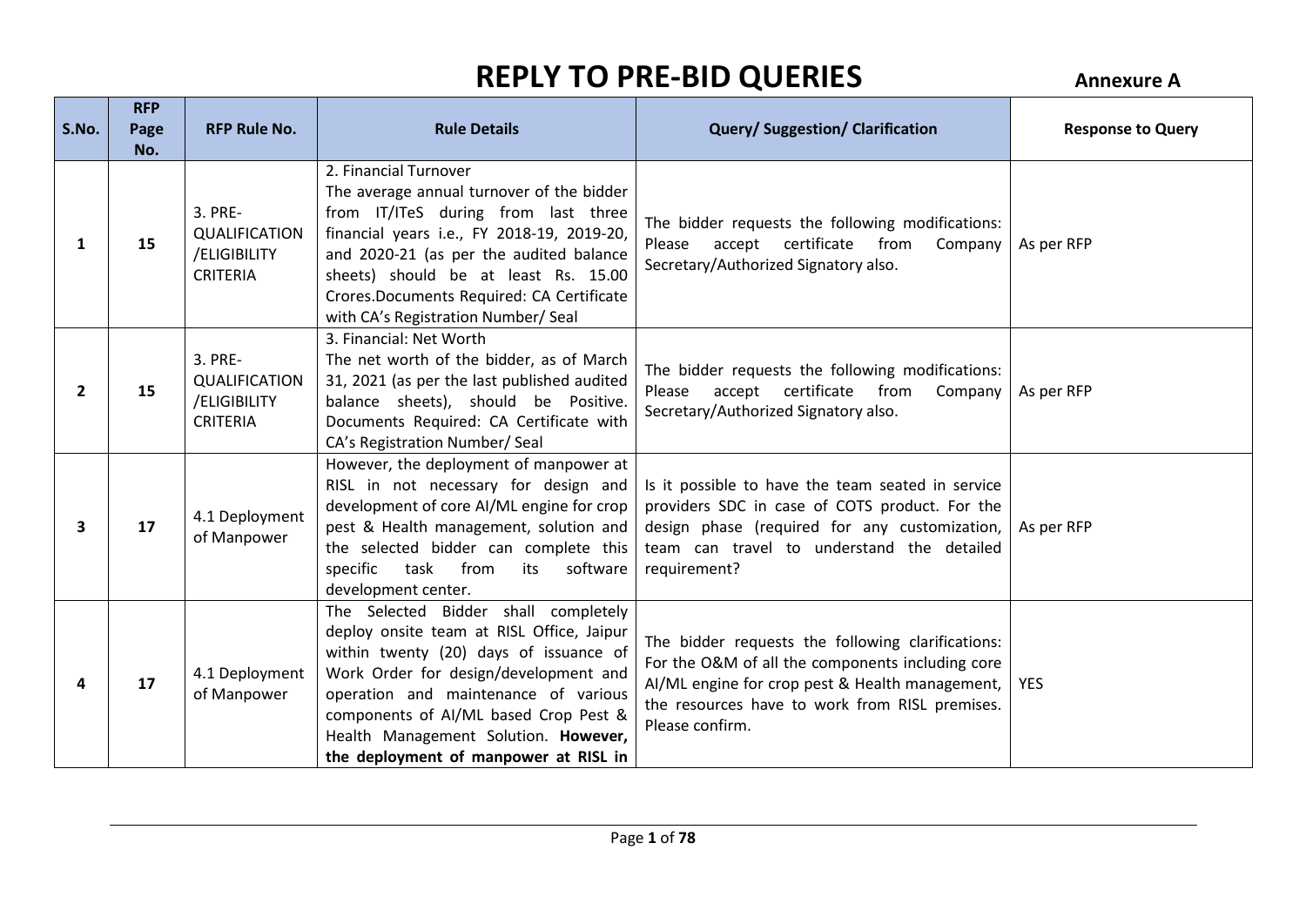# REPLY TO PRE-BID QUERIES

**Annexure A**

| S.No. | RFP Page No. | RFP Rule No. | Rule Details | Query/ Suggestion/ Clarification | Response to Query |
|---|---|---|---|---|---|
| **1** | **15** | 3. PRE-QUALIFICATION /ELIGIBILITY CRITERIA | 2. Financial Turnover The average annual turnover of the bidder from IT/ITeS during from last three financial years i.e., FY 2018-19, 2019-20, and 2020-21 (as per the audited balance sheets) should be at least Rs. 15.00 Crores.Documents Required: CA Certificate with CA's Registration Number/ Seal | The bidder requests the following modifications: Please accept certificate from Company Secretary/Authorized Signatory also. | As per RFP |
| **2** | **15** | 3. PRE-QUALIFICATION /ELIGIBILITY CRITERIA | 3. Financial: Net Worth The net worth of the bidder, as of March 31, 2021 (as per the last published audited balance sheets), should be Positive. Documents Required: CA Certificate with CA's Registration Number/ Seal | The bidder requests the following modifications: Please accept certificate from Company Secretary/Authorized Signatory also. | As per RFP |
| **3** | **17** | 4.1 Deployment of Manpower | However, the deployment of manpower at RISL in not necessary for design and development of core AI/ML engine for crop pest & Health management, solution and the selected bidder can complete this specific task from its software development center. | Is it possible to have the team seated in service providers SDC in case of COTS product. For the design phase (required for any customization, team can travel to understand the detailed requirement? | As per RFP |
| **4** | **17** | 4.1 Deployment of Manpower | The Selected Bidder shall completely deploy onsite team at RISL Office, Jaipur within twenty (20) days of issuance of Work Order for design/development and operation and maintenance of various components of AI/ML based Crop Pest & Health Management Solution. **However, the deployment of manpower at RISL in** | The bidder requests the following clarifications: For the O&M of all the components including core AI/ML engine for crop pest & Health management, the resources have to work from RISL premises. Please confirm. | YES |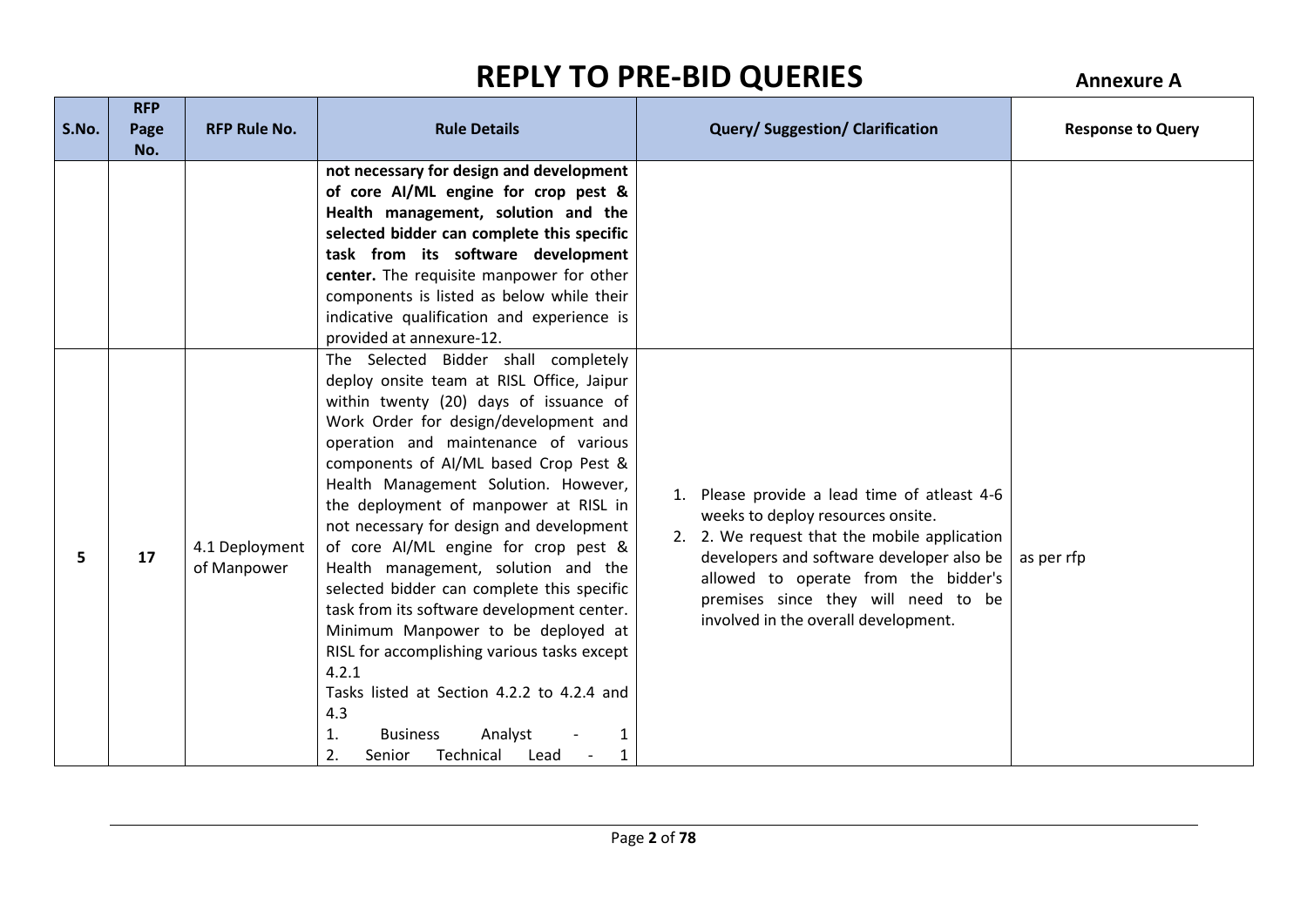# REPLY TO PRE-BID QUERIES

**Annexure A**

| S.No. | RFP Page No. | RFP Rule No. | Rule Details | Query/ Suggestion/ Clarification | Response to Query |
|---|---|---|---|---|---|
| | | | **not necessary for design and development of core AI/ML engine for crop pest & Health management, solution and the selected bidder can complete this specific task from its software development center.** The requisite manpower for other components is listed as below while their indicative qualification and experience is provided at annexure-12. | | |
| 5 | 17 | 4.1 Deployment of Manpower | The Selected Bidder shall completely deploy onsite team at RISL Office, Jaipur within twenty (20) days of issuance of Work Order for design/development and operation and maintenance of various components of AI/ML based Crop Pest & Health Management Solution. However, the deployment of manpower at RISL in not necessary for design and development of core AI/ML engine for crop pest & Health management, solution and the selected bidder can complete this specific task from its software development center. Minimum Manpower to be deployed at RISL for accomplishing various tasks except 4.2.1<br>Tasks listed at Section 4.2.2 to 4.2.4 and 4.3<br>1. Business Analyst - 1<br>2. Senior Technical Lead - 1 | 1. Please provide a lead time of atleast 4-6 weeks to deploy resources onsite.<br>2. 2. We request that the mobile application developers and software developer also be allowed to operate from the bidder's premises since they will need to be involved in the overall development. | as per rfp |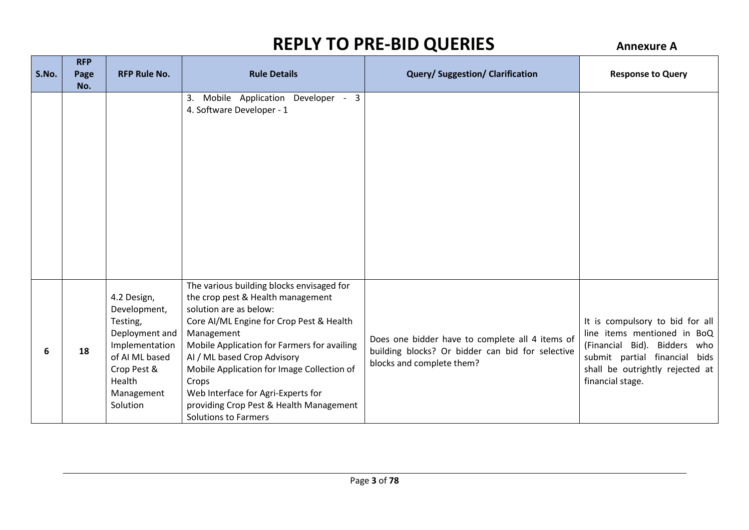# REPLY TO PRE-BID QUERIES

**Annexure A**

| S.No. | RFP Page No. | RFP Rule No. | Rule Details | Query/ Suggestion/ Clarification | Response to Query |
|---|---|---|---|---|---|
| | | | 3. Mobile Application Developer - 3<br>4. Software Developer - 1 | | |
| 6 | 18 | 4.2 Design, Development, Testing, Deployment and Implementation of AI ML based Crop Pest & Health Management Solution | The various building blocks envisaged for the crop pest & Health management solution are as below:<br>Core AI/ML Engine for Crop Pest & Health Management<br>Mobile Application for Farmers for availing AI / ML based Crop Advisory<br>Mobile Application for Image Collection of Crops<br>Web Interface for Agri-Experts for providing Crop Pest & Health Management Solutions to Farmers | Does one bidder have to complete all 4 items of building blocks? Or bidder can bid for selective blocks and complete them? | It is compulsory to bid for all line items mentioned in BoQ (Financial Bid). Bidders who submit partial financial bids shall be outrightly rejected at financial stage. |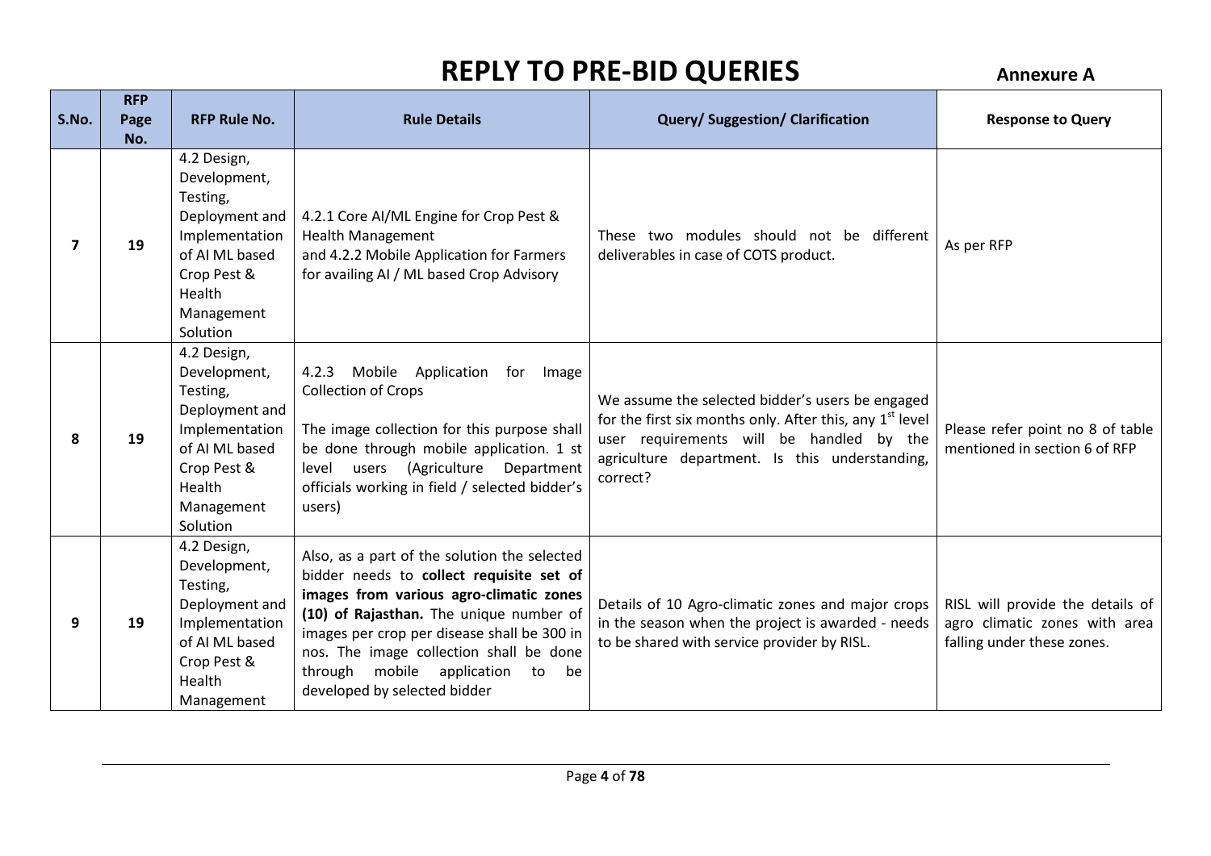# REPLY TO PRE-BID QUERIES

**Annexure A**

| S.No. | RFP Page No. | RFP Rule No. | Rule Details | Query/ Suggestion/ Clarification | Response to Query |
|---|---|---|---|---|---|
| **7** | **19** | 4.2 Design, Development, Testing, Deployment and Implementation of AI ML based Crop Pest & Health Management Solution | 4.2.1 Core AI/ML Engine for Crop Pest & Health Management and 4.2.2 Mobile Application for Farmers for availing AI / ML based Crop Advisory | These two modules should not be different deliverables in case of COTS product. | As per RFP |
| **8** | **19** | 4.2 Design, Development, Testing, Deployment and Implementation of AI ML based Crop Pest & Health Management Solution | 4.2.3 Mobile Application for Image Collection of Crops<br><br>The image collection for this purpose shall be done through mobile application. 1 st level users (Agriculture Department officials working in field / selected bidder's users) | We assume the selected bidder's users be engaged for the first six months only. After this, any 1st level user requirements will be handled by the agriculture department. Is this understanding, correct? | Please refer point no 8 of table mentioned in section 6 of RFP |
| **9** | **19** | 4.2 Design, Development, Testing, Deployment and Implementation of AI ML based Crop Pest & Health Management | Also, as a part of the solution the selected bidder needs to **collect requisite set of images from various agro-climatic zones (10) of Rajasthan.** The unique number of images per crop per disease shall be 300 in nos. The image collection shall be done through mobile application to be developed by selected bidder | Details of 10 Agro-climatic zones and major crops in the season when the project is awarded - needs to be shared with service provider by RISL. | RISL will provide the details of agro climatic zones with area falling under these zones. |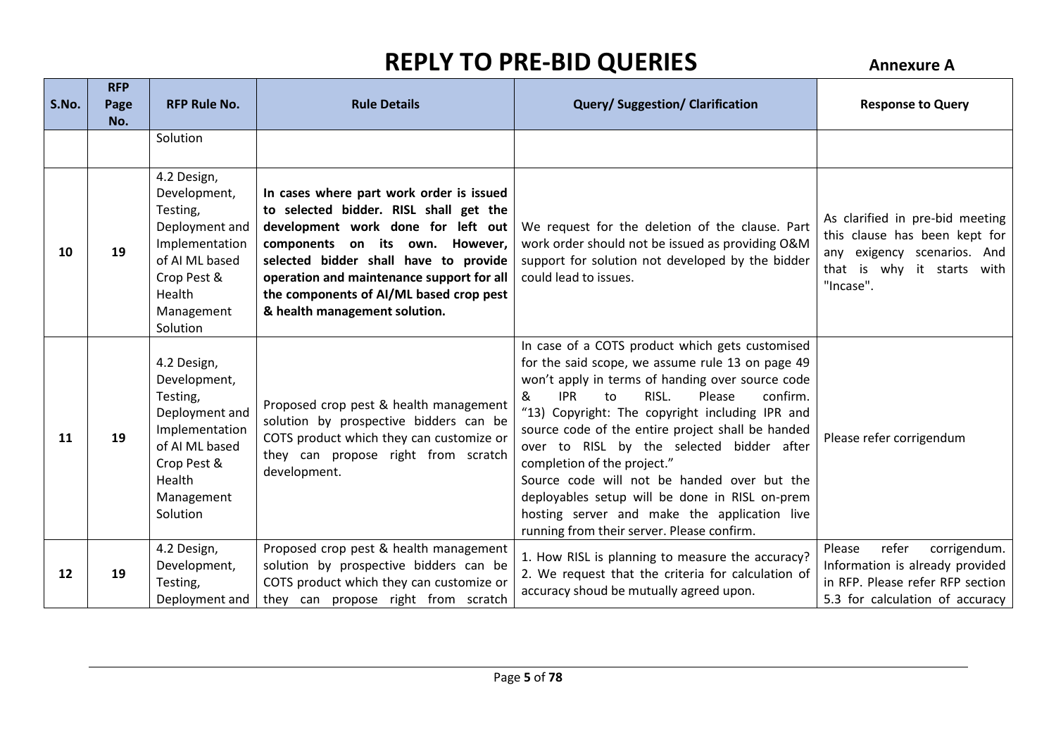# REPLY TO PRE-BID QUERIES

**Annexure A**

| S.No. | RFP Page No. | RFP Rule No. | Rule Details | Query/ Suggestion/ Clarification | Response to Query |
|---|---|---|---|---|---|
| | | Solution | | | |
| 10 | 19 | 4.2 Design, Development, Testing, Deployment and Implementation of AI ML based Crop Pest & Health Management Solution | **In cases where part work order is issued to selected bidder. RISL shall get the development work done for left out components on its own. However, selected bidder shall have to provide operation and maintenance support for all the components of AI/ML based crop pest & health management solution.** | We request for the deletion of the clause. Part work order should not be issued as providing O&M support for solution not developed by the bidder could lead to issues. | As clarified in pre-bid meeting this clause has been kept for any exigency scenarios. And that is why it starts with "Incase". |
| 11 | 19 | 4.2 Design, Development, Testing, Deployment and Implementation of AI ML based Crop Pest & Health Management Solution | Proposed crop pest & health management solution by prospective bidders can be COTS product which they can customize or they can propose right from scratch development. | In case of a COTS product which gets customised for the said scope, we assume rule 13 on page 49 won't apply in terms of handing over source code & IPR to RISL. Please confirm. "13) Copyright: The copyright including IPR and source code of the entire project shall be handed over to RISL by the selected bidder after completion of the project." Source code will not be handed over but the deployables setup will be done in RISL on-prem hosting server and make the application live running from their server. Please confirm. | Please refer corrigendum |
| 12 | 19 | 4.2 Design, Development, Testing, Deployment and | Proposed crop pest & health management solution by prospective bidders can be COTS product which they can customize or they can propose right from scratch | 1. How RISL is planning to measure the accuracy?<br>2. We request that the criteria for calculation of accuracy shoud be mutually agreed upon. | Please refer corrigendum. Information is already provided in RFP. Please refer RFP section 5.3 for calculation of accuracy |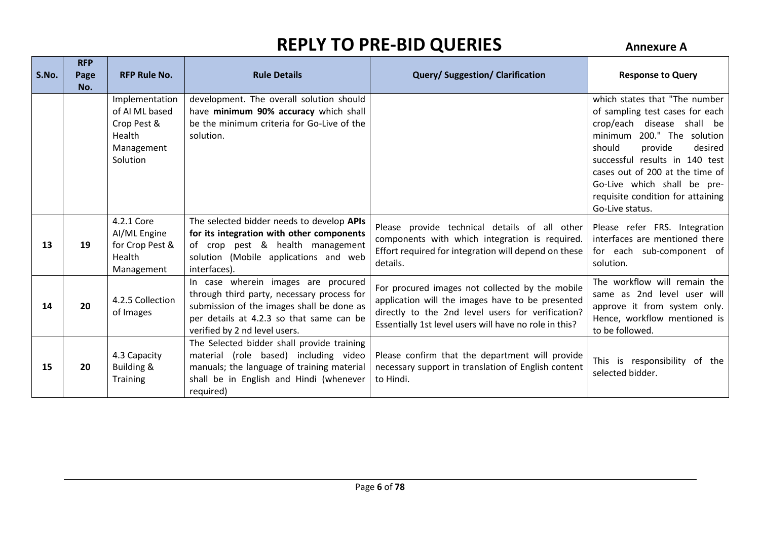# REPLY TO PRE-BID QUERIES

**Annexure A**

| S.No. | RFP Page No. | RFP Rule No. | Rule Details | Query/ Suggestion/ Clarification | Response to Query |
|---|---|---|---|---|---|
| | | Implementation of AI ML based Crop Pest & Health Management Solution | development. The overall solution should have **minimum 90% accuracy** which shall be the minimum criteria for Go-Live of the solution. | | which states that "The number of sampling test cases for each crop/each disease shall be minimum 200." The solution should provide desired successful results in 140 test cases out of 200 at the time of Go-Live which shall be pre-requisite condition for attaining Go-Live status. |
| 13 | 19 | 4.2.1 Core AI/ML Engine for Crop Pest & Health Management | The selected bidder needs to develop **APIs for its integration with other components** of crop pest & health management solution (Mobile applications and web interfaces). | Please provide technical details of all other components with which integration is required. Effort required for integration will depend on these details. | Please refer FRS. Integration interfaces are mentioned there for each sub-component of solution. |
| 14 | 20 | 4.2.5 Collection of Images | In case wherein images are procured through third party, necessary process for submission of the images shall be done as per details at 4.2.3 so that same can be verified by 2 nd level users. | For procured images not collected by the mobile application will the images have to be presented directly to the 2nd level users for verification? Essentially 1st level users will have no role in this? | The workflow will remain the same as 2nd level user will approve it from system only. Hence, workflow mentioned is to be followed. |
| 15 | 20 | 4.3 Capacity Building & Training | The Selected bidder shall provide training material (role based) including video manuals; the language of training material shall be in English and Hindi (whenever required) | Please confirm that the department will provide necessary support in translation of English content to Hindi. | This is responsibility of the selected bidder. |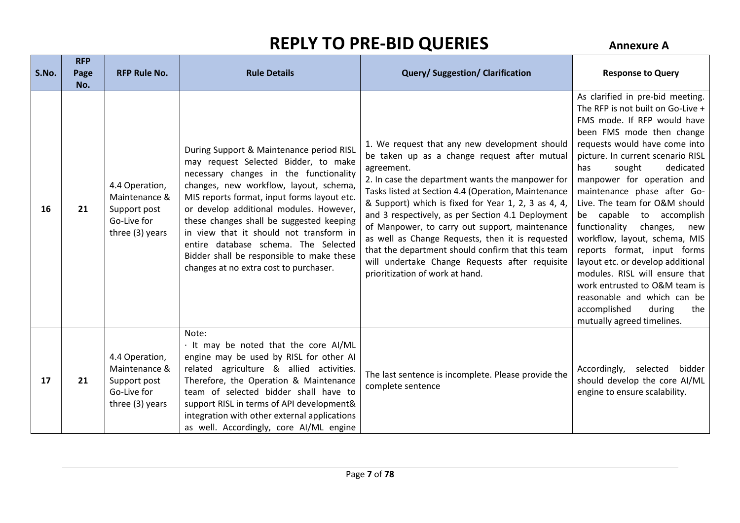# REPLY TO PRE-BID QUERIES

**Annexure A**

| S.No. | RFP Page No. | RFP Rule No. | Rule Details | Query/ Suggestion/ Clarification | Response to Query |
|---|---|---|---|---|---|
| 16 | 21 | 4.4 Operation, Maintenance & Support post Go-Live for three (3) years | During Support & Maintenance period RISL may request Selected Bidder, to make necessary changes in the functionality changes, new workflow, layout, schema, MIS reports format, input forms layout etc. or develop additional modules. However, these changes shall be suggested keeping in view that it should not transform in entire database schema. The Selected Bidder shall be responsible to make these changes at no extra cost to purchaser. | 1. We request that any new development should be taken up as a change request after mutual agreement.<br>2. In case the department wants the manpower for Tasks listed at Section 4.4 (Operation, Maintenance & Support) which is fixed for Year 1, 2, 3 as 4, 4, and 3 respectively, as per Section 4.1 Deployment of Manpower, to carry out support, maintenance as well as Change Requests, then it is requested that the department should confirm that this team will undertake Change Requests after requisite prioritization of work at hand. | As clarified in pre-bid meeting. The RFP is not built on Go-Live + FMS mode. If RFP would have been FMS mode then change requests would have come into picture. In current scenario RISL has sought dedicated manpower for operation and maintenance phase after Go-Live. The team for O&M should be capable to accomplish functionality changes, new workflow, layout, schema, MIS reports format, input forms layout etc. or develop additional modules. RISL will ensure that work entrusted to O&M team is reasonable and which can be accomplished during the mutually agreed timelines. |
| 17 | 21 | 4.4 Operation, Maintenance & Support post Go-Live for three (3) years | Note:<br>· It may be noted that the core AI/ML engine may be used by RISL for other AI related agriculture & allied activities. Therefore, the Operation & Maintenance team of selected bidder shall have to support RISL in terms of API development& integration with other external applications as well. Accordingly, core AI/ML engine | The last sentence is incomplete. Please provide the complete sentence | Accordingly, selected bidder should develop the core AI/ML engine to ensure scalability. |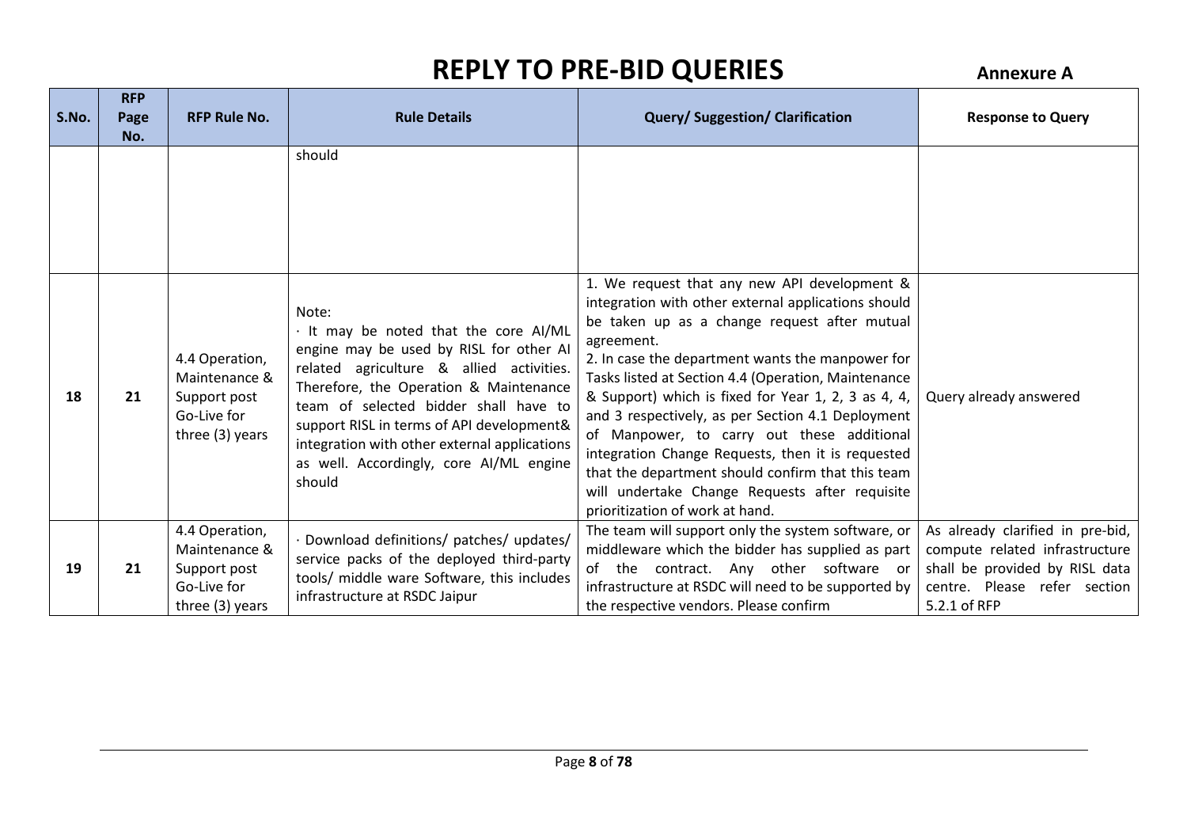# REPLY TO PRE-BID QUERIES

**Annexure A**

| S.No. | RFP Page No. | RFP Rule No. | Rule Details | Query/ Suggestion/ Clarification | Response to Query |
|---|---|---|---|---|---|
| | | | should | | |
| 18 | 21 | 4.4 Operation, Maintenance & Support post Go-Live for three (3) years | Note:<br>· It may be noted that the core AI/ML engine may be used by RISL for other AI related agriculture & allied activities. Therefore, the Operation & Maintenance team of selected bidder shall have to support RISL in terms of API development& integration with other external applications as well. Accordingly, core AI/ML engine should | 1. We request that any new API development & integration with other external applications should be taken up as a change request after mutual agreement.<br>2. In case the department wants the manpower for Tasks listed at Section 4.4 (Operation, Maintenance & Support) which is fixed for Year 1, 2, 3 as 4, 4, and 3 respectively, as per Section 4.1 Deployment of Manpower, to carry out these additional integration Change Requests, then it is requested that the department should confirm that this team will undertake Change Requests after requisite prioritization of work at hand. | Query already answered |
| 19 | 21 | 4.4 Operation, Maintenance & Support post Go-Live for three (3) years | · Download definitions/ patches/ updates/ service packs of the deployed third-party tools/ middle ware Software, this includes infrastructure at RSDC Jaipur | The team will support only the system software, or middleware which the bidder has supplied as part of the contract. Any other software or infrastructure at RSDC will need to be supported by the respective vendors. Please confirm | As already clarified in pre-bid, compute related infrastructure shall be provided by RISL data centre. Please refer section 5.2.1 of RFP |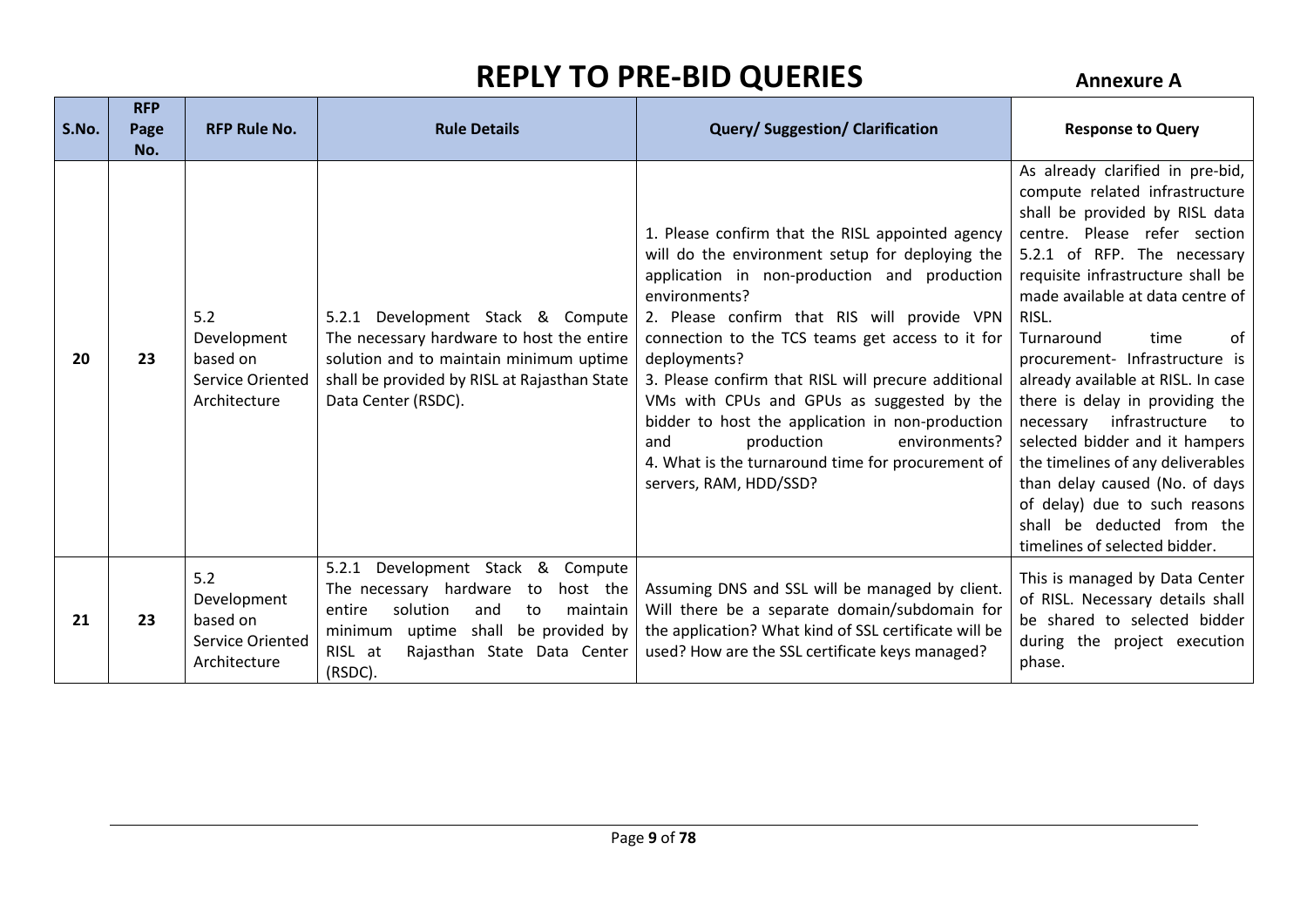# REPLY TO PRE-BID QUERIES

**Annexure A**

| S.No. | RFP Page No. | RFP Rule No. | Rule Details | Query/ Suggestion/ Clarification | Response to Query |
|---|---|---|---|---|---|
| 20 | 23 | 5.2 Development based on Service Oriented Architecture | 5.2.1 Development Stack & Compute The necessary hardware to host the entire solution and to maintain minimum uptime shall be provided by RISL at Rajasthan State Data Center (RSDC). | 1. Please confirm that the RISL appointed agency will do the environment setup for deploying the application in non-production and production environments?<br>2. Please confirm that RIS will provide VPN connection to the TCS teams get access to it for deployments?<br>3. Please confirm that RISL will precure additional VMs with CPUs and GPUs as suggested by the bidder to host the application in non-production and production environments?<br>4. What is the turnaround time for procurement of servers, RAM, HDD/SSD? | As already clarified in pre-bid, compute related infrastructure shall be provided by RISL data centre. Please refer section 5.2.1 of RFP. The necessary requisite infrastructure shall be made available at data centre of RISL.<br>Turnaround time of procurement- Infrastructure is already available at RISL. In case there is delay in providing the necessary infrastructure to selected bidder and it hampers the timelines of any deliverables than delay caused (No. of days of delay) due to such reasons shall be deducted from the timelines of selected bidder. |
| 21 | 23 | 5.2 Development based on Service Oriented Architecture | 5.2.1 Development Stack & Compute The necessary hardware to host the entire solution and to maintain minimum uptime shall be provided by RISL at Rajasthan State Data Center (RSDC). | Assuming DNS and SSL will be managed by client. Will there be a separate domain/subdomain for the application? What kind of SSL certificate will be used? How are the SSL certificate keys managed? | This is managed by Data Center of RISL. Necessary details shall be shared to selected bidder during the project execution phase. |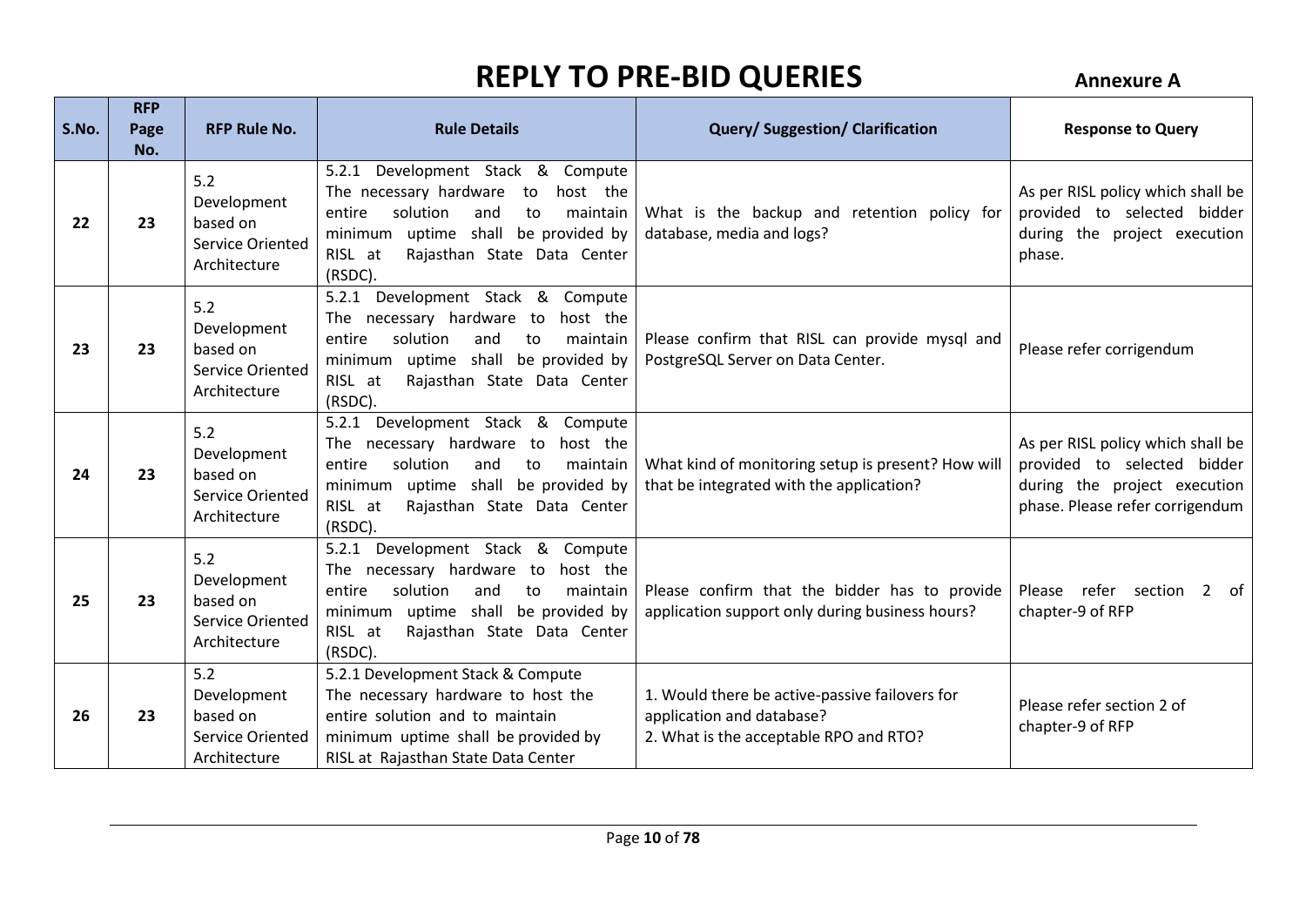# REPLY TO PRE-BID QUERIES

**Annexure A**

| S.No. | RFP Page No. | RFP Rule No. | Rule Details | Query/ Suggestion/ Clarification | Response to Query |
|---|---|---|---|---|---|
| 22 | 23 | 5.2 Development based on Service Oriented Architecture | 5.2.1 Development Stack & Compute The necessary hardware to host the entire solution and to maintain minimum uptime shall be provided by RISL at Rajasthan State Data Center (RSDC). | What is the backup and retention policy for database, media and logs? | As per RISL policy which shall be provided to selected bidder during the project execution phase. |
| 23 | 23 | 5.2 Development based on Service Oriented Architecture | 5.2.1 Development Stack & Compute The necessary hardware to host the entire solution and to maintain minimum uptime shall be provided by RISL at Rajasthan State Data Center (RSDC). | Please confirm that RISL can provide mysql and PostgreSQL Server on Data Center. | Please refer corrigendum |
| 24 | 23 | 5.2 Development based on Service Oriented Architecture | 5.2.1 Development Stack & Compute The necessary hardware to host the entire solution and to maintain minimum uptime shall be provided by RISL at Rajasthan State Data Center (RSDC). | What kind of monitoring setup is present? How will that be integrated with the application? | As per RISL policy which shall be provided to selected bidder during the project execution phase. Please refer corrigendum |
| 25 | 23 | 5.2 Development based on Service Oriented Architecture | 5.2.1 Development Stack & Compute The necessary hardware to host the entire solution and to maintain minimum uptime shall be provided by RISL at Rajasthan State Data Center (RSDC). | Please confirm that the bidder has to provide application support only during business hours? | Please refer section 2 of chapter-9 of RFP |
| 26 | 23 | 5.2 Development based on Service Oriented Architecture | 5.2.1 Development Stack & Compute The necessary hardware to host the entire solution and to maintain minimum uptime shall be provided by RISL at Rajasthan State Data Center | 1. Would there be active-passive failovers for application and database?<br>2. What is the acceptable RPO and RTO? | Please refer section 2 of chapter-9 of RFP |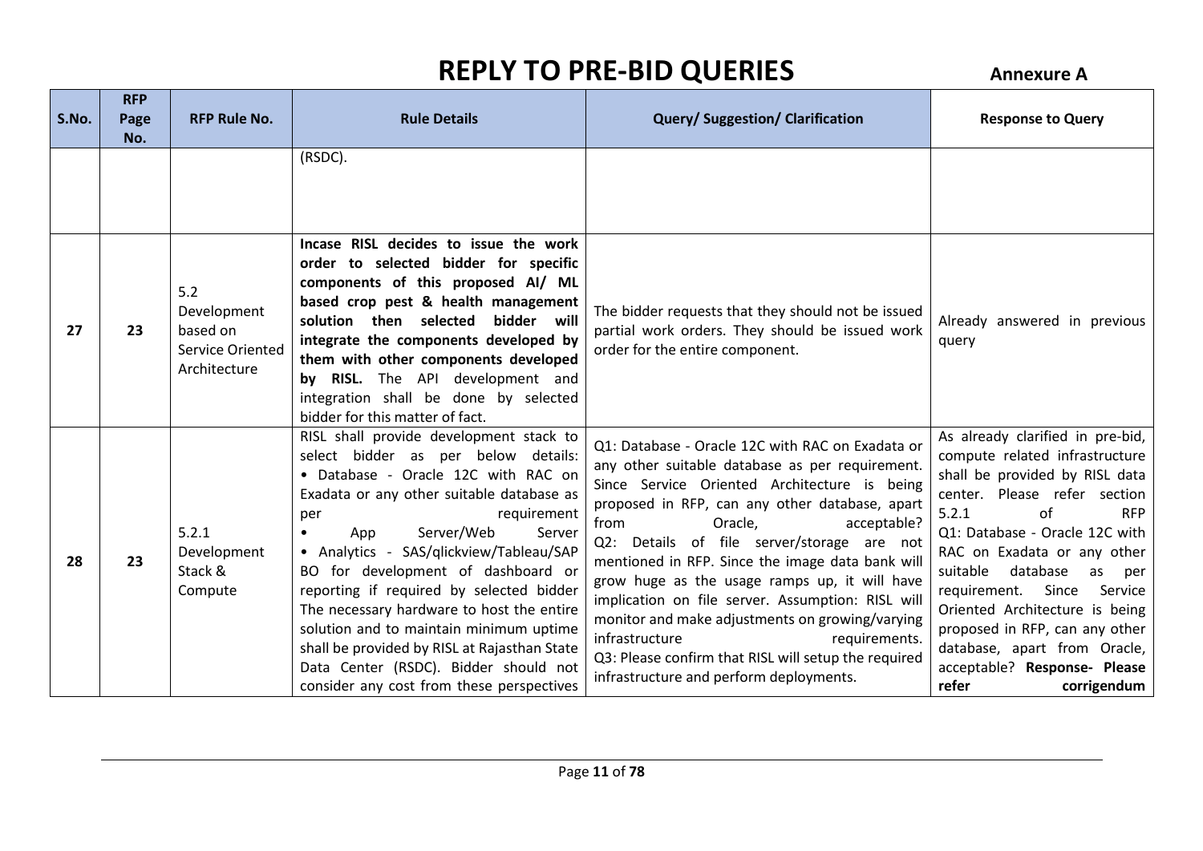# REPLY TO PRE-BID QUERIES

**Annexure A**

| S.No. | RFP Page No. | RFP Rule No. | Rule Details | Query/ Suggestion/ Clarification | Response to Query |
|---|---|---|---|---|---|
| | | | (RSDC). | | |
| 27 | 23 | 5.2 Development based on Service Oriented Architecture | **Incase RISL decides to issue the work order to selected bidder for specific components of this proposed AI/ ML based crop pest & health management solution then selected bidder will integrate the components developed by them with other components developed by RISL.** The API development and integration shall be done by selected bidder for this matter of fact. | The bidder requests that they should not be issued partial work orders. They should be issued work order for the entire component. | Already answered in previous query |
| 28 | 23 | 5.2.1 Development Stack & Compute | RISL shall provide development stack to select bidder as per below details: • Database - Oracle 12C with RAC on Exadata or any other suitable database as per requirement • App Server/Web Server • Analytics - SAS/qlickview/Tableau/SAP BO for development of dashboard or reporting if required by selected bidder The necessary hardware to host the entire solution and to maintain minimum uptime shall be provided by RISL at Rajasthan State Data Center (RSDC). Bidder should not consider any cost from these perspectives | Q1: Database - Oracle 12C with RAC on Exadata or any other suitable database as per requirement. Since Service Oriented Architecture is being proposed in RFP, can any other database, apart from Oracle, acceptable? Q2: Details of file server/storage are not mentioned in RFP. Since the image data bank will grow huge as the usage ramps up, it will have implication on file server. Assumption: RISL will monitor and make adjustments on growing/varying infrastructure requirements. Q3: Please confirm that RISL will setup the required infrastructure and perform deployments. | As already clarified in pre-bid, compute related infrastructure shall be provided by RISL data center. Please refer section 5.2.1 of RFP Q1: Database - Oracle 12C with RAC on Exadata or any other suitable database as per requirement. Since Service Oriented Architecture is being proposed in RFP, can any other database, apart from Oracle, acceptable? **Response- Please refer corrigendum** |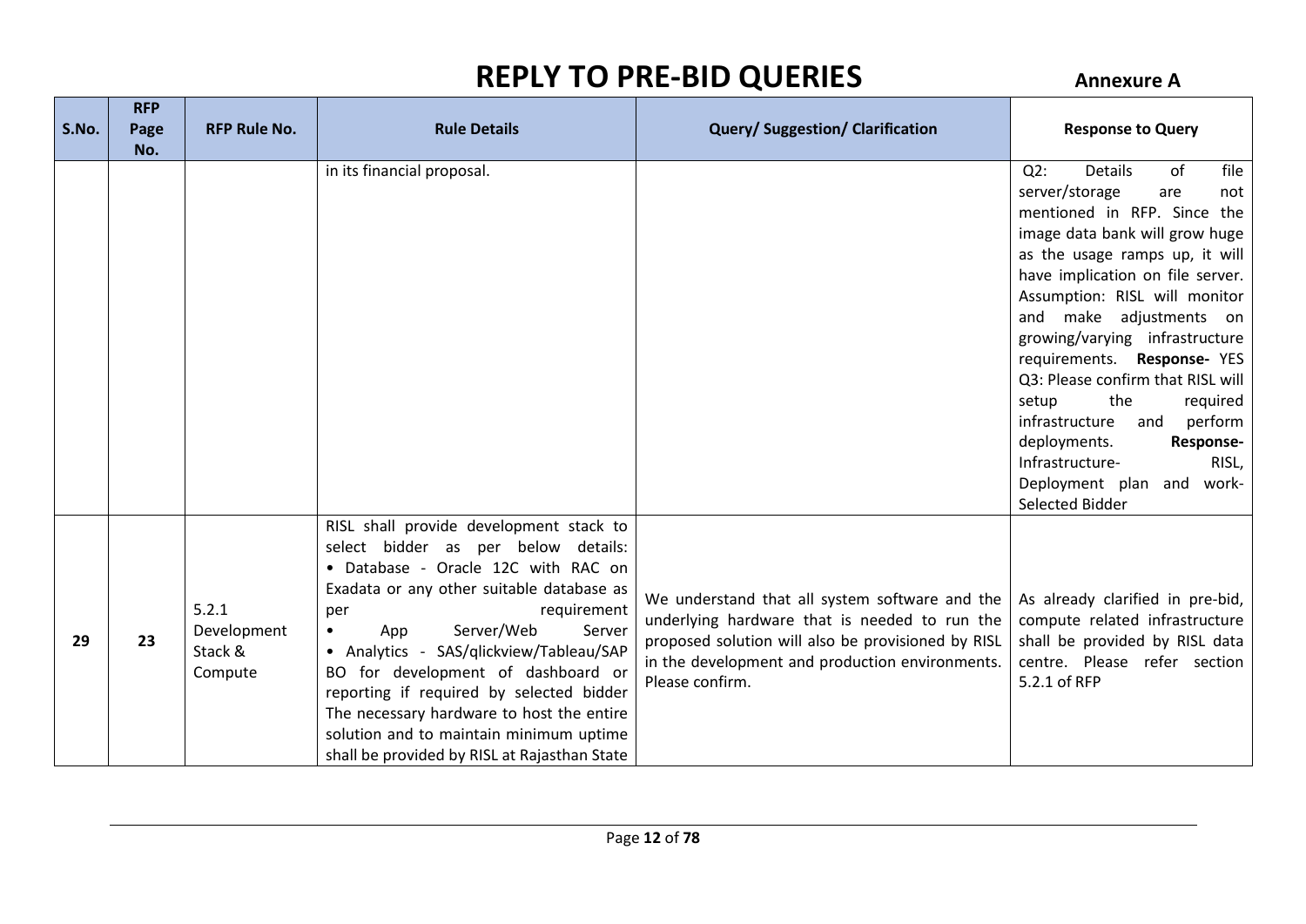# REPLY TO PRE-BID QUERIES

**Annexure A**

| S.No. | RFP Page No. | RFP Rule No. | Rule Details | Query/ Suggestion/ Clarification | Response to Query |
|---|---|---|---|---|---|
| | | | in its financial proposal. | | Q2: Details of file server/storage are not mentioned in RFP. Since the image data bank will grow huge as the usage ramps up, it will have implication on file server. Assumption: RISL will monitor and make adjustments on growing/varying infrastructure requirements. **Response-** YES Q3: Please confirm that RISL will setup the required infrastructure and perform deployments. **Response-** Infrastructure- RISL, Deployment plan and work- Selected Bidder |
| 29 | 23 | 5.2.1 Development Stack & Compute | RISL shall provide development stack to select bidder as per below details: • Database - Oracle 12C with RAC on Exadata or any other suitable database as per requirement • App Server/Web Server • Analytics - SAS/qlickview/Tableau/SAP BO for development of dashboard or reporting if required by selected bidder The necessary hardware to host the entire solution and to maintain minimum uptime shall be provided by RISL at Rajasthan State | We understand that all system software and the underlying hardware that is needed to run the proposed solution will also be provisioned by RISL in the development and production environments. Please confirm. | As already clarified in pre-bid, compute related infrastructure shall be provided by RISL data centre. Please refer section 5.2.1 of RFP |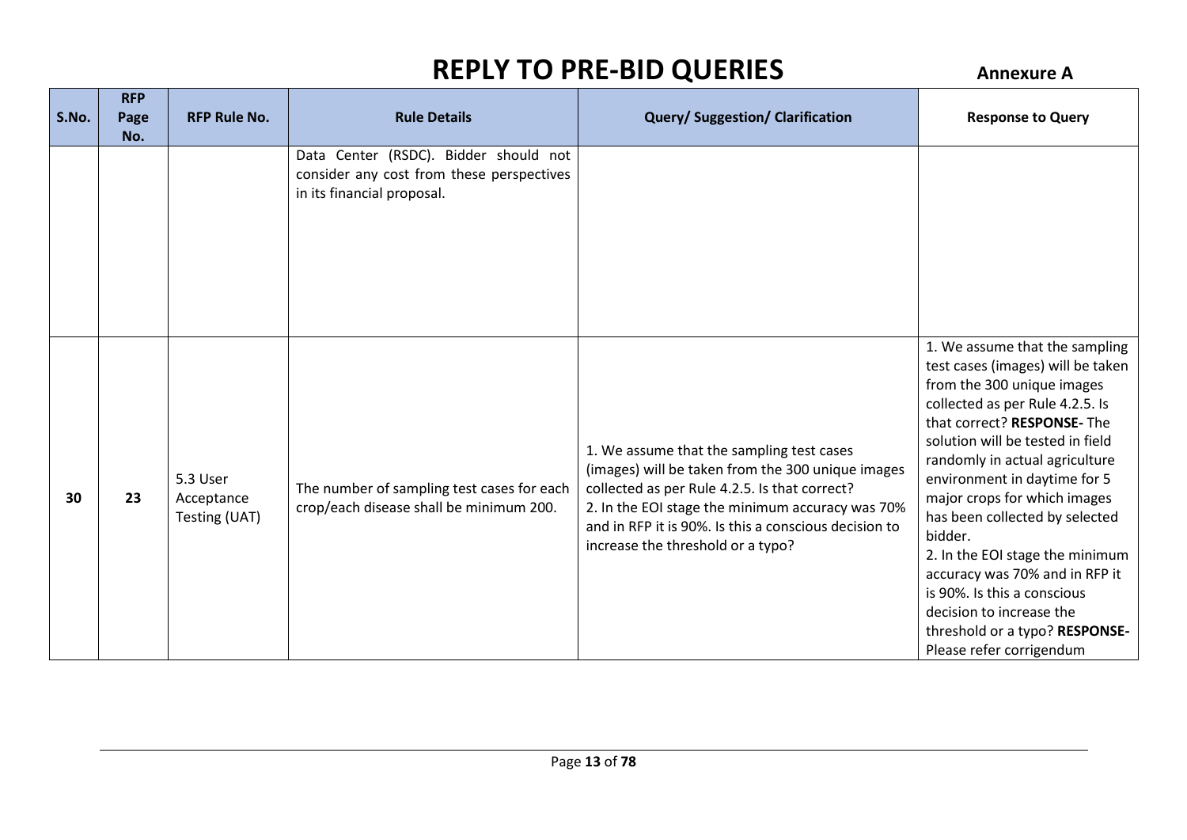# REPLY TO PRE-BID QUERIES

**Annexure A**

| S.No. | RFP Page No. | RFP Rule No. | Rule Details | Query/ Suggestion/ Clarification | Response to Query |
|---|---|---|---|---|---|
| | | | Data Center (RSDC). Bidder should not consider any cost from these perspectives in its financial proposal. | | |
| **30** | **23** | 5.3 User Acceptance Testing (UAT) | The number of sampling test cases for each crop/each disease shall be minimum 200. | 1. We assume that the sampling test cases (images) will be taken from the 300 unique images collected as per Rule 4.2.5. Is that correct?<br>2. In the EOI stage the minimum accuracy was 70% and in RFP it is 90%. Is this a conscious decision to increase the threshold or a typo? | 1. We assume that the sampling test cases (images) will be taken from the 300 unique images collected as per Rule 4.2.5. Is that correct? **RESPONSE-** The solution will be tested in field randomly in actual agriculture environment in daytime for 5 major crops for which images has been collected by selected bidder.<br>2. In the EOI stage the minimum accuracy was 70% and in RFP it is 90%. Is this a conscious decision to increase the threshold or a typo? **RESPONSE-** Please refer corrigendum |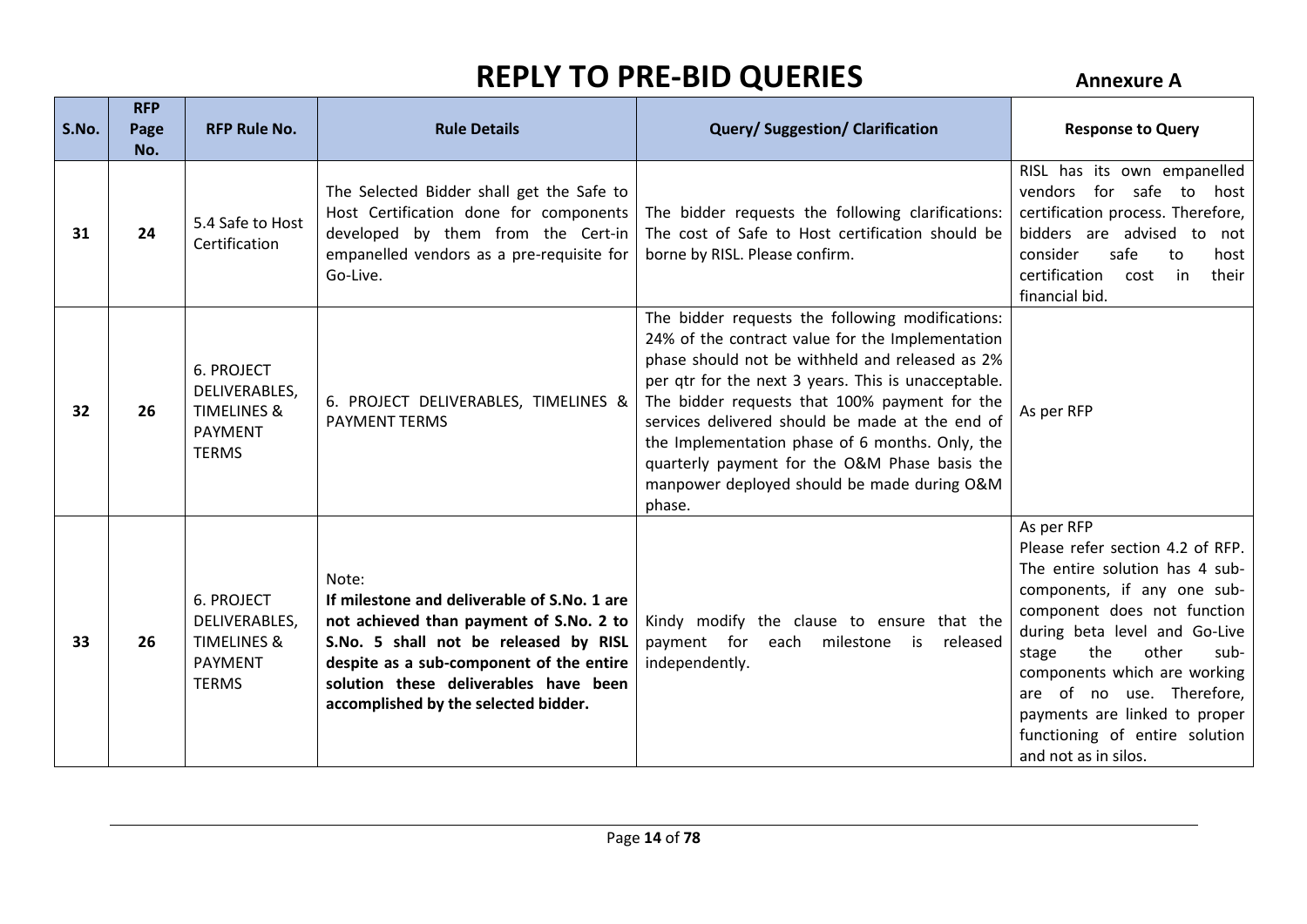# REPLY TO PRE-BID QUERIES

**Annexure A**

| S.No. | RFP Page No. | RFP Rule No. | Rule Details | Query/ Suggestion/ Clarification | Response to Query |
|---|---|---|---|---|---|
| **31** | **24** | 5.4 Safe to Host Certification | The Selected Bidder shall get the Safe to Host Certification done for components developed by them from the Cert-in empanelled vendors as a pre-requisite for Go-Live. | The bidder requests the following clarifications: The cost of Safe to Host certification should be borne by RISL. Please confirm. | RISL has its own empanelled vendors for safe to host certification process. Therefore, bidders are advised to not consider safe to host certification cost in their financial bid. |
| **32** | **26** | 6. PROJECT DELIVERABLES, TIMELINES & PAYMENT TERMS | 6. PROJECT DELIVERABLES, TIMELINES & PAYMENT TERMS | The bidder requests the following modifications: 24% of the contract value for the Implementation phase should not be withheld and released as 2% per qtr for the next 3 years. This is unacceptable. The bidder requests that 100% payment for the services delivered should be made at the end of the Implementation phase of 6 months. Only, the quarterly payment for the O&M Phase basis the manpower deployed should be made during O&M phase. | As per RFP |
| **33** | **26** | 6. PROJECT DELIVERABLES, TIMELINES & PAYMENT TERMS | Note: **If milestone and deliverable of S.No. 1 are not achieved than payment of S.No. 2 to S.No. 5 shall not be released by RISL despite as a sub-component of the entire solution these deliverables have been accomplished by the selected bidder.** | Kindy modify the clause to ensure that the payment for each milestone is released independently. | As per RFP<br>Please refer section 4.2 of RFP. The entire solution has 4 sub-components, if any one sub-component does not function during beta level and Go-Live stage the other sub-components which are working are of no use. Therefore, payments are linked to proper functioning of entire solution and not as in silos. |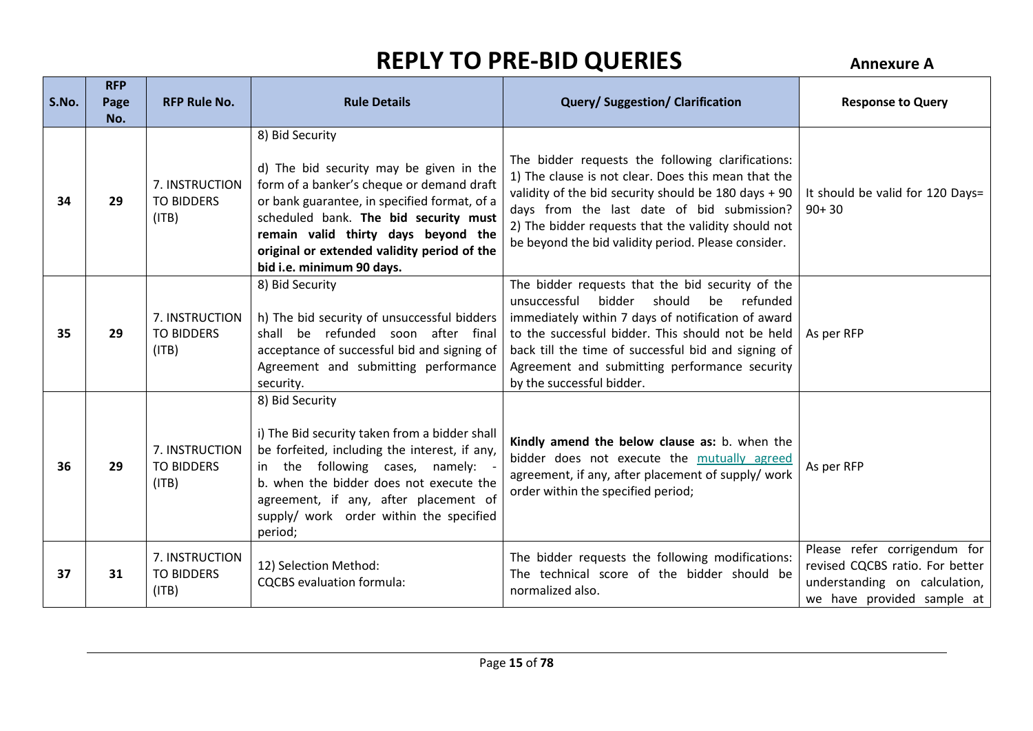# REPLY TO PRE-BID QUERIES

**Annexure A**

| S.No. | RFP Page No. | RFP Rule No. | Rule Details | Query/ Suggestion/ Clarification | Response to Query |
|---|---|---|---|---|---|
| 34 | 29 | 7. INSTRUCTION TO BIDDERS (ITB) | 8) Bid Security<br><br>d) The bid security may be given in the form of a banker's cheque or demand draft or bank guarantee, in specified format, of a scheduled bank. **The bid security must remain valid thirty days beyond the original or extended validity period of the bid i.e. minimum 90 days.** | The bidder requests the following clarifications:<br>1) The clause is not clear. Does this mean that the validity of the bid security should be 180 days + 90 days from the last date of bid submission?<br>2) The bidder requests that the validity should not be beyond the bid validity period. Please consider. | It should be valid for 120 Days= 90+ 30 |
| 35 | 29 | 7. INSTRUCTION TO BIDDERS (ITB) | 8) Bid Security<br><br>h) The bid security of unsuccessful bidders shall be refunded soon after final acceptance of successful bid and signing of Agreement and submitting performance security. | The bidder requests that the bid security of the unsuccessful bidder should be refunded immediately within 7 days of notification of award to the successful bidder. This should not be held back till the time of successful bid and signing of Agreement and submitting performance security by the successful bidder. | As per RFP |
| 36 | 29 | 7. INSTRUCTION TO BIDDERS (ITB) | 8) Bid Security<br><br>i) The Bid security taken from a bidder shall be forfeited, including the interest, if any, in the following cases, namely: -<br>b. when the bidder does not execute the agreement, if any, after placement of supply/ work order within the specified period; | **Kindly amend the below clause as:** b. when the bidder does not execute the mutually agreed agreement, if any, after placement of supply/ work order within the specified period; | As per RFP |
| 37 | 31 | 7. INSTRUCTION TO BIDDERS (ITB) | 12) Selection Method:<br>CQCBS evaluation formula: | The bidder requests the following modifications: The technical score of the bidder should be normalized also. | Please refer corrigendum for revised CQCBS ratio. For better understanding on calculation, we have provided sample at |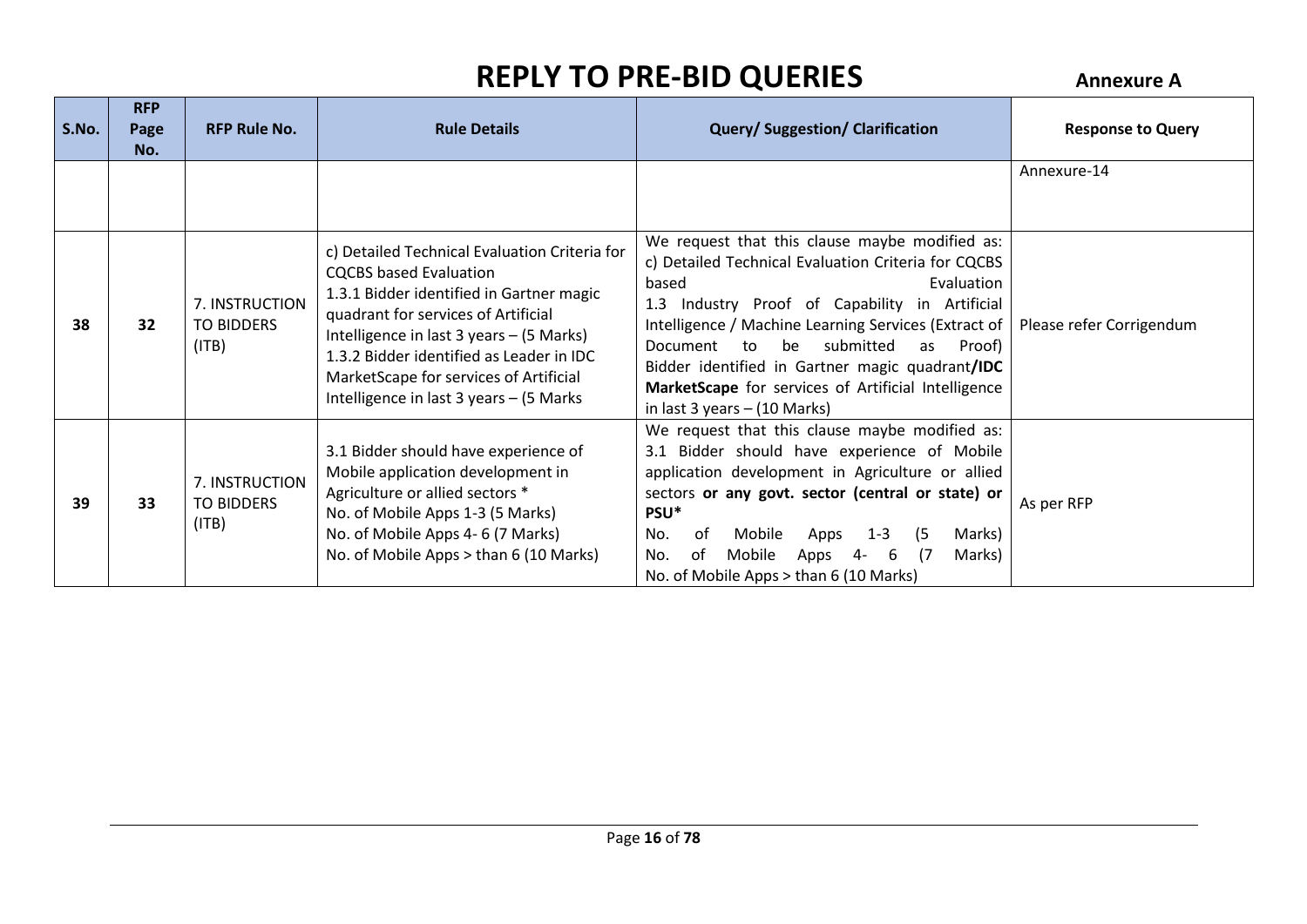# REPLY TO PRE-BID QUERIES

**Annexure A**

| S.No. | RFP Page No. | RFP Rule No. | Rule Details | Query/ Suggestion/ Clarification | Response to Query |
|---|---|---|---|---|---|
| | | | | | Annexure-14 |
| 38 | 32 | 7. INSTRUCTION TO BIDDERS (ITB) | c) Detailed Technical Evaluation Criteria for CQCBS based Evaluation<br>1.3.1 Bidder identified in Gartner magic quadrant for services of Artificial Intelligence in last 3 years – (5 Marks)<br>1.3.2 Bidder identified as Leader in IDC MarketScape for services of Artificial Intelligence in last 3 years – (5 Marks | We request that this clause maybe modified as:<br>c) Detailed Technical Evaluation Criteria for CQCBS based Evaluation<br>1.3 Industry Proof of Capability in Artificial Intelligence / Machine Learning Services (Extract of Document to be submitted as Proof) Bidder identified in Gartner magic quadrant**/IDC MarketScape** for services of Artificial Intelligence in last 3 years – (10 Marks) | Please refer Corrigendum |
| 39 | 33 | 7. INSTRUCTION TO BIDDERS (ITB) | 3.1 Bidder should have experience of Mobile application development in Agriculture or allied sectors *<br>No. of Mobile Apps 1-3 (5 Marks)<br>No. of Mobile Apps 4- 6 (7 Marks)<br>No. of Mobile Apps > than 6 (10 Marks) | We request that this clause maybe modified as:<br>3.1 Bidder should have experience of Mobile application development in Agriculture or allied sectors **or any govt. sector (central or state) or PSU***<br>No. of Mobile Apps 1-3 (5 Marks)<br>No. of Mobile Apps 4- 6 (7 Marks)<br>No. of Mobile Apps > than 6 (10 Marks) | As per RFP |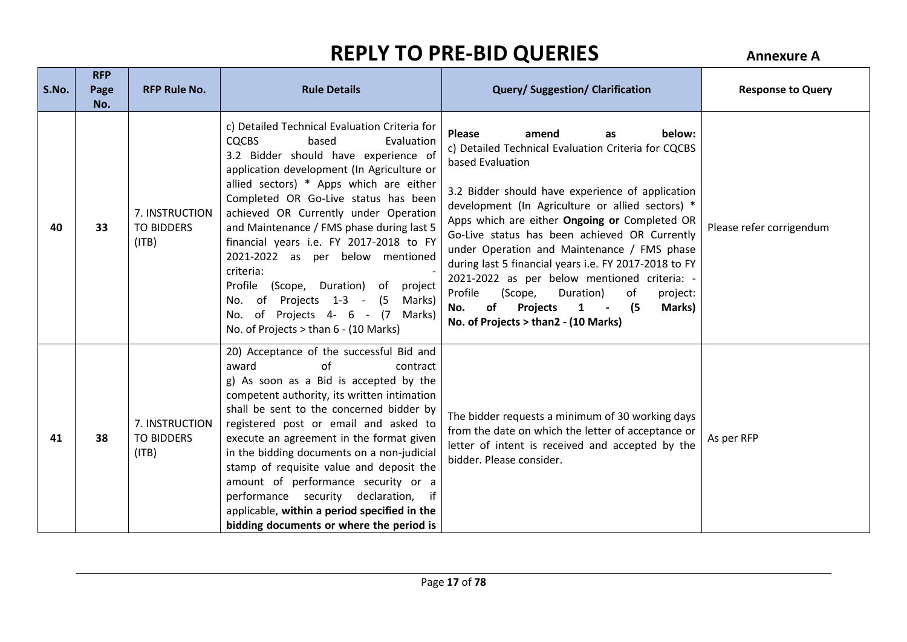# REPLY TO PRE-BID QUERIES

**Annexure A**

| S.No. | RFP Page No. | RFP Rule No. | Rule Details | Query/ Suggestion/ Clarification | Response to Query |
|---|---|---|---|---|---|
| 40 | 33 | 7. INSTRUCTION TO BIDDERS (ITB) | c) Detailed Technical Evaluation Criteria for CQCBS based Evaluation 3.2 Bidder should have experience of application development (In Agriculture or allied sectors) * Apps which are either Completed OR Go-Live status has been achieved OR Currently under Operation and Maintenance / FMS phase during last 5 financial years i.e. FY 2017-2018 to FY 2021-2022 as per below mentioned criteria: - Profile (Scope, Duration) of project No. of Projects 1-3 - (5 Marks) No. of Projects 4- 6 - (7 Marks) No. of Projects > than 6 - (10 Marks) | **Please amend as below:** c) Detailed Technical Evaluation Criteria for CQCBS based Evaluation<br><br>3.2 Bidder should have experience of application development (In Agriculture or allied sectors) * Apps which are either **Ongoing or** Completed OR Go-Live status has been achieved OR Currently under Operation and Maintenance / FMS phase during last 5 financial years i.e. FY 2017-2018 to FY 2021-2022 as per below mentioned criteria: - Profile (Scope, Duration) of project: **No. of Projects 1 - (5 Marks) No. of Projects > than2 - (10 Marks)** | Please refer corrigendum |
| 41 | 38 | 7. INSTRUCTION TO BIDDERS (ITB) | 20) Acceptance of the successful Bid and award of contract g) As soon as a Bid is accepted by the competent authority, its written intimation shall be sent to the concerned bidder by registered post or email and asked to execute an agreement in the format given in the bidding documents on a non-judicial stamp of requisite value and deposit the amount of performance security or a performance security declaration, if applicable, **within a period specified in the bidding documents or where the period is** | The bidder requests a minimum of 30 working days from the date on which the letter of acceptance or letter of intent is received and accepted by the bidder. Please consider. | As per RFP |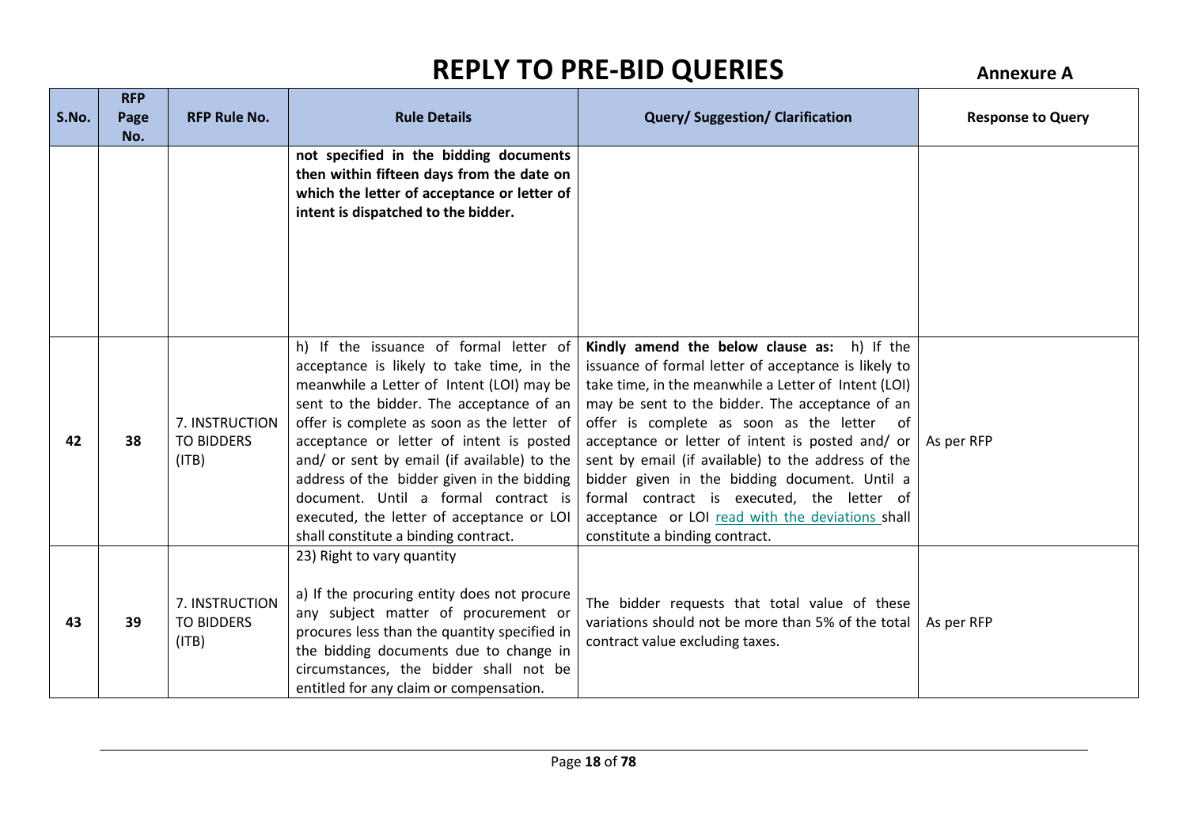# REPLY TO PRE-BID QUERIES

**Annexure A**

| S.No. | RFP Page No. | RFP Rule No. | Rule Details | Query/ Suggestion/ Clarification | Response to Query |
|---|---|---|---|---|---|
| | | | **not specified in the bidding documents then within fifteen days from the date on which the letter of acceptance or letter of intent is dispatched to the bidder.** | | |
| 42 | 38 | 7. INSTRUCTION TO BIDDERS (ITB) | h) If the issuance of formal letter of acceptance is likely to take time, in the meanwhile a Letter of Intent (LOI) may be sent to the bidder. The acceptance of an offer is complete as soon as the letter of acceptance or letter of intent is posted and/ or sent by email (if available) to the address of the bidder given in the bidding document. Until a formal contract is executed, the letter of acceptance or LOI shall constitute a binding contract. | **Kindly amend the below clause as:** h) If the issuance of formal letter of acceptance is likely to take time, in the meanwhile a Letter of Intent (LOI) may be sent to the bidder. The acceptance of an offer is complete as soon as the letter of acceptance or letter of intent is posted and/ or sent by email (if available) to the address of the bidder given in the bidding document. Until a formal contract is executed, the letter of acceptance or LOI read with the deviations shall constitute a binding contract. | As per RFP |
| 43 | 39 | 7. INSTRUCTION TO BIDDERS (ITB) | 23) Right to vary quantity<br><br>a) If the procuring entity does not procure any subject matter of procurement or procures less than the quantity specified in the bidding documents due to change in circumstances, the bidder shall not be entitled for any claim or compensation. | The bidder requests that total value of these variations should not be more than 5% of the total contract value excluding taxes. | As per RFP |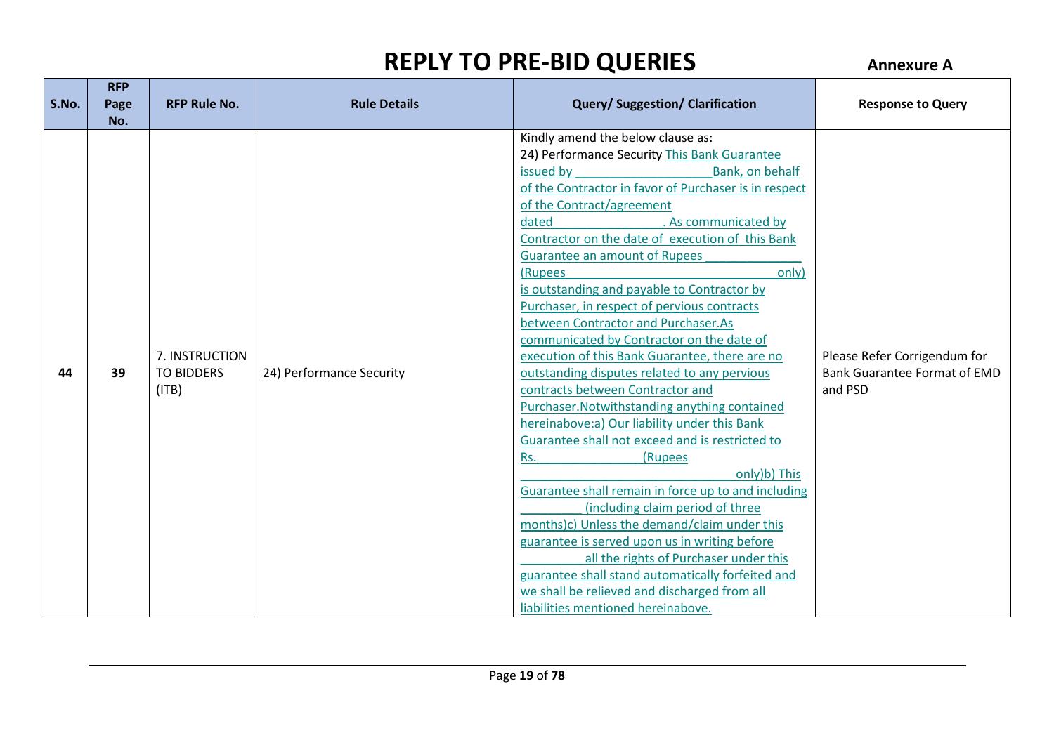# REPLY TO PRE-BID QUERIES

**Annexure A**

| S.No. | RFP Page No. | RFP Rule No. | Rule Details | Query/ Suggestion/ Clarification | Response to Query |
|---|---|---|---|---|---|
| 44 | 39 | 7. INSTRUCTION TO BIDDERS (ITB) | 24) Performance Security | Kindly amend the below clause as:<br>24) Performance Security This Bank Guarantee issued by ____________________Bank, on behalf of the Contractor in favor of Purchaser is in respect of the Contract/agreement dated________________. As communicated by Contractor on the date of execution of this Bank Guarantee an amount of Rupees ______________ (Rupees ________________________________only) is outstanding and payable to Contractor by Purchaser, in respect of pervious contracts between Contractor and Purchaser.As communicated by Contractor on the date of execution of this Bank Guarantee, there are no outstanding disputes related to any pervious contracts between Contractor and Purchaser.Notwithstanding anything contained hereinabove:a) Our liability under this Bank Guarantee shall not exceed and is restricted to Rs.________________ (Rupees ______________________________ only)b) This Guarantee shall remain in force up to and including _________ (including claim period of three months)c) Unless the demand/claim under this guarantee is served upon us in writing before _________ all the rights of Purchaser under this guarantee shall stand automatically forfeited and we shall be relieved and discharged from all liabilities mentioned hereinabove. | Please Refer Corrigendum for Bank Guarantee Format of EMD and PSD |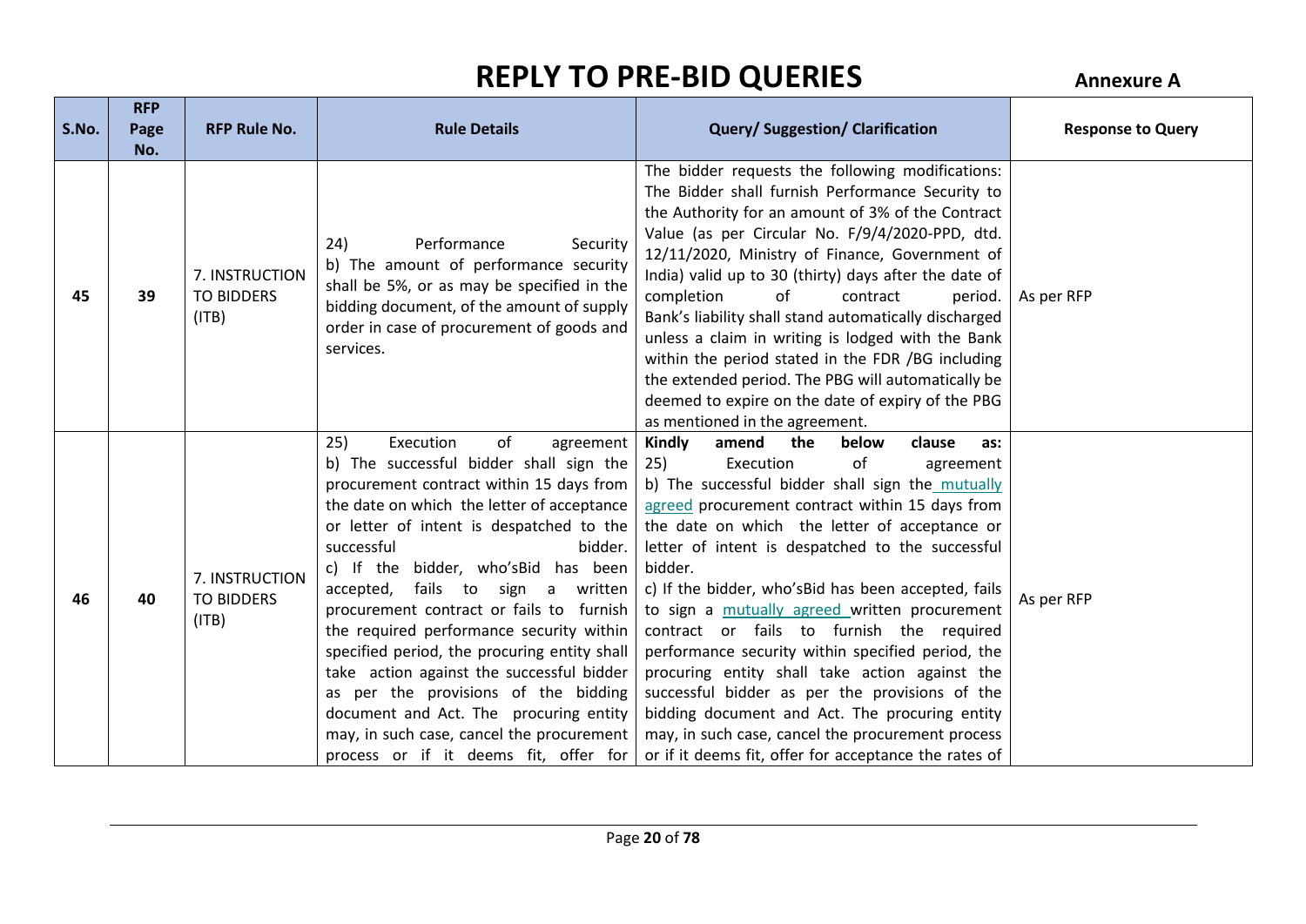# REPLY TO PRE-BID QUERIES

**Annexure A**

| S.No. | RFP Page No. | RFP Rule No. | Rule Details | Query/ Suggestion/ Clarification | Response to Query |
|---|---|---|---|---|---|
| 45 | 39 | 7. INSTRUCTION TO BIDDERS (ITB) | 24) Performance Security b) The amount of performance security shall be 5%, or as may be specified in the bidding document, of the amount of supply order in case of procurement of goods and services. | The bidder requests the following modifications: The Bidder shall furnish Performance Security to the Authority for an amount of 3% of the Contract Value (as per Circular No. F/9/4/2020-PPD, dtd. 12/11/2020, Ministry of Finance, Government of India) valid up to 30 (thirty) days after the date of completion of contract period. Bank's liability shall stand automatically discharged unless a claim in writing is lodged with the Bank within the period stated in the FDR /BG including the extended period. The PBG will automatically be deemed to expire on the date of expiry of the PBG as mentioned in the agreement. | As per RFP |
| 46 | 40 | 7. INSTRUCTION TO BIDDERS (ITB) | 25) Execution of agreement b) The successful bidder shall sign the procurement contract within 15 days from the date on which the letter of acceptance or letter of intent is despatched to the successful bidder. c) If the bidder, who'sBid has been accepted, fails to sign a written procurement contract or fails to furnish the required performance security within specified period, the procuring entity shall take action against the successful bidder as per the provisions of the bidding document and Act. The procuring entity may, in such case, cancel the procurement process or if it deems fit, offer for | **Kindly amend the below clause as:** 25) Execution of agreement b) The successful bidder shall sign the mutually agreed procurement contract within 15 days from the date on which the letter of acceptance or letter of intent is despatched to the successful bidder. c) If the bidder, who'sBid has been accepted, fails to sign a mutually agreed written procurement contract or fails to furnish the required performance security within specified period, the procuring entity shall take action against the successful bidder as per the provisions of the bidding document and Act. The procuring entity may, in such case, cancel the procurement process or if it deems fit, offer for acceptance the rates of | As per RFP |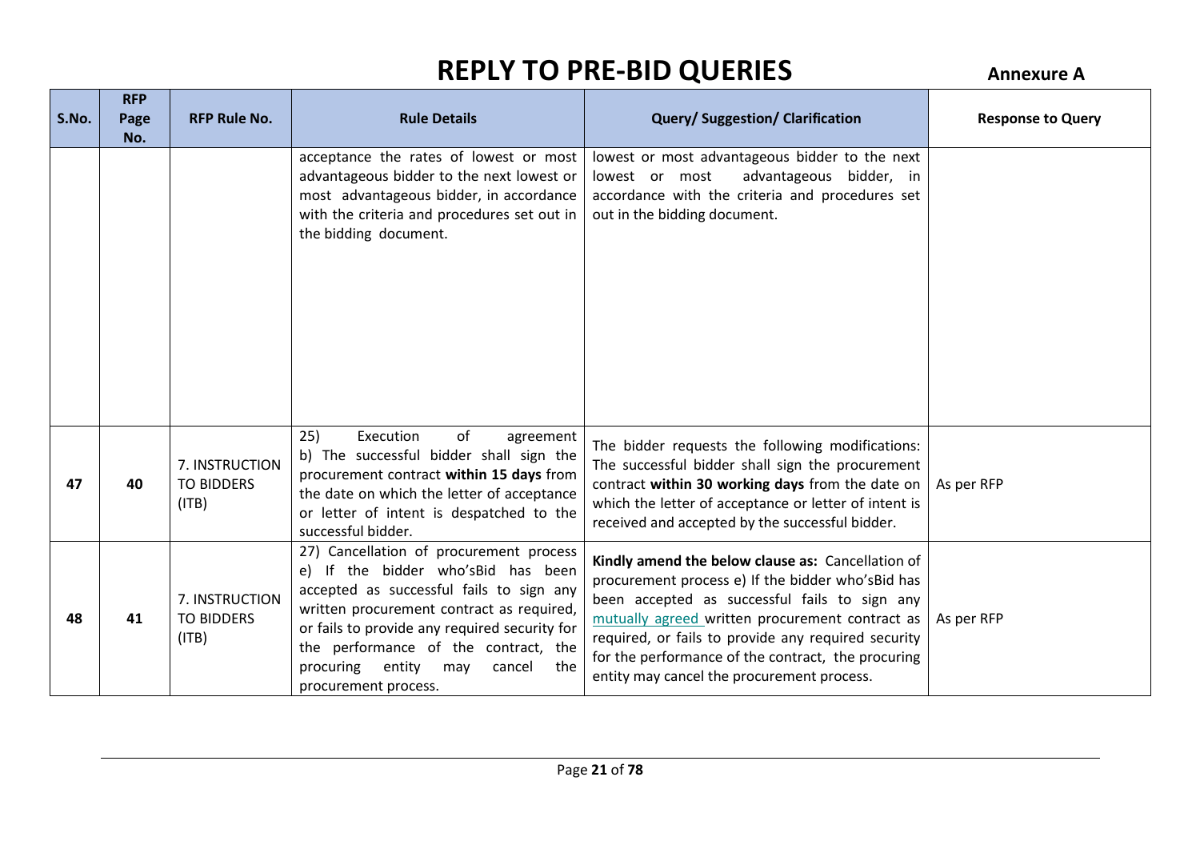# REPLY TO PRE-BID QUERIES

**Annexure A**

| S.No. | RFP Page No. | RFP Rule No. | Rule Details | Query/ Suggestion/ Clarification | Response to Query |
|---|---|---|---|---|---|
| | | | acceptance the rates of lowest or most advantageous bidder to the next lowest or most advantageous bidder, in accordance with the criteria and procedures set out in the bidding document. | lowest or most advantageous bidder to the next lowest or most advantageous bidder, in accordance with the criteria and procedures set out in the bidding document. | |
| **47** | **40** | 7. INSTRUCTION TO BIDDERS (ITB) | 25) Execution of agreement b) The successful bidder shall sign the procurement contract **within 15 days** from the date on which the letter of acceptance or letter of intent is despatched to the successful bidder. | The bidder requests the following modifications: The successful bidder shall sign the procurement contract **within 30 working days** from the date on which the letter of acceptance or letter of intent is received and accepted by the successful bidder. | As per RFP |
| **48** | **41** | 7. INSTRUCTION TO BIDDERS (ITB) | 27) Cancellation of procurement process e) If the bidder who'sBid has been accepted as successful fails to sign any written procurement contract as required, or fails to provide any required security for the performance of the contract, the procuring entity may cancel the procurement process. | **Kindly amend the below clause as:** Cancellation of procurement process e) If the bidder who'sBid has been accepted as successful fails to sign any mutually agreed written procurement contract as required, or fails to provide any required security for the performance of the contract, the procuring entity may cancel the procurement process. | As per RFP |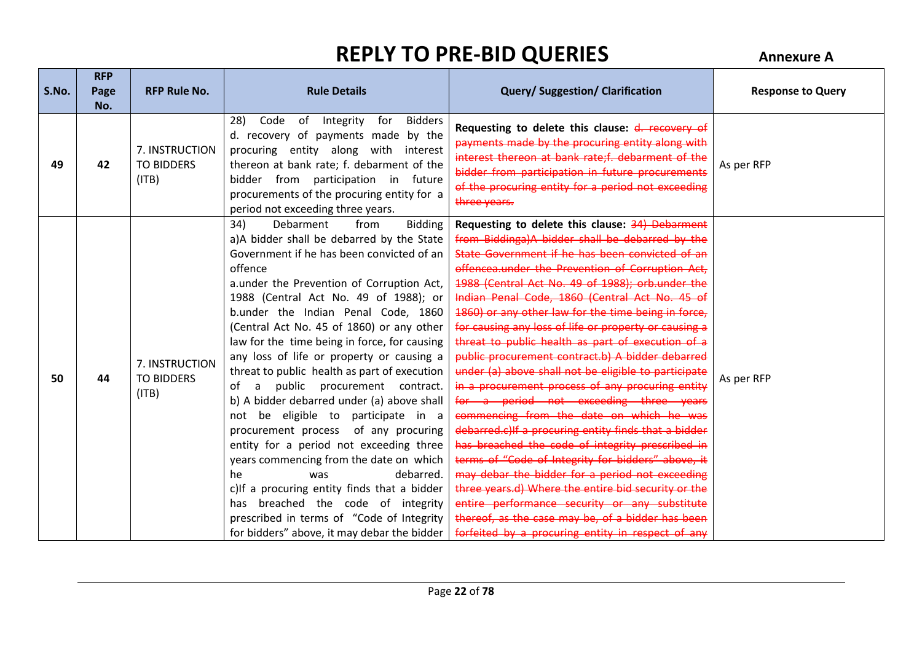# REPLY TO PRE-BID QUERIES

**Annexure A**

| S.No. | RFP Page No. | RFP Rule No. | Rule Details | Query/ Suggestion/ Clarification | Response to Query |
|---|---|---|---|---|---|
| 49 | 42 | 7. INSTRUCTION TO BIDDERS (ITB) | 28) Code of Integrity for Bidders d. recovery of payments made by the procuring entity along with interest thereon at bank rate; f. debarment of the bidder from participation in future procurements of the procuring entity for a period not exceeding three years. | **Requesting to delete this clause:** ~~d. recovery of payments made by the procuring entity along with interest thereon at bank rate;f. debarment of the bidder from participation in future procurements of the procuring entity for a period not exceeding three years.~~ | As per RFP |
| 50 | 44 | 7. INSTRUCTION TO BIDDERS (ITB) | 34) Debarment from Bidding a)A bidder shall be debarred by the State Government if he has been convicted of an offence a.under the Prevention of Corruption Act, 1988 (Central Act No. 49 of 1988); or b.under the Indian Penal Code, 1860 (Central Act No. 45 of 1860) or any other law for the time being in force, for causing any loss of life or property or causing a threat to public health as part of execution of a public procurement contract. b) A bidder debarred under (a) above shall not be eligible to participate in a procurement process of any procuring entity for a period not exceeding three years commencing from the date on which he was debarred. c)If a procuring entity finds that a bidder has breached the code of integrity prescribed in terms of "Code of Integrity for bidders" above, it may debar the bidder | **Requesting to delete this clause:** ~~34) Debarment from Biddinga)A bidder shall be debarred by the State Government if he has been convicted of an offencea.under the Prevention of Corruption Act, 1988 (Central Act No. 49 of 1988); orb.under the Indian Penal Code, 1860 (Central Act No. 45 of 1860) or any other law for the time being in force, for causing any loss of life or property or causing a threat to public health as part of execution of a public procurement contract.b) A bidder debarred under (a) above shall not be eligible to participate in a procurement process of any procuring entity for a period not exceeding three years commencing from the date on which he was debarred.c)If a procuring entity finds that a bidder has breached the code of integrity prescribed in terms of "Code of Integrity for bidders" above, it may debar the bidder for a period not exceeding three years.d) Where the entire bid security or the entire performance security or any substitute thereof, as the case may be, of a bidder has been forfeited by a procuring entity in respect of any~~ | As per RFP |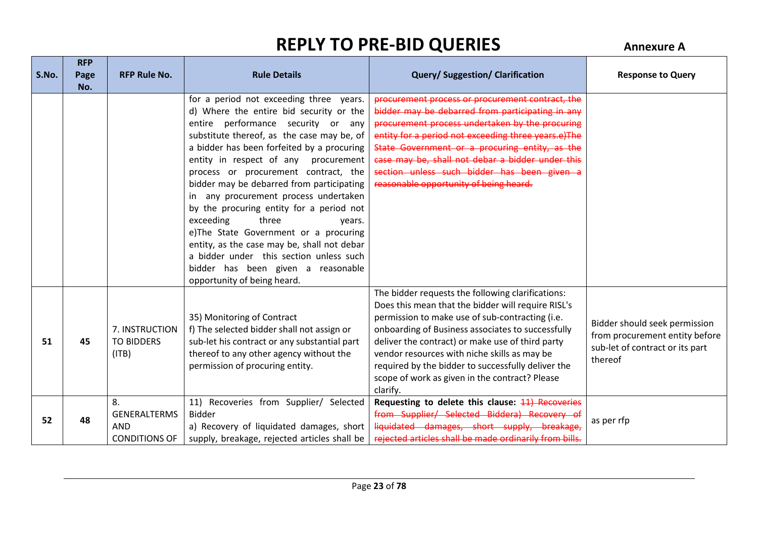# REPLY TO PRE-BID QUERIES

**Annexure A**

| S.No. | RFP Page No. | RFP Rule No. | Rule Details | Query/ Suggestion/ Clarification | Response to Query |
|---|---|---|---|---|---|
| | | | for a period not exceeding three years. d) Where the entire bid security or the entire performance security or any substitute thereof, as the case may be, of a bidder has been forfeited by a procuring entity in respect of any procurement process or procurement contract, the bidder may be debarred from participating in any procurement process undertaken by the procuring entity for a period not exceeding three years. e)The State Government or a procuring entity, as the case may be, shall not debar a bidder under this section unless such bidder has been given a reasonable opportunity of being heard. | ~~procurement process or procurement contract, the bidder may be debarred from participating in any procurement process undertaken by the procuring entity for a period not exceeding three years.e)The State Government or a procuring entity, as the case may be, shall not debar a bidder under this section unless such bidder has been given a reasonable opportunity of being heard.~~ | |
| 51 | 45 | 7. INSTRUCTION TO BIDDERS (ITB) | 35) Monitoring of Contract<br>f) The selected bidder shall not assign or sub-let his contract or any substantial part thereof to any other agency without the permission of procuring entity. | The bidder requests the following clarifications: Does this mean that the bidder will require RISL's permission to make use of sub-contracting (i.e. onboarding of Business associates to successfully deliver the contract) or make use of third party vendor resources with niche skills as may be required by the bidder to successfully deliver the scope of work as given in the contract? Please clarify. | Bidder should seek permission from procurement entity before sub-let of contract or its part thereof |
| 52 | 48 | 8. GENERALTERMS AND CONDITIONS OF | 11) Recoveries from Supplier/ Selected Bidder<br>a) Recovery of liquidated damages, short supply, breakage, rejected articles shall be | **Requesting to delete this clause:** ~~11) Recoveries from Supplier/ Selected Biddera) Recovery of liquidated damages, short supply, breakage, rejected articles shall be made ordinarily from bills.~~ | as per rfp |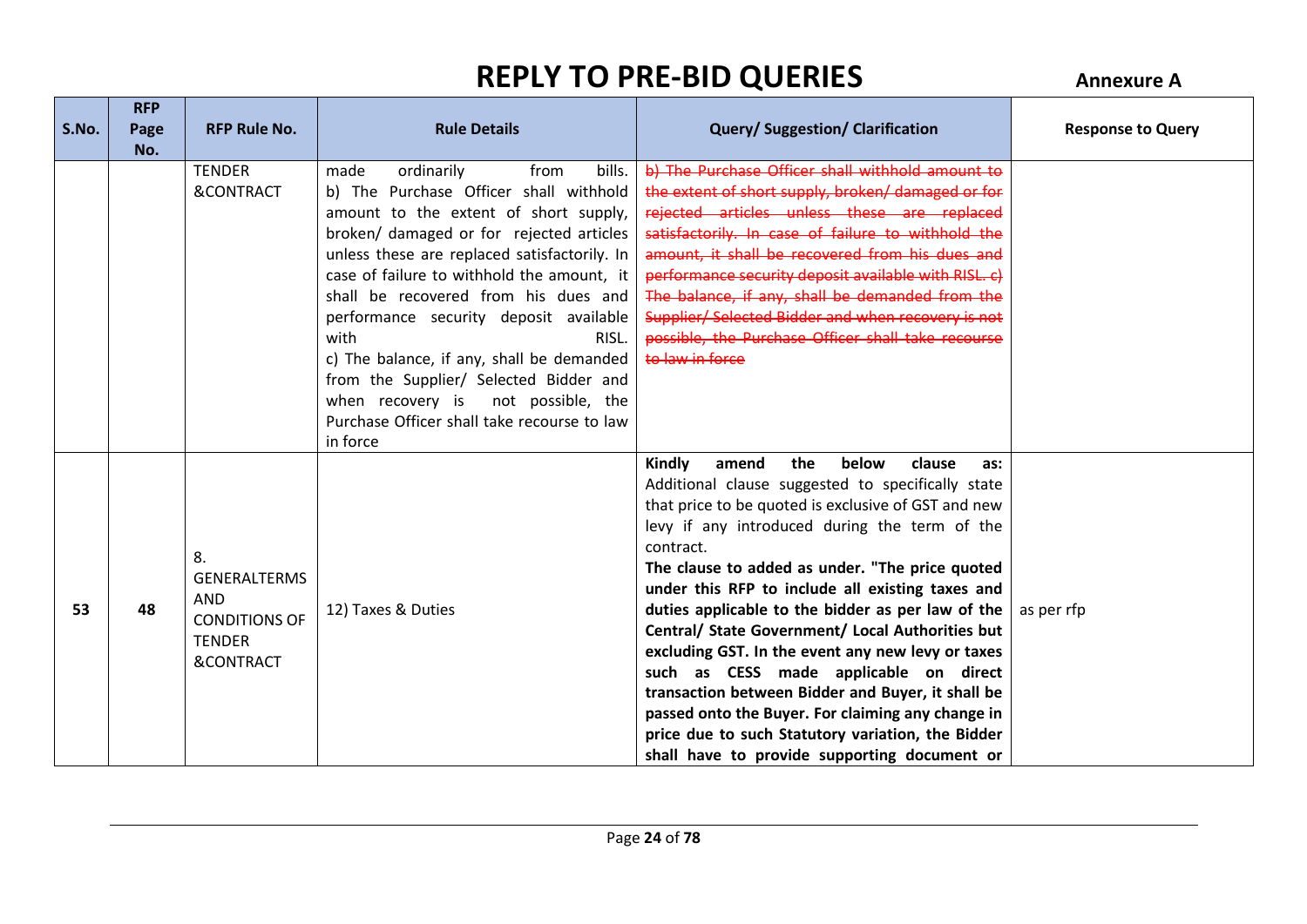# REPLY TO PRE-BID QUERIES

**Annexure A**

| S.No. | RFP Page No. | RFP Rule No. | Rule Details | Query/ Suggestion/ Clarification | Response to Query |
|---|---|---|---|---|---|
| | | TENDER &CONTRACT | made ordinarily from bills. b) The Purchase Officer shall withhold amount to the extent of short supply, broken/ damaged or for rejected articles unless these are replaced satisfactorily. In case of failure to withhold the amount, it shall be recovered from his dues and performance security deposit available with RISL. c) The balance, if any, shall be demanded from the Supplier/ Selected Bidder and when recovery is not possible, the Purchase Officer shall take recourse to law in force | ~~b) The Purchase Officer shall withhold amount to the extent of short supply, broken/ damaged or for rejected articles unless these are replaced satisfactorily. In case of failure to withhold the amount, it shall be recovered from his dues and performance security deposit available with RISL. c) The balance, if any, shall be demanded from the Supplier/ Selected Bidder and when recovery is not possible, the Purchase Officer shall take recourse to law in force~~ | |
| 53 | 48 | 8. GENERALTERMS AND CONDITIONS OF TENDER &CONTRACT | 12) Taxes & Duties | **Kindly amend the below clause as:** Additional clause suggested to specifically state that price to be quoted is exclusive of GST and new levy if any introduced during the term of the contract. **The clause to added as under. "The price quoted under this RFP to include all existing taxes and duties applicable to the bidder as per law of the Central/ State Government/ Local Authorities but excluding GST. In the event any new levy or taxes such as CESS made applicable on direct transaction between Bidder and Buyer, it shall be passed onto the Buyer. For claiming any change in price due to such Statutory variation, the Bidder shall have to provide supporting document or** | as per rfp |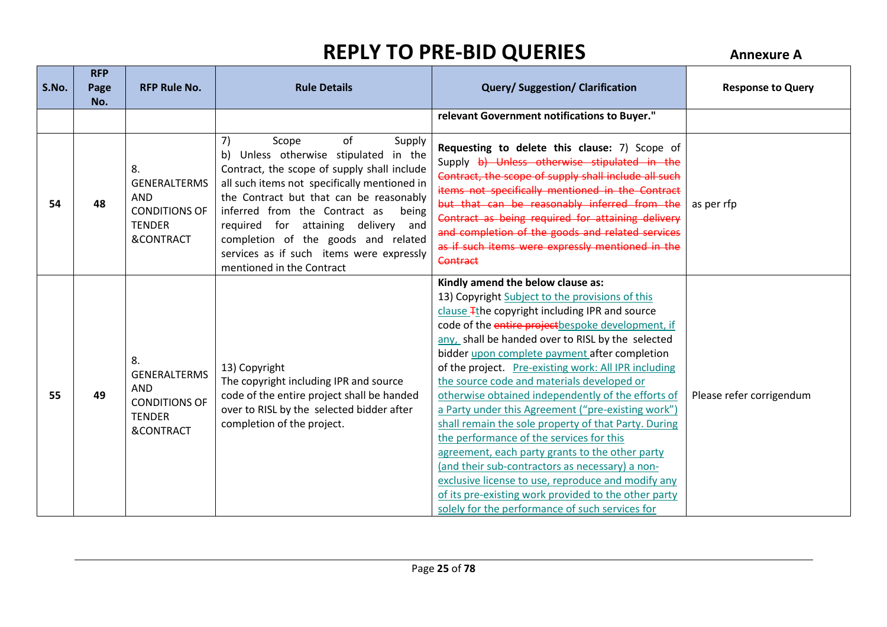# REPLY TO PRE-BID QUERIES

**Annexure A**

| S.No. | RFP Page No. | RFP Rule No. | Rule Details | Query/ Suggestion/ Clarification | Response to Query |
|---|---|---|---|---|---|
| | | | | **relevant Government notifications to Buyer."** | |
| 54 | 48 | 8. GENERALTERMS AND CONDITIONS OF TENDER &CONTRACT | 7) Scope of Supply b) Unless otherwise stipulated in the Contract, the scope of supply shall include all such items not specifically mentioned in the Contract but that can be reasonably inferred from the Contract as being required for attaining delivery and completion of the goods and related services as if such items were expressly mentioned in the Contract | **Requesting to delete this clause:** 7) Scope of Supply ~~b) Unless otherwise stipulated in the Contract, the scope of supply shall include all such items not specifically mentioned in the Contract but that can be reasonably inferred from the Contract as being required for attaining delivery and completion of the goods and related services as if such items were expressly mentioned in the Contract~~ | as per rfp |
| 55 | 49 | 8. GENERALTERMS AND CONDITIONS OF TENDER &CONTRACT | 13) Copyright The copyright including IPR and source code of the entire project shall be handed over to RISL by the selected bidder after completion of the project. | **Kindly amend the below clause as:** 13) Copyright Subject to the provisions of this clause ~~T~~the copyright including IPR and source code of the ~~entire project~~bespoke development, if any, shall be handed over to RISL by the selected bidder upon complete payment after completion of the project. Pre-existing work: All IPR including the source code and materials developed or otherwise obtained independently of the efforts of a Party under this Agreement ("pre-existing work") shall remain the sole property of that Party. During the performance of the services for this agreement, each party grants to the other party (and their sub-contractors as necessary) a non-exclusive license to use, reproduce and modify any of its pre-existing work provided to the other party solely for the performance of such services for | Please refer corrigendum |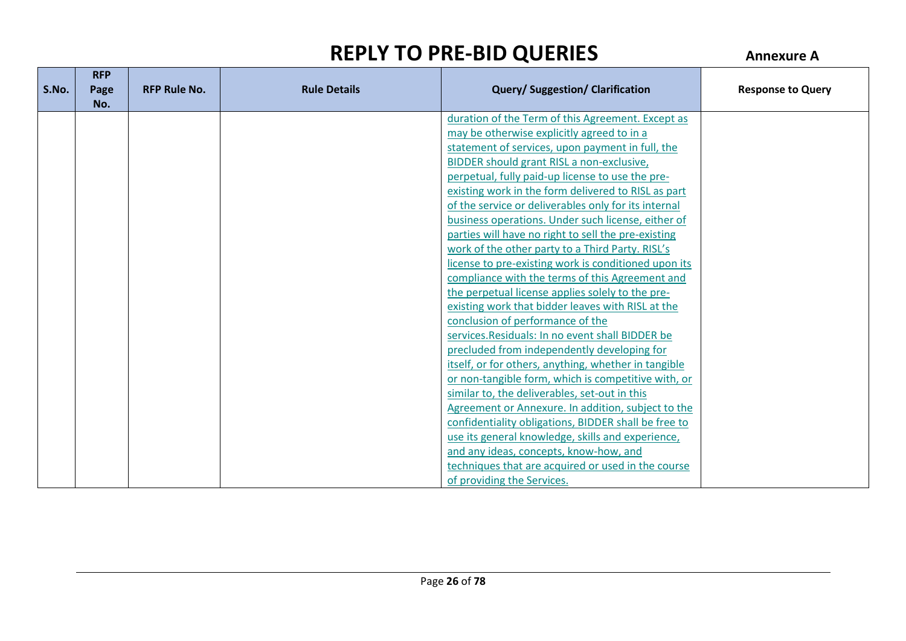# REPLY TO PRE-BID QUERIES

**Annexure A**

| S.No. | RFP Page No. | RFP Rule No. | Rule Details | Query/ Suggestion/ Clarification | Response to Query |
|---|---|---|---|---|---|
| | | | | duration of the Term of this Agreement. Except as may be otherwise explicitly agreed to in a statement of services, upon payment in full, the BIDDER should grant RISL a non-exclusive, perpetual, fully paid-up license to use the pre-existing work in the form delivered to RISL as part of the service or deliverables only for its internal business operations. Under such license, either of parties will have no right to sell the pre-existing work of the other party to a Third Party. RISL's license to pre-existing work is conditioned upon its compliance with the terms of this Agreement and the perpetual license applies solely to the pre-existing work that bidder leaves with RISL at the conclusion of performance of the services.Residuals: In no event shall BIDDER be precluded from independently developing for itself, or for others, anything, whether in tangible or non-tangible form, which is competitive with, or similar to, the deliverables, set-out in this Agreement or Annexure. In addition, subject to the confidentiality obligations, BIDDER shall be free to use its general knowledge, skills and experience, and any ideas, concepts, know-how, and techniques that are acquired or used in the course of providing the Services. | |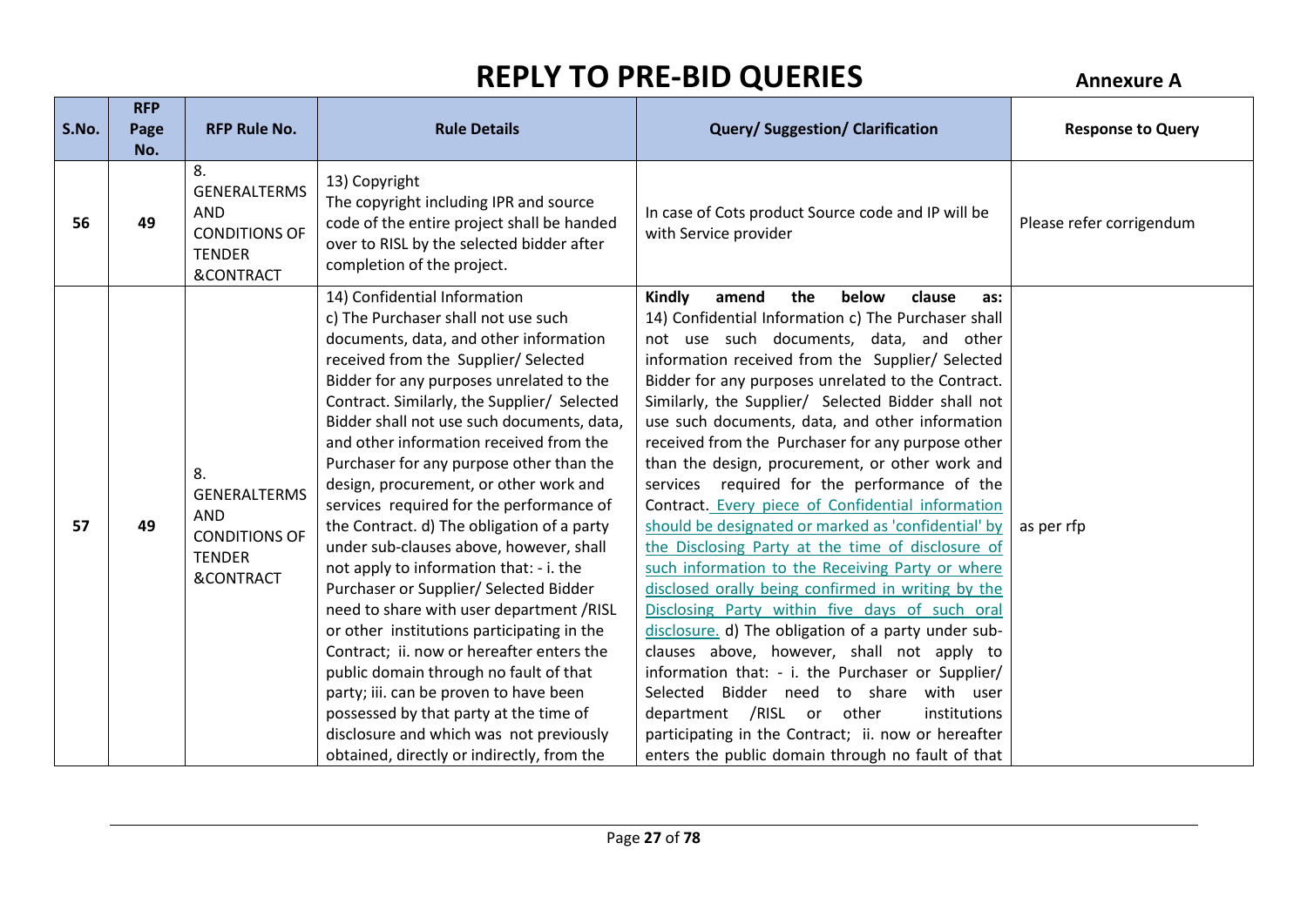# REPLY TO PRE-BID QUERIES

**Annexure A**

| S.No. | RFP Page No. | RFP Rule No. | Rule Details | Query/ Suggestion/ Clarification | Response to Query |
|---|---|---|---|---|---|
| 56 | 49 | 8. GENERALTERMS AND CONDITIONS OF TENDER &CONTRACT | 13) Copyright<br>The copyright including IPR and source code of the entire project shall be handed over to RISL by the selected bidder after completion of the project. | In case of Cots product Source code and IP will be with Service provider | Please refer corrigendum |
| 57 | 49 | 8. GENERALTERMS AND CONDITIONS OF TENDER &CONTRACT | 14) Confidential Information<br>c) The Purchaser shall not use such documents, data, and other information received from the Supplier/ Selected Bidder for any purposes unrelated to the Contract. Similarly, the Supplier/ Selected Bidder shall not use such documents, data, and other information received from the Purchaser for any purpose other than the design, procurement, or other work and services required for the performance of the Contract. d) The obligation of a party under sub-clauses above, however, shall not apply to information that: - i. the Purchaser or Supplier/ Selected Bidder need to share with user department /RISL or other institutions participating in the Contract; ii. now or hereafter enters the public domain through no fault of that party; iii. can be proven to have been possessed by that party at the time of disclosure and which was not previously obtained, directly or indirectly, from the | **Kindly amend the below clause as:**<br>14) Confidential Information c) The Purchaser shall not use such documents, data, and other information received from the Supplier/ Selected Bidder for any purposes unrelated to the Contract. Similarly, the Supplier/ Selected Bidder shall not use such documents, data, and other information received from the Purchaser for any purpose other than the design, procurement, or other work and services required for the performance of the Contract. Every piece of Confidential information should be designated or marked as 'confidential' by the Disclosing Party at the time of disclosure of such information to the Receiving Party or where disclosed orally being confirmed in writing by the Disclosing Party within five days of such oral disclosure. d) The obligation of a party under sub-clauses above, however, shall not apply to information that: - i. the Purchaser or Supplier/ Selected Bidder need to share with user department /RISL or other institutions participating in the Contract; ii. now or hereafter enters the public domain through no fault of that | as per rfp |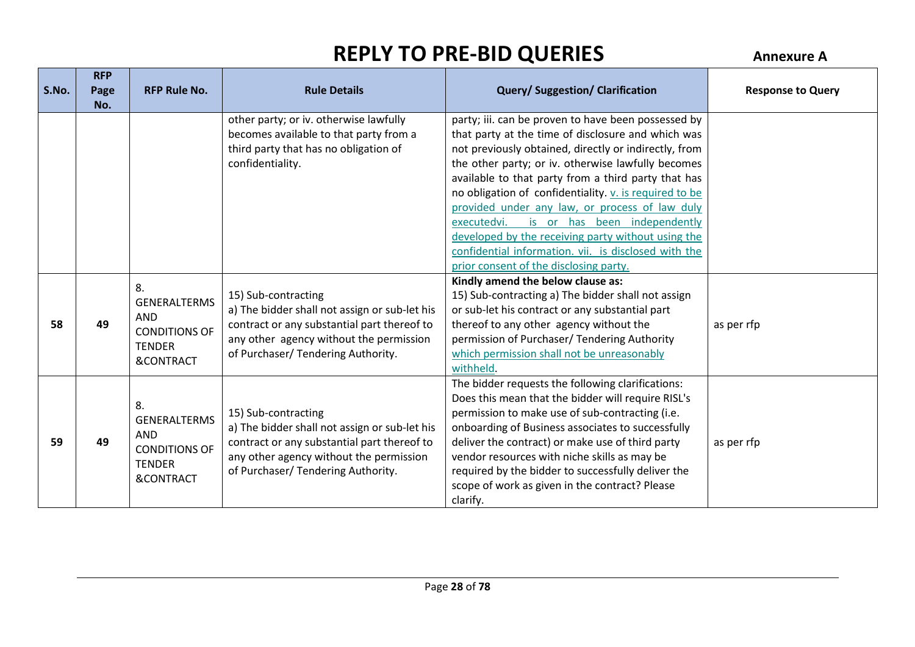# REPLY TO PRE-BID QUERIES

**Annexure A**

| S.No. | RFP Page No. | RFP Rule No. | Rule Details | Query/ Suggestion/ Clarification | Response to Query |
|---|---|---|---|---|---|
| | | | other party; or iv. otherwise lawfully becomes available to that party from a third party that has no obligation of confidentiality. | party; iii. can be proven to have been possessed by that party at the time of disclosure and which was not previously obtained, directly or indirectly, from the other party; or iv. otherwise lawfully becomes available to that party from a third party that has no obligation of confidentiality. v. is required to be provided under any law, or process of law duly executedvi. is or has been independently developed by the receiving party without using the confidential information. vii. is disclosed with the prior consent of the disclosing party. | |
| 58 | 49 | 8. GENERALTERMS AND CONDITIONS OF TENDER &CONTRACT | 15) Sub-contracting a) The bidder shall not assign or sub-let his contract or any substantial part thereof to any other agency without the permission of Purchaser/ Tendering Authority. | **Kindly amend the below clause as:** 15) Sub-contracting a) The bidder shall not assign or sub-let his contract or any substantial part thereof to any other agency without the permission of Purchaser/ Tendering Authority which permission shall not be unreasonably withheld. | as per rfp |
| 59 | 49 | 8. GENERALTERMS AND CONDITIONS OF TENDER &CONTRACT | 15) Sub-contracting a) The bidder shall not assign or sub-let his contract or any substantial part thereof to any other agency without the permission of Purchaser/ Tendering Authority. | The bidder requests the following clarifications: Does this mean that the bidder will require RISL's permission to make use of sub-contracting (i.e. onboarding of Business associates to successfully deliver the contract) or make use of third party vendor resources with niche skills as may be required by the bidder to successfully deliver the scope of work as given in the contract? Please clarify. | as per rfp |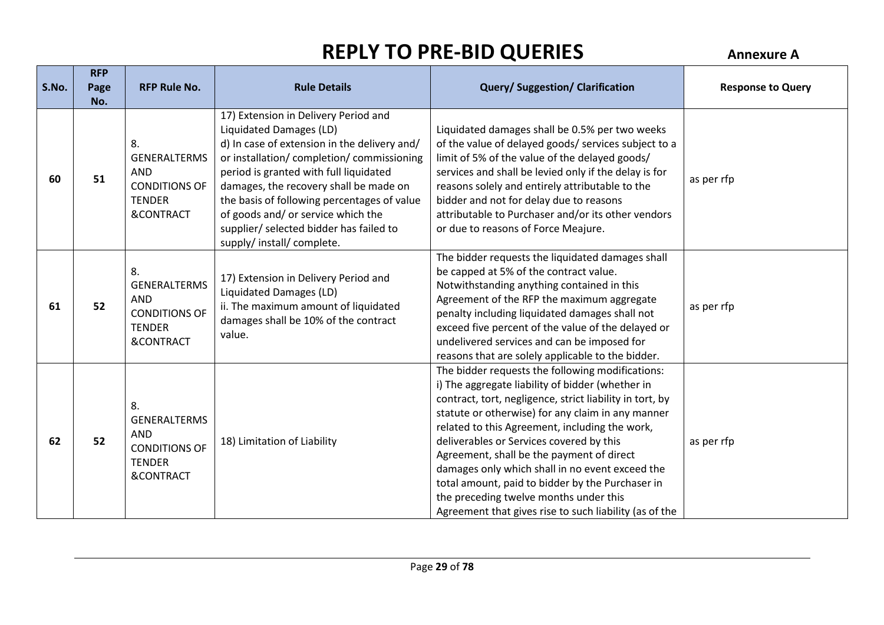# REPLY TO PRE-BID QUERIES

**Annexure A**

| S.No. | RFP Page No. | RFP Rule No. | Rule Details | Query/ Suggestion/ Clarification | Response to Query |
|---|---|---|---|---|---|
| **60** | **51** | 8. GENERALTERMS AND CONDITIONS OF TENDER &CONTRACT | 17) Extension in Delivery Period and Liquidated Damages (LD) d) In case of extension in the delivery and/ or installation/ completion/ commissioning period is granted with full liquidated damages, the recovery shall be made on the basis of following percentages of value of goods and/ or service which the supplier/ selected bidder has failed to supply/ install/ complete. | Liquidated damages shall be 0.5% per two weeks of the value of delayed goods/ services subject to a limit of 5% of the value of the delayed goods/ services and shall be levied only if the delay is for reasons solely and entirely attributable to the bidder and not for delay due to reasons attributable to Purchaser and/or its other vendors or due to reasons of Force Meajure. | as per rfp |
| **61** | **52** | 8. GENERALTERMS AND CONDITIONS OF TENDER &CONTRACT | 17) Extension in Delivery Period and Liquidated Damages (LD) ii. The maximum amount of liquidated damages shall be 10% of the contract value. | The bidder requests the liquidated damages shall be capped at 5% of the contract value. Notwithstanding anything contained in this Agreement of the RFP the maximum aggregate penalty including liquidated damages shall not exceed five percent of the value of the delayed or undelivered services and can be imposed for reasons that are solely applicable to the bidder. | as per rfp |
| **62** | **52** | 8. GENERALTERMS AND CONDITIONS OF TENDER &CONTRACT | 18) Limitation of Liability | The bidder requests the following modifications: i) The aggregate liability of bidder (whether in contract, tort, negligence, strict liability in tort, by statute or otherwise) for any claim in any manner related to this Agreement, including the work, deliverables or Services covered by this Agreement, shall be the payment of direct damages only which shall in no event exceed the total amount, paid to bidder by the Purchaser in the preceding twelve months under this Agreement that gives rise to such liability (as of the | as per rfp |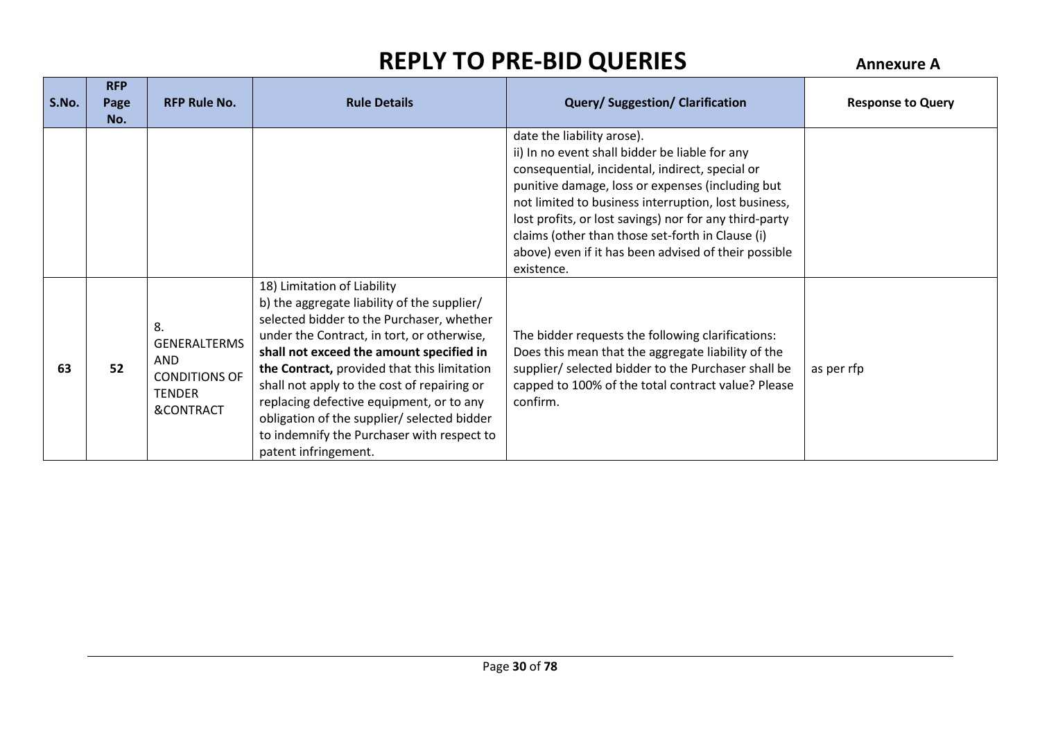# REPLY TO PRE-BID QUERIES

**Annexure A**

| S.No. | RFP Page No. | RFP Rule No. | Rule Details | Query/ Suggestion/ Clarification | Response to Query |
|---|---|---|---|---|---|
| | | | | date the liability arose).<br>ii) In no event shall bidder be liable for any consequential, incidental, indirect, special or punitive damage, loss or expenses (including but not limited to business interruption, lost business, lost profits, or lost savings) nor for any third-party claims (other than those set-forth in Clause (i) above) even if it has been advised of their possible existence. | |
| **63** | **52** | 8. GENERALTERMS AND CONDITIONS OF TENDER &CONTRACT | 18) Limitation of Liability<br>b) the aggregate liability of the supplier/ selected bidder to the Purchaser, whether under the Contract, in tort, or otherwise, **shall not exceed the amount specified in the Contract,** provided that this limitation shall not apply to the cost of repairing or replacing defective equipment, or to any obligation of the supplier/ selected bidder to indemnify the Purchaser with respect to patent infringement. | The bidder requests the following clarifications: Does this mean that the aggregate liability of the supplier/ selected bidder to the Purchaser shall be capped to 100% of the total contract value? Please confirm. | as per rfp |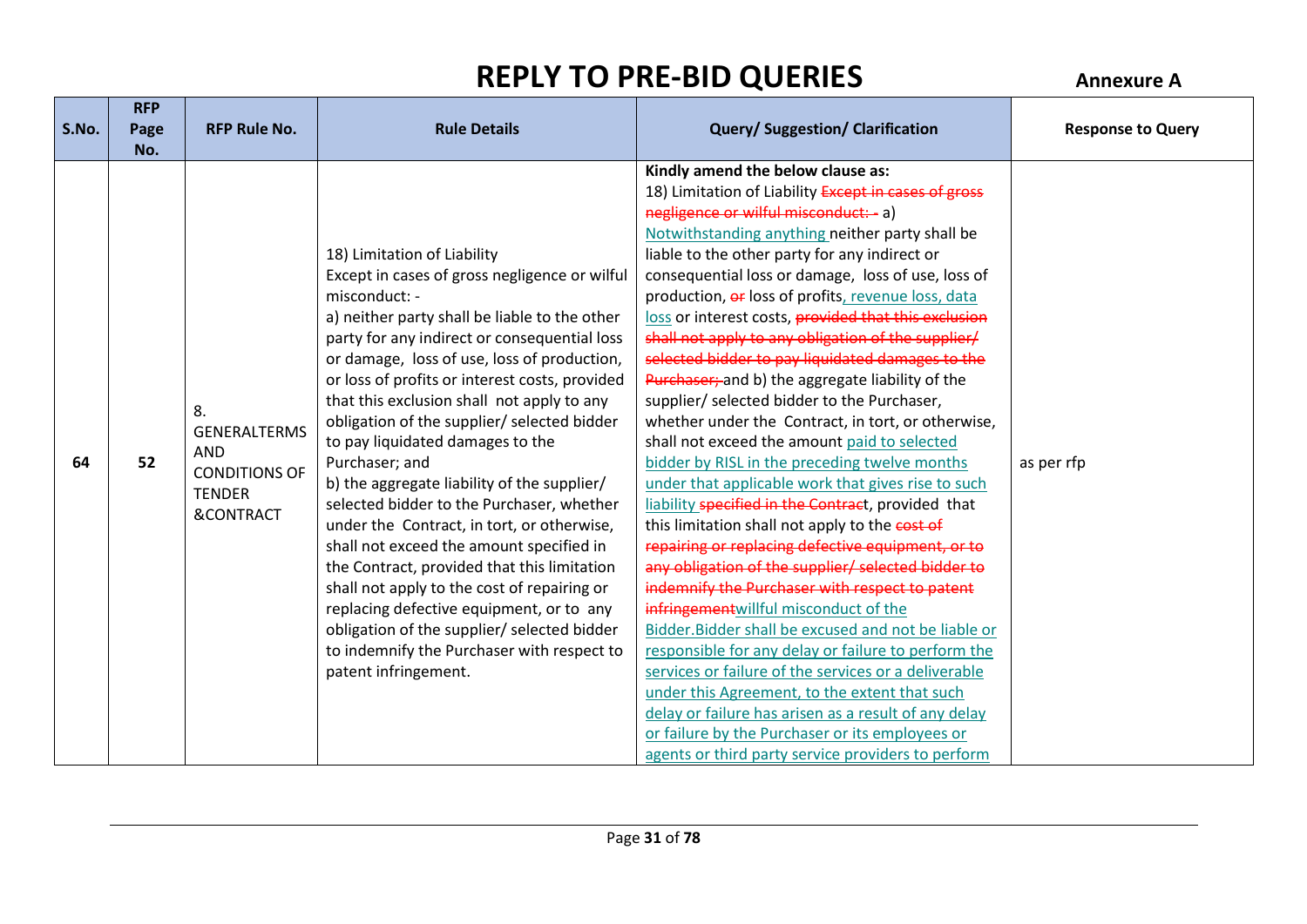# REPLY TO PRE-BID QUERIES

**Annexure A**

| S.No. | RFP Page No. | RFP Rule No. | Rule Details | Query/ Suggestion/ Clarification | Response to Query |
|---|---|---|---|---|---|
| 64 | 52 | 8. GENERALTERMS AND CONDITIONS OF TENDER &CONTRACT | 18) Limitation of Liability<br>Except in cases of gross negligence or wilful misconduct: -<br>a) neither party shall be liable to the other party for any indirect or consequential loss or damage, loss of use, loss of production, or loss of profits or interest costs, provided that this exclusion shall not apply to any obligation of the supplier/ selected bidder to pay liquidated damages to the Purchaser; and<br>b) the aggregate liability of the supplier/ selected bidder to the Purchaser, whether under the Contract, in tort, or otherwise, shall not exceed the amount specified in the Contract, provided that this limitation shall not apply to the cost of repairing or replacing defective equipment, or to any obligation of the supplier/ selected bidder to indemnify the Purchaser with respect to patent infringement. | **Kindly amend the below clause as:**<br>18) Limitation of Liability ~~Except in cases of gross negligence or wilful misconduct: -~~ a) <u>Notwithstanding anything</u> neither party shall be liable to the other party for any indirect or consequential loss or damage, loss of use, loss of production, ~~or~~ loss of profits<u>, revenue loss, data loss</u> or interest costs, ~~provided that this exclusion shall not apply to any obligation of the supplier/ selected bidder to pay liquidated damages to the Purchaser;~~ and b) the aggregate liability of the supplier/ selected bidder to the Purchaser, whether under the Contract, in tort, or otherwise, shall not exceed the amount <u>paid to selected bidder by RISL in the preceding twelve months under that applicable work that gives rise to such liability</u> ~~specified in the Contrac~~t, provided that this limitation shall not apply to the ~~cost of repairing or replacing defective equipment, or to any obligation of the supplier/ selected bidder to indemnify the Purchaser with respect to patent infringement~~<u>willful misconduct of the Bidder.Bidder shall be excused and not be liable or responsible for any delay or failure to perform the services or failure of the services or a deliverable under this Agreement, to the extent that such delay or failure has arisen as a result of any delay or failure by the Purchaser or its employees or agents or third party service providers to perform</u> | as per rfp |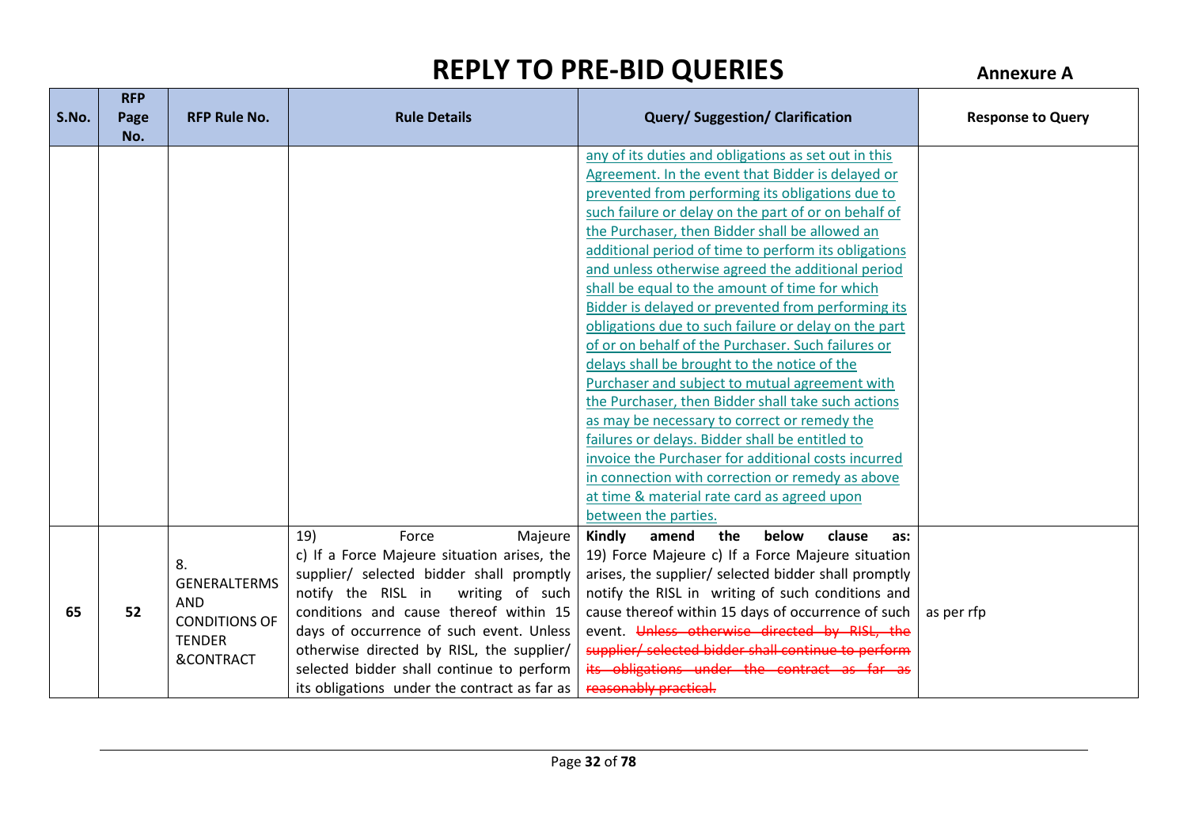# REPLY TO PRE-BID QUERIES

**Annexure A**

| S.No. | RFP Page No. | RFP Rule No. | Rule Details | Query/ Suggestion/ Clarification | Response to Query |
|---|---|---|---|---|---|
| | | | | any of its duties and obligations as set out in this Agreement. In the event that Bidder is delayed or prevented from performing its obligations due to such failure or delay on the part of or on behalf of the Purchaser, then Bidder shall be allowed an additional period of time to perform its obligations and unless otherwise agreed the additional period shall be equal to the amount of time for which Bidder is delayed or prevented from performing its obligations due to such failure or delay on the part of or on behalf of the Purchaser. Such failures or delays shall be brought to the notice of the Purchaser and subject to mutual agreement with the Purchaser, then Bidder shall take such actions as may be necessary to correct or remedy the failures or delays. Bidder shall be entitled to invoice the Purchaser for additional costs incurred in connection with correction or remedy as above at time & material rate card as agreed upon between the parties. | |
| 65 | 52 | 8. GENERALTERMS AND CONDITIONS OF TENDER &CONTRACT | 19) Force Majeure c) If a Force Majeure situation arises, the supplier/ selected bidder shall promptly notify the RISL in writing of such conditions and cause thereof within 15 days of occurrence of such event. Unless otherwise directed by RISL, the supplier/ selected bidder shall continue to perform its obligations under the contract as far as | **Kindly amend the below clause as:** 19) Force Majeure c) If a Force Majeure situation arises, the supplier/ selected bidder shall promptly notify the RISL in writing of such conditions and cause thereof within 15 days of occurrence of such event. ~~Unless otherwise directed by RISL, the supplier/ selected bidder shall continue to perform its obligations under the contract as far as reasonably practical.~~ | as per rfp |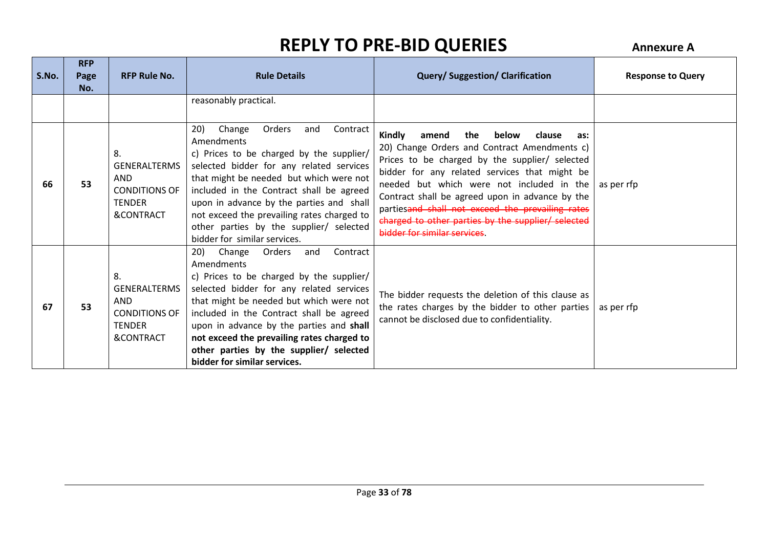# REPLY TO PRE-BID QUERIES

**Annexure A**

| S.No. | RFP Page No. | RFP Rule No. | Rule Details | Query/ Suggestion/ Clarification | Response to Query |
|---|---|---|---|---|---|
| | | | reasonably practical. | | |
| 66 | 53 | 8. GENERALTERMS AND CONDITIONS OF TENDER &CONTRACT | 20) Change Orders and Contract Amendments c) Prices to be charged by the supplier/ selected bidder for any related services that might be needed but which were not included in the Contract shall be agreed upon in advance by the parties and shall not exceed the prevailing rates charged to other parties by the supplier/ selected bidder for similar services. | **Kindly amend the below clause as:** 20) Change Orders and Contract Amendments c) Prices to be charged by the supplier/ selected bidder for any related services that might be needed but which were not included in the Contract shall be agreed upon in advance by the parties~~and shall not exceed the prevailing rates charged to other parties by the supplier/ selected bidder for similar services~~. | as per rfp |
| 67 | 53 | 8. GENERALTERMS AND CONDITIONS OF TENDER &CONTRACT | 20) Change Orders and Contract Amendments c) Prices to be charged by the supplier/ selected bidder for any related services that might be needed but which were not included in the Contract shall be agreed upon in advance by the parties and **shall not exceed the prevailing rates charged to other parties by the supplier/ selected bidder for similar services.** | The bidder requests the deletion of this clause as the rates charges by the bidder to other parties cannot be disclosed due to confidentiality. | as per rfp |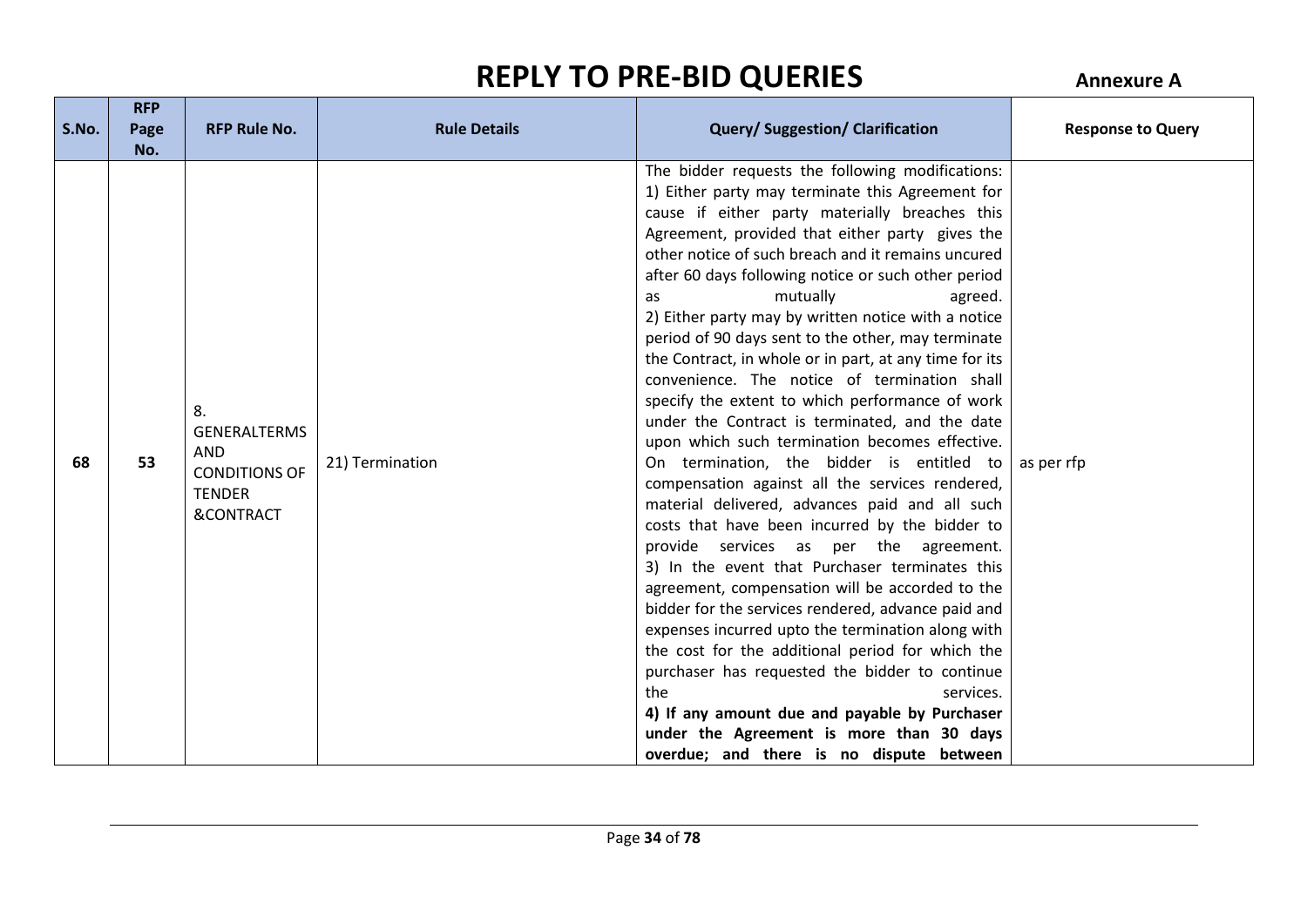# REPLY TO PRE-BID QUERIES

**Annexure A**

| S.No. | RFP Page No. | RFP Rule No. | Rule Details | Query/ Suggestion/ Clarification | Response to Query |
|---|---|---|---|---|---|
| 68 | 53 | 8. GENERALTERMS AND CONDITIONS OF TENDER &CONTRACT | 21) Termination | The bidder requests the following modifications:<br>1) Either party may terminate this Agreement for cause if either party materially breaches this Agreement, provided that either party gives the other notice of such breach and it remains uncured after 60 days following notice or such other period as mutually agreed.<br>2) Either party may by written notice with a notice period of 90 days sent to the other, may terminate the Contract, in whole or in part, at any time for its convenience. The notice of termination shall specify the extent to which performance of work under the Contract is terminated, and the date upon which such termination becomes effective. On termination, the bidder is entitled to compensation against all the services rendered, material delivered, advances paid and all such costs that have been incurred by the bidder to provide services as per the agreement.<br>3) In the event that Purchaser terminates this agreement, compensation will be accorded to the bidder for the services rendered, advance paid and expenses incurred upto the termination along with the cost for the additional period for which the purchaser has requested the bidder to continue the services.<br>**4) If any amount due and payable by Purchaser under the Agreement is more than 30 days overdue; and there is no dispute between** | as per rfp |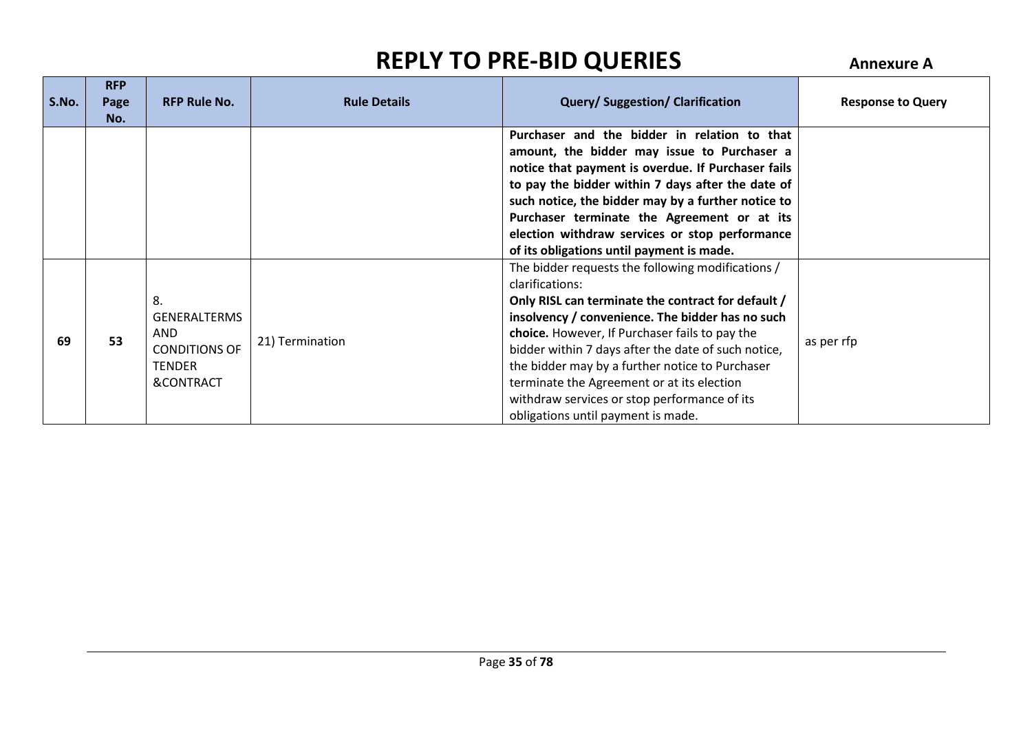# REPLY TO PRE-BID QUERIES

**Annexure A**

| S.No. | RFP Page No. | RFP Rule No. | Rule Details | Query/ Suggestion/ Clarification | Response to Query |
|---|---|---|---|---|---|
| | | | | **Purchaser and the bidder in relation to that amount, the bidder may issue to Purchaser a notice that payment is overdue. If Purchaser fails to pay the bidder within 7 days after the date of such notice, the bidder may by a further notice to Purchaser terminate the Agreement or at its election withdraw services or stop performance of its obligations until payment is made.** | |
| **69** | **53** | 8. GENERALTERMS AND CONDITIONS OF TENDER &CONTRACT | 21) Termination | The bidder requests the following modifications / clarifications: **Only RISL can terminate the contract for default / insolvency / convenience. The bidder has no such choice.** However, If Purchaser fails to pay the bidder within 7 days after the date of such notice, the bidder may by a further notice to Purchaser terminate the Agreement or at its election withdraw services or stop performance of its obligations until payment is made. | as per rfp |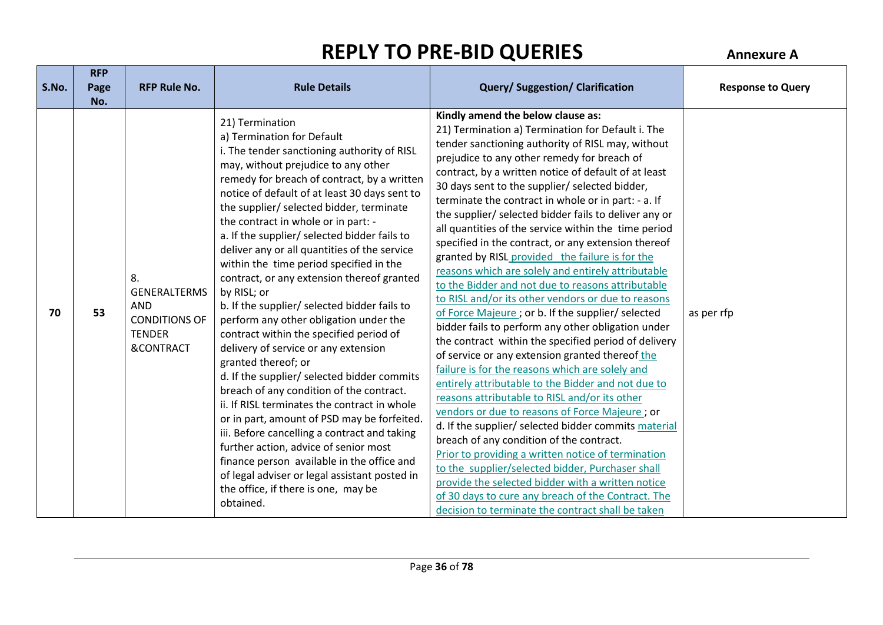# REPLY TO PRE-BID QUERIES

**Annexure A**

| S.No. | RFP Page No. | RFP Rule No. | Rule Details | Query/ Suggestion/ Clarification | Response to Query |
|---|---|---|---|---|---|
| 70 | 53 | 8. GENERALTERMS AND CONDITIONS OF TENDER &CONTRACT | 21) Termination<br>a) Termination for Default<br>i. The tender sanctioning authority of RISL may, without prejudice to any other remedy for breach of contract, by a written notice of default of at least 30 days sent to the supplier/ selected bidder, terminate the contract in whole or in part: -<br>a. If the supplier/ selected bidder fails to deliver any or all quantities of the service within the time period specified in the contract, or any extension thereof granted by RISL; or<br>b. If the supplier/ selected bidder fails to perform any other obligation under the contract within the specified period of delivery of service or any extension granted thereof; or<br>d. If the supplier/ selected bidder commits breach of any condition of the contract.<br>ii. If RISL terminates the contract in whole or in part, amount of PSD may be forfeited.<br>iii. Before cancelling a contract and taking further action, advice of senior most finance person available in the office and of legal adviser or legal assistant posted in the office, if there is one, may be obtained. | **Kindly amend the below clause as:**<br>21) Termination a) Termination for Default i. The tender sanctioning authority of RISL may, without prejudice to any other remedy for breach of contract, by a written notice of default of at least 30 days sent to the supplier/ selected bidder, terminate the contract in whole or in part: - a. If the supplier/ selected bidder fails to deliver any or all quantities of the service within the time period specified in the contract, or any extension thereof granted by RISL provided the failure is for the reasons which are solely and entirely attributable to the Bidder and not due to reasons attributable to RISL and/or its other vendors or due to reasons of Force Majeure ; or b. If the supplier/ selected bidder fails to perform any other obligation under the contract within the specified period of delivery of service or any extension granted thereof the failure is for the reasons which are solely and entirely attributable to the Bidder and not due to reasons attributable to RISL and/or its other vendors or due to reasons of Force Majeure ; or<br>d. If the supplier/ selected bidder commits material breach of any condition of the contract.<br>Prior to providing a written notice of termination to the supplier/selected bidder, Purchaser shall provide the selected bidder with a written notice of 30 days to cure any breach of the Contract. The decision to terminate the contract shall be taken | as per rfp |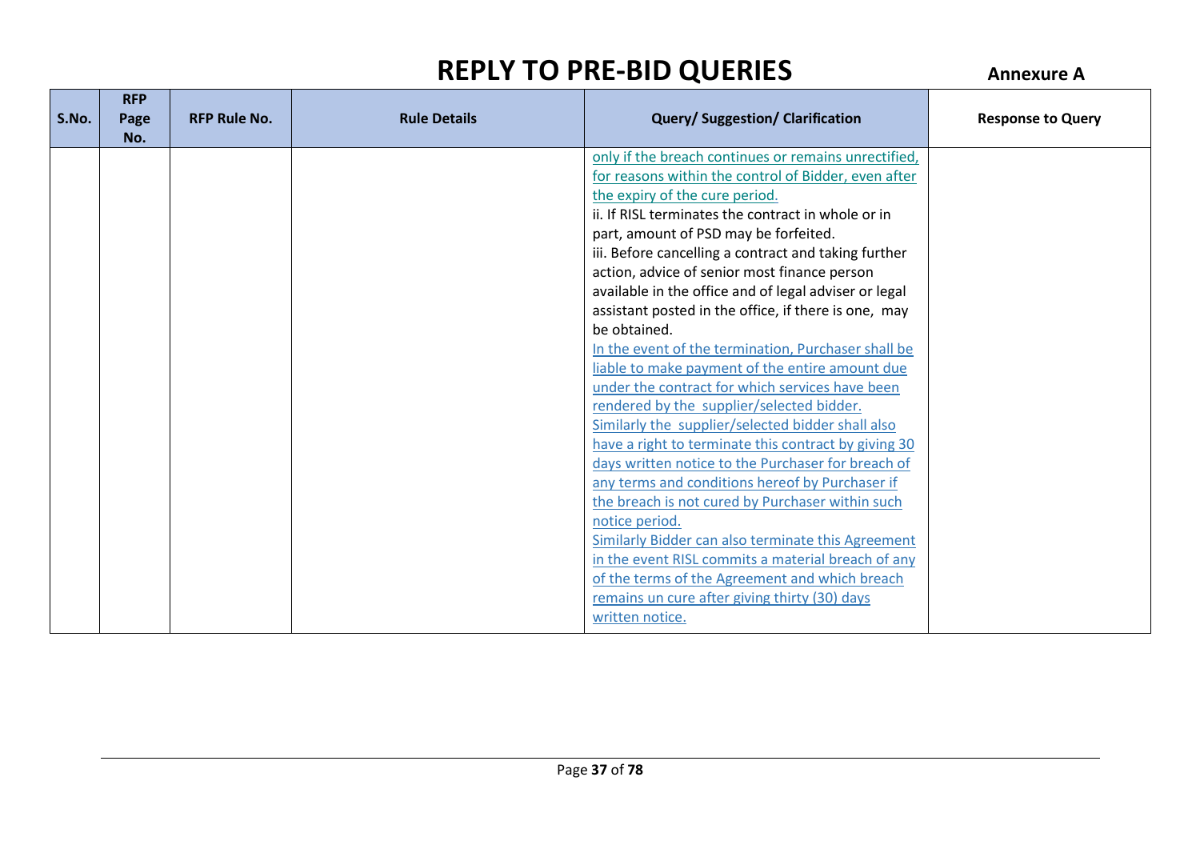# REPLY TO PRE-BID QUERIES

**Annexure A**

| S.No. | RFP Page No. | RFP Rule No. | Rule Details | Query/ Suggestion/ Clarification | Response to Query |
|---|---|---|---|---|---|
| | | | | only if the breach continues or remains unrectified, for reasons within the control of Bidder, even after the expiry of the cure period.<br>ii. If RISL terminates the contract in whole or in part, amount of PSD may be forfeited.<br>iii. Before cancelling a contract and taking further action, advice of senior most finance person available in the office and of legal adviser or legal assistant posted in the office, if there is one, may be obtained.<br>In the event of the termination, Purchaser shall be liable to make payment of the entire amount due under the contract for which services have been rendered by the supplier/selected bidder.<br>Similarly the supplier/selected bidder shall also have a right to terminate this contract by giving 30 days written notice to the Purchaser for breach of any terms and conditions hereof by Purchaser if the breach is not cured by Purchaser within such notice period.<br>Similarly Bidder can also terminate this Agreement in the event RISL commits a material breach of any of the terms of the Agreement and which breach remains un cure after giving thirty (30) days written notice. | |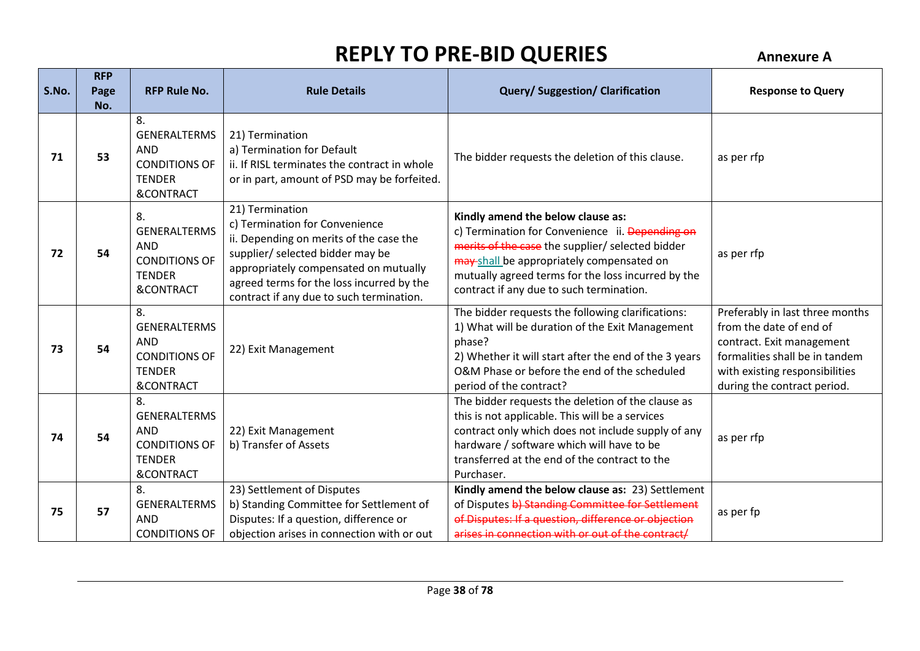# REPLY TO PRE-BID QUERIES

**Annexure A**

| S.No. | RFP Page No. | RFP Rule No. | Rule Details | Query/ Suggestion/ Clarification | Response to Query |
|---|---|---|---|---|---|
| **71** | **53** | 8. GENERALTERMS AND CONDITIONS OF TENDER &CONTRACT | 21) Termination<br>a) Termination for Default<br>ii. If RISL terminates the contract in whole or in part, amount of PSD may be forfeited. | The bidder requests the deletion of this clause. | as per rfp |
| **72** | **54** | 8. GENERALTERMS AND CONDITIONS OF TENDER &CONTRACT | 21) Termination<br>c) Termination for Convenience<br>ii. Depending on merits of the case the supplier/ selected bidder may be appropriately compensated on mutually agreed terms for the loss incurred by the contract if any due to such termination. | **Kindly amend the below clause as:**<br>c) Termination for Convenience ii. ~~Depending on merits of the case~~ the supplier/ selected bidder ~~may~~ shall be appropriately compensated on mutually agreed terms for the loss incurred by the contract if any due to such termination. | as per rfp |
| **73** | **54** | 8. GENERALTERMS AND CONDITIONS OF TENDER &CONTRACT | 22) Exit Management | The bidder requests the following clarifications:<br>1) What will be duration of the Exit Management phase?<br>2) Whether it will start after the end of the 3 years O&M Phase or before the end of the scheduled period of the contract? | Preferably in last three months from the date of end of contract. Exit management formalities shall be in tandem with existing responsibilities during the contract period. |
| **74** | **54** | 8. GENERALTERMS AND CONDITIONS OF TENDER &CONTRACT | 22) Exit Management<br>b) Transfer of Assets | The bidder requests the deletion of the clause as this is not applicable. This will be a services contract only which does not include supply of any hardware / software which will have to be transferred at the end of the contract to the Purchaser. | as per rfp |
| **75** | **57** | 8. GENERALTERMS AND CONDITIONS OF | 23) Settlement of Disputes<br>b) Standing Committee for Settlement of Disputes: If a question, difference or objection arises in connection with or out | **Kindly amend the below clause as:** 23) Settlement of Disputes ~~b) Standing Committee for Settlement of Disputes: If a question, difference or objection arises in connection with or out of the contract/~~ | as per fp |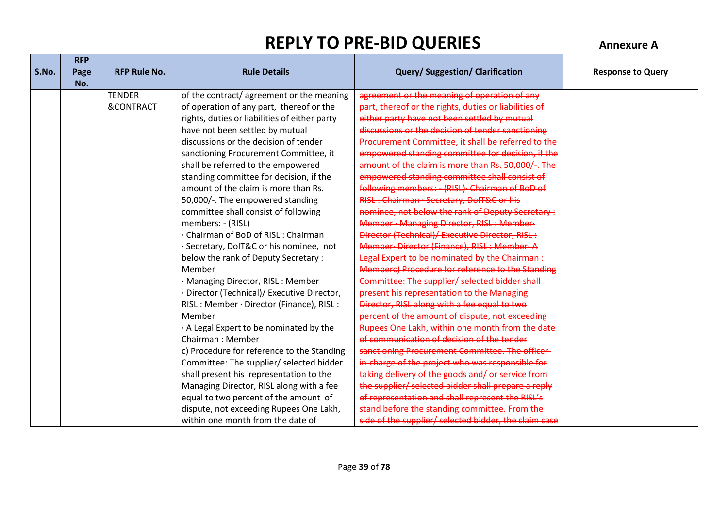# REPLY TO PRE-BID QUERIES

**Annexure A**

| S.No. | RFP Page No. | RFP Rule No. | Rule Details | Query/ Suggestion/ Clarification | Response to Query |
|---|---|---|---|---|---|
| | | TENDER &CONTRACT | of the contract/ agreement or the meaning of operation of any part, thereof or the rights, duties or liabilities of either party have not been settled by mutual discussions or the decision of tender sanctioning Procurement Committee, it shall be referred to the empowered standing committee for decision, if the amount of the claim is more than Rs. 50,000/-. The empowered standing committee shall consist of following members: - (RISL)<br>· Chairman of BoD of RISL : Chairman<br>· Secretary, DoIT&C or his nominee, not below the rank of Deputy Secretary : Member<br>· Managing Director, RISL : Member<br>· Director (Technical)/ Executive Director, RISL : Member · Director (Finance), RISL : Member<br>· A Legal Expert to be nominated by the Chairman : Member<br>c) Procedure for reference to the Standing Committee: The supplier/ selected bidder shall present his representation to the Managing Director, RISL along with a fee equal to two percent of the amount of dispute, not exceeding Rupees One Lakh, within one month from the date of | ~~agreement or the meaning of operation of any part, thereof or the rights, duties or liabilities of either party have not been settled by mutual discussions or the decision of tender sanctioning Procurement Committee, it shall be referred to the empowered standing committee for decision, if the amount of the claim is more than Rs. 50,000/-. The empowered standing committee shall consist of following members: - (RISL)· Chairman of BoD of RISL : Chairman · Secretary, DoIT&C or his nominee, not below the rank of Deputy Secretary : Member · Managing Director, RISL : Member· Director (Technical)/ Executive Director, RISL : Member· Director (Finance), RISL : Member· A Legal Expert to be nominated by the Chairman : Memberc) Procedure for reference to the Standing Committee: The supplier/ selected bidder shall present his representation to the Managing Director, RISL along with a fee equal to two percent of the amount of dispute, not exceeding Rupees One Lakh, within one month from the date of communication of decision of the tender sanctioning Procurement Committee. The officer-in-charge of the project who was responsible for taking delivery of the goods and/ or service from the supplier/ selected bidder shall prepare a reply of representation and shall represent the RISL's stand before the standing committee. From the side of the supplier/ selected bidder, the claim case~~ | |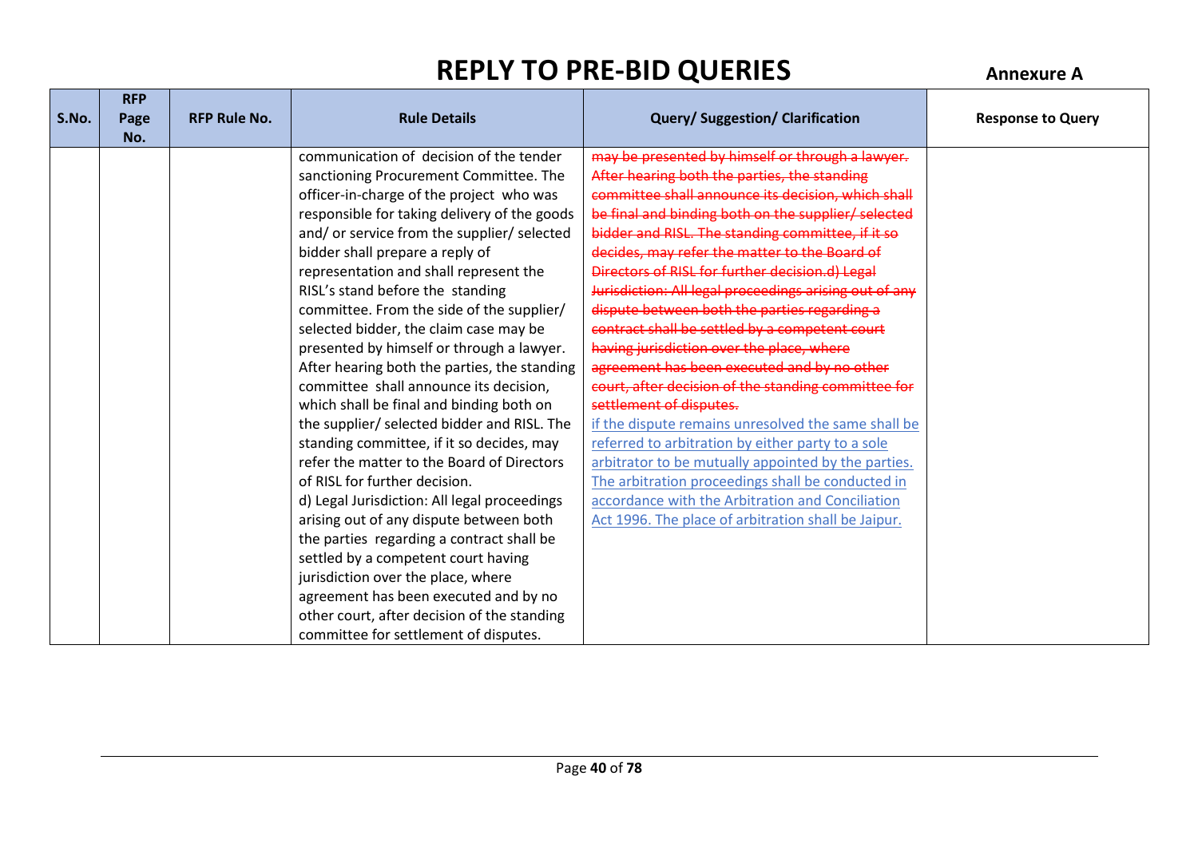# REPLY TO PRE-BID QUERIES

**Annexure A**

| S.No. | RFP Page No. | RFP Rule No. | Rule Details | Query/ Suggestion/ Clarification | Response to Query |
|---|---|---|---|---|---|
| | | | communication of decision of the tender sanctioning Procurement Committee. The officer-in-charge of the project who was responsible for taking delivery of the goods and/ or service from the supplier/ selected bidder shall prepare a reply of representation and shall represent the RISL's stand before the standing committee. From the side of the supplier/ selected bidder, the claim case may be presented by himself or through a lawyer. After hearing both the parties, the standing committee shall announce its decision, which shall be final and binding both on the supplier/ selected bidder and RISL. The standing committee, if it so decides, may refer the matter to the Board of Directors of RISL for further decision.<br>d) Legal Jurisdiction: All legal proceedings arising out of any dispute between both the parties regarding a contract shall be settled by a competent court having jurisdiction over the place, where agreement has been executed and by no other court, after decision of the standing committee for settlement of disputes. | ~~may be presented by himself or through a lawyer. After hearing both the parties, the standing committee shall announce its decision, which shall be final and binding both on the supplier/ selected bidder and RISL. The standing committee, if it so decides, may refer the matter to the Board of Directors of RISL for further decision.d) Legal Jurisdiction: All legal proceedings arising out of any dispute between both the parties regarding a contract shall be settled by a competent court having jurisdiction over the place, where agreement has been executed and by no other court, after decision of the standing committee for settlement of disputes.~~<br>if the dispute remains unresolved the same shall be referred to arbitration by either party to a sole arbitrator to be mutually appointed by the parties. The arbitration proceedings shall be conducted in accordance with the Arbitration and Conciliation Act 1996. The place of arbitration shall be Jaipur. | |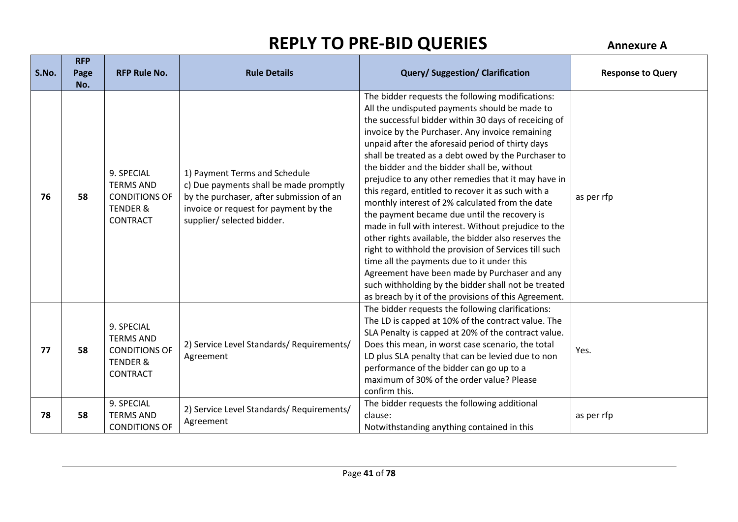# REPLY TO PRE-BID QUERIES

**Annexure A**

| S.No. | RFP Page No. | RFP Rule No. | Rule Details | Query/ Suggestion/ Clarification | Response to Query |
|---|---|---|---|---|---|
| 76 | 58 | 9. SPECIAL TERMS AND CONDITIONS OF TENDER & CONTRACT | 1) Payment Terms and Schedule c) Due payments shall be made promptly by the purchaser, after submission of an invoice or request for payment by the supplier/ selected bidder. | The bidder requests the following modifications: All the undisputed payments should be made to the successful bidder within 30 days of receicing of invoice by the Purchaser. Any invoice remaining unpaid after the aforesaid period of thirty days shall be treated as a debt owed by the Purchaser to the bidder and the bidder shall be, without prejudice to any other remedies that it may have in this regard, entitled to recover it as such with a monthly interest of 2% calculated from the date the payment became due until the recovery is made in full with interest. Without prejudice to the other rights available, the bidder also reserves the right to withhold the provision of Services till such time all the payments due to it under this Agreement have been made by Purchaser and any such withholding by the bidder shall not be treated as breach by it of the provisions of this Agreement. | as per rfp |
| 77 | 58 | 9. SPECIAL TERMS AND CONDITIONS OF TENDER & CONTRACT | 2) Service Level Standards/ Requirements/ Agreement | The bidder requests the following clarifications: The LD is capped at 10% of the contract value. The SLA Penalty is capped at 20% of the contract value. Does this mean, in worst case scenario, the total LD plus SLA penalty that can be levied due to non performance of the bidder can go up to a maximum of 30% of the order value? Please confirm this. | Yes. |
| 78 | 58 | 9. SPECIAL TERMS AND CONDITIONS OF | 2) Service Level Standards/ Requirements/ Agreement | The bidder requests the following additional clause: Notwithstanding anything contained in this | as per rfp |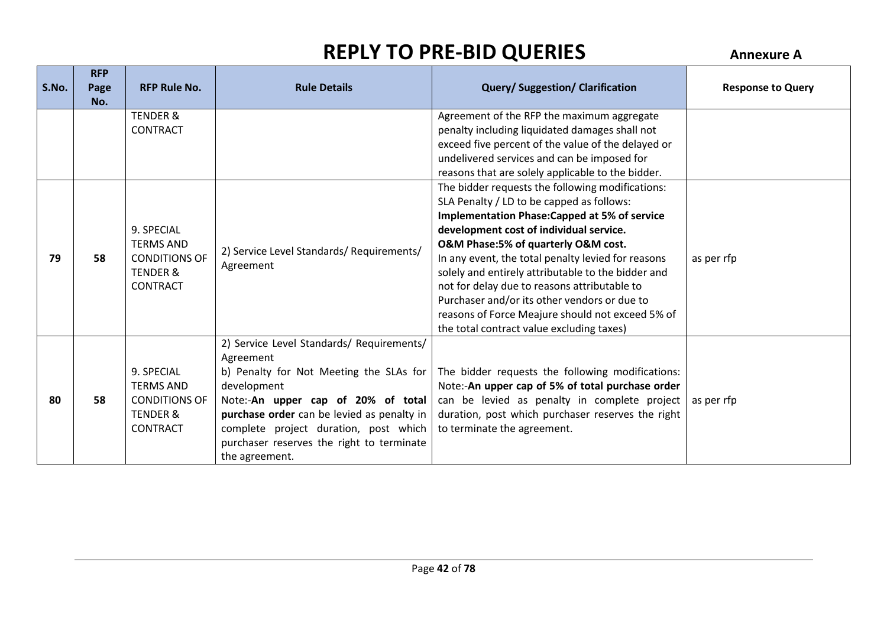# REPLY TO PRE-BID QUERIES

**Annexure A**

| S.No. | RFP Page No. | RFP Rule No. | Rule Details | Query/ Suggestion/ Clarification | Response to Query |
|---|---|---|---|---|---|
| | | TENDER & CONTRACT | | Agreement of the RFP the maximum aggregate penalty including liquidated damages shall not exceed five percent of the value of the delayed or undelivered services and can be imposed for reasons that are solely applicable to the bidder. | |
| 79 | 58 | 9. SPECIAL TERMS AND CONDITIONS OF TENDER & CONTRACT | 2) Service Level Standards/ Requirements/ Agreement | The bidder requests the following modifications: SLA Penalty / LD to be capped as follows: **Implementation Phase:Capped at 5% of service development cost of individual service.** **O&M Phase:5% of quarterly O&M cost.** In any event, the total penalty levied for reasons solely and entirely attributable to the bidder and not for delay due to reasons attributable to Purchaser and/or its other vendors or due to reasons of Force Meajure should not exceed 5% of the total contract value excluding taxes) | as per rfp |
| 80 | 58 | 9. SPECIAL TERMS AND CONDITIONS OF TENDER & CONTRACT | 2) Service Level Standards/ Requirements/ Agreement b) Penalty for Not Meeting the SLAs for development Note:-**An upper cap of 20% of total purchase order** can be levied as penalty in complete project duration, post which purchaser reserves the right to terminate the agreement. | The bidder requests the following modifications: Note:-**An upper cap of 5% of total purchase order** can be levied as penalty in complete project duration, post which purchaser reserves the right to terminate the agreement. | as per rfp |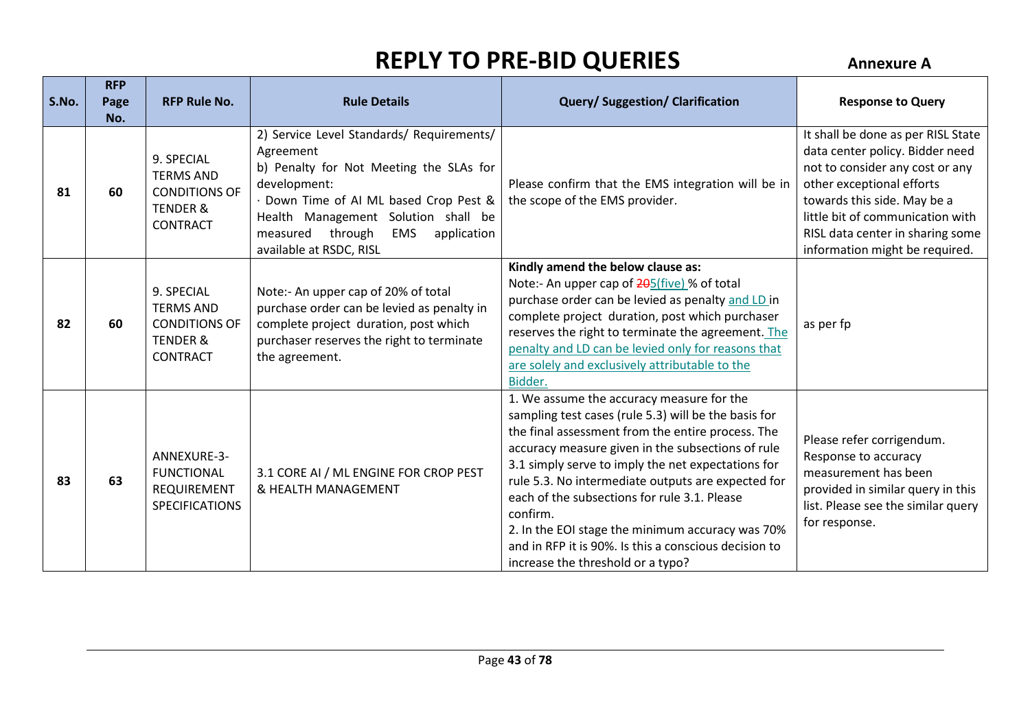# REPLY TO PRE-BID QUERIES

**Annexure A**

| S.No. | RFP Page No. | RFP Rule No. | Rule Details | Query/ Suggestion/ Clarification | Response to Query |
|---|---|---|---|---|---|
| **81** | **60** | 9. SPECIAL TERMS AND CONDITIONS OF TENDER & CONTRACT | 2) Service Level Standards/ Requirements/ Agreement<br>b) Penalty for Not Meeting the SLAs for development:<br>· Down Time of AI ML based Crop Pest & Health Management Solution shall be measured through EMS application available at RSDC, RISL | Please confirm that the EMS integration will be in the scope of the EMS provider. | It shall be done as per RISL State data center policy. Bidder need not to consider any cost or any other exceptional efforts towards this side. May be a little bit of communication with RISL data center in sharing some information might be required. |
| **82** | **60** | 9. SPECIAL TERMS AND CONDITIONS OF TENDER & CONTRACT | Note:- An upper cap of 20% of total purchase order can be levied as penalty in complete project duration, post which purchaser reserves the right to terminate the agreement. | **Kindly amend the below clause as:**<br>Note:- An upper cap of ~~20~~5(five) % of total purchase order can be levied as penalty and LD in complete project duration, post which purchaser reserves the right to terminate the agreement. The penalty and LD can be levied only for reasons that are solely and exclusively attributable to the Bidder. | as per fp |
| **83** | **63** | ANNEXURE-3-FUNCTIONAL REQUIREMENT SPECIFICATIONS | 3.1 CORE AI / ML ENGINE FOR CROP PEST & HEALTH MANAGEMENT | 1. We assume the accuracy measure for the sampling test cases (rule 5.3) will be the basis for the final assessment from the entire process. The accuracy measure given in the subsections of rule 3.1 simply serve to imply the net expectations for rule 5.3. No intermediate outputs are expected for each of the subsections for rule 3.1. Please confirm.<br>2. In the EOI stage the minimum accuracy was 70% and in RFP it is 90%. Is this a conscious decision to increase the threshold or a typo? | Please refer corrigendum. Response to accuracy measurement has been provided in similar query in this list. Please see the similar query for response. |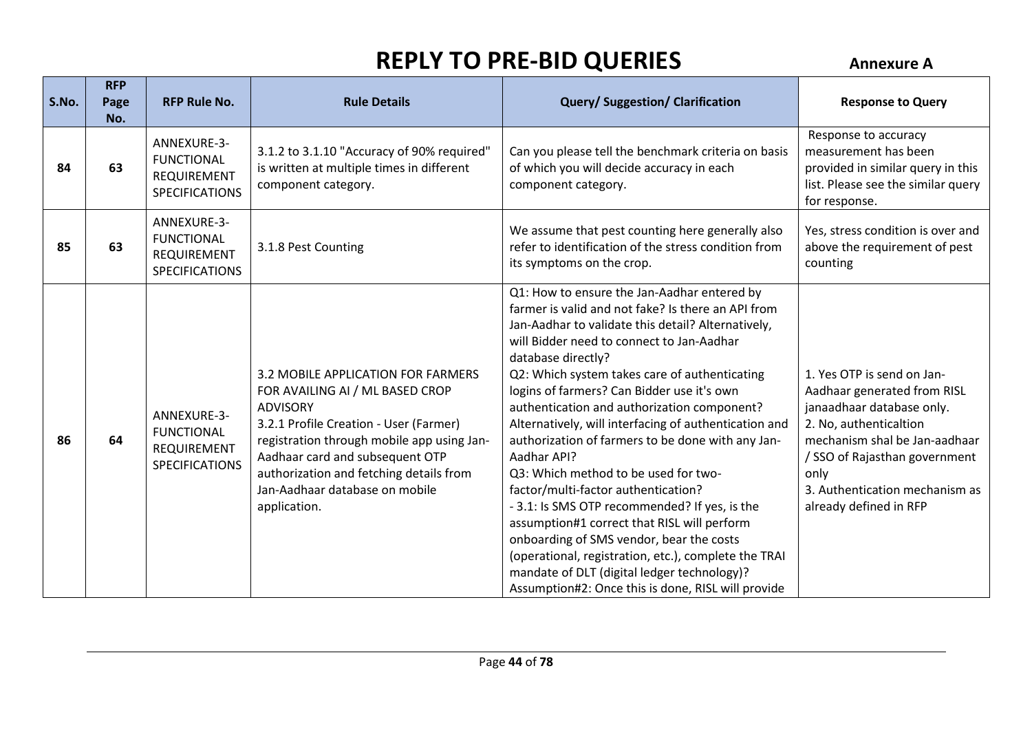# REPLY TO PRE-BID QUERIES

**Annexure A**

| S.No. | RFP Page No. | RFP Rule No. | Rule Details | Query/ Suggestion/ Clarification | Response to Query |
|---|---|---|---|---|---|
| **84** | **63** | ANNEXURE-3-FUNCTIONAL REQUIREMENT SPECIFICATIONS | 3.1.2 to 3.1.10 "Accuracy of 90% required" is written at multiple times in different component category. | Can you please tell the benchmark criteria on basis of which you will decide accuracy in each component category. | Response to accuracy measurement has been provided in similar query in this list. Please see the similar query for response. |
| **85** | **63** | ANNEXURE-3-FUNCTIONAL REQUIREMENT SPECIFICATIONS | 3.1.8 Pest Counting | We assume that pest counting here generally also refer to identification of the stress condition from its symptoms on the crop. | Yes, stress condition is over and above the requirement of pest counting |
| **86** | **64** | ANNEXURE-3-FUNCTIONAL REQUIREMENT SPECIFICATIONS | 3.2 MOBILE APPLICATION FOR FARMERS FOR AVAILING AI / ML BASED CROP ADVISORY<br>3.2.1 Profile Creation - User (Farmer) registration through mobile app using Jan-Aadhaar card and subsequent OTP authorization and fetching details from Jan-Aadhaar database on mobile application. | Q1: How to ensure the Jan-Aadhar entered by farmer is valid and not fake? Is there an API from Jan-Aadhar to validate this detail? Alternatively, will Bidder need to connect to Jan-Aadhar database directly?<br>Q2: Which system takes care of authenticating logins of farmers? Can Bidder use it's own authentication and authorization component? Alternatively, will interfacing of authentication and authorization of farmers to be done with any Jan-Aadhar API?<br>Q3: Which method to be used for two-factor/multi-factor authentication?<br>- 3.1: Is SMS OTP recommended? If yes, is the assumption#1 correct that RISL will perform onboarding of SMS vendor, bear the costs (operational, registration, etc.), complete the TRAI mandate of DLT (digital ledger technology)? Assumption#2: Once this is done, RISL will provide | 1. Yes OTP is send on Jan-Aadhaar generated from RISL janaadhaar database only.<br>2. No, authenticaltion mechanism shal be Jan-aadhaar / SSO of Rajasthan government only<br>3. Authentication mechanism as already defined in RFP |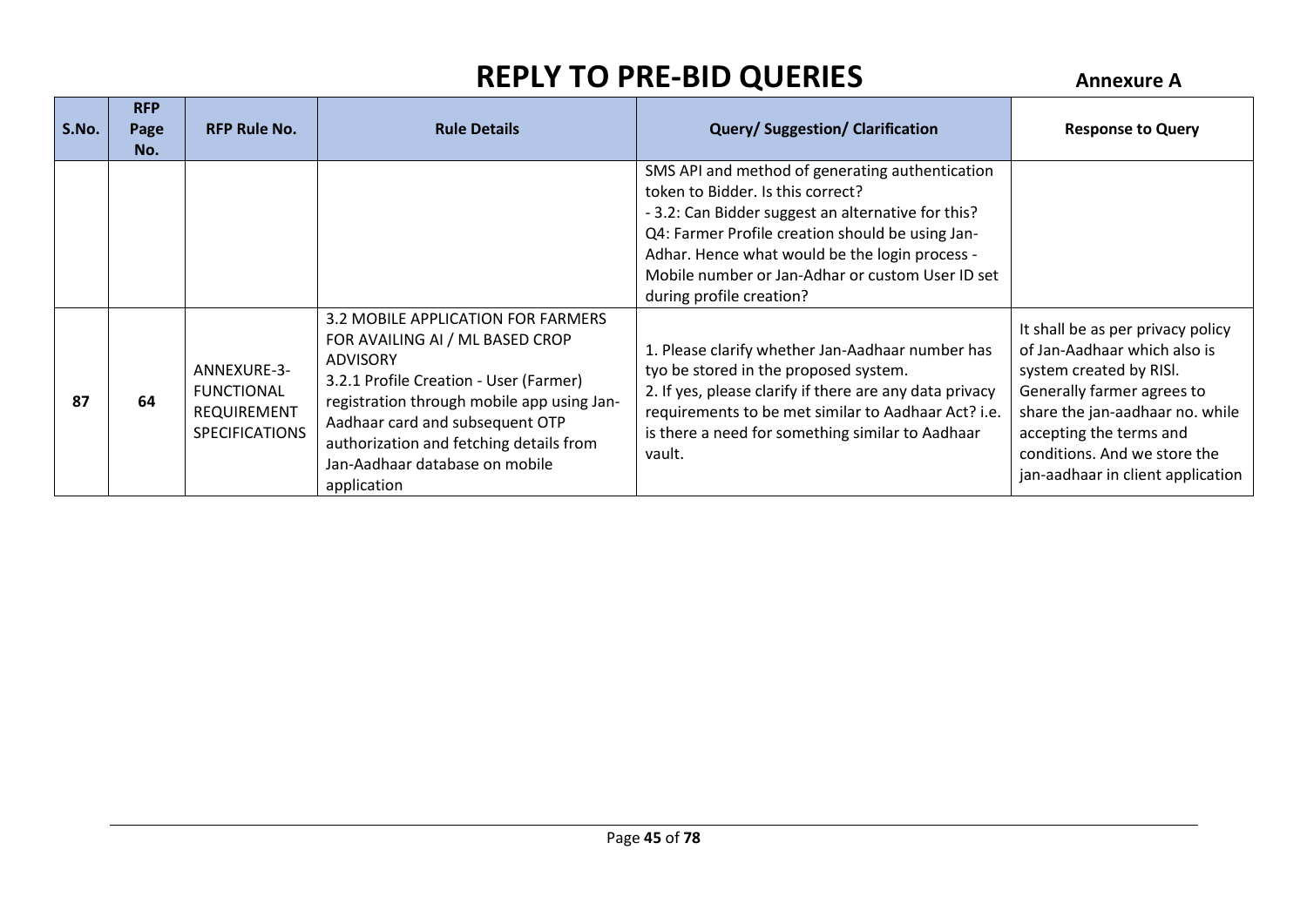# REPLY TO PRE-BID QUERIES

**Annexure A**

| S.No. | RFP Page No. | RFP Rule No. | Rule Details | Query/ Suggestion/ Clarification | Response to Query |
|---|---|---|---|---|---|
| | | | | SMS API and method of generating authentication token to Bidder. Is this correct?<br>- 3.2: Can Bidder suggest an alternative for this?<br>Q4: Farmer Profile creation should be using Jan-Adhar. Hence what would be the login process - Mobile number or Jan-Adhar or custom User ID set during profile creation? | |
| **87** | **64** | ANNEXURE-3-FUNCTIONAL REQUIREMENT SPECIFICATIONS | 3.2 MOBILE APPLICATION FOR FARMERS FOR AVAILING AI / ML BASED CROP ADVISORY<br>3.2.1 Profile Creation - User (Farmer) registration through mobile app using Jan-Aadhaar card and subsequent OTP authorization and fetching details from Jan-Aadhaar database on mobile application | 1. Please clarify whether Jan-Aadhaar number has tyo be stored in the proposed system.<br>2. If yes, please clarify if there are any data privacy requirements to be met similar to Aadhaar Act? i.e. is there a need for something similar to Aadhaar vault. | It shall be as per privacy policy of Jan-Aadhaar which also is system created by RISl. Generally farmer agrees to share the jan-aadhaar no. while accepting the terms and conditions. And we store the jan-aadhaar in client application |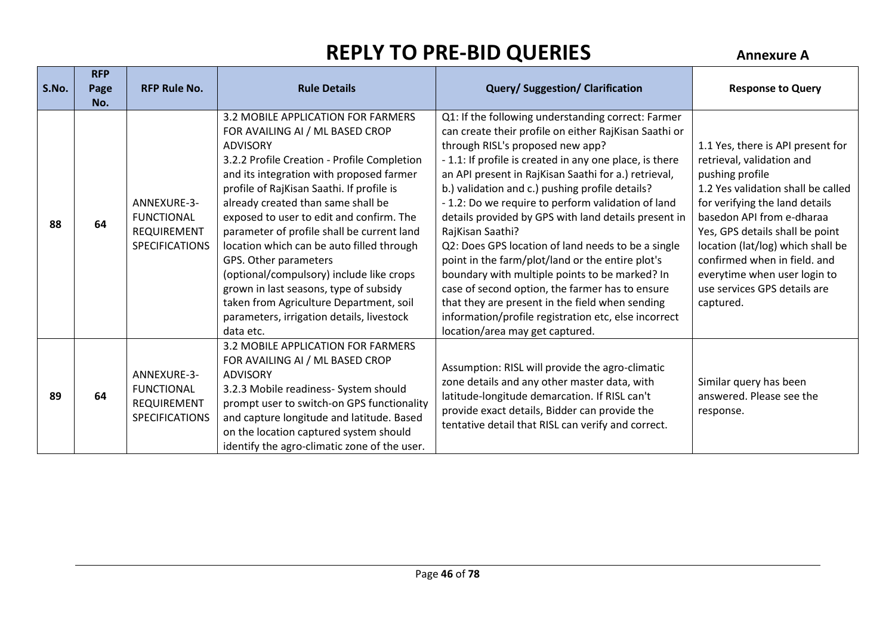# REPLY TO PRE-BID QUERIES

**Annexure A**

| S.No. | RFP Page No. | RFP Rule No. | Rule Details | Query/ Suggestion/ Clarification | Response to Query |
|---|---|---|---|---|---|
| 88 | 64 | ANNEXURE-3-FUNCTIONAL REQUIREMENT SPECIFICATIONS | 3.2 MOBILE APPLICATION FOR FARMERS FOR AVAILING AI / ML BASED CROP ADVISORY<br>3.2.2 Profile Creation - Profile Completion and its integration with proposed farmer profile of RajKisan Saathi. If profile is already created than same shall be exposed to user to edit and confirm. The parameter of profile shall be current land location which can be auto filled through GPS. Other parameters (optional/compulsory) include like crops grown in last seasons, type of subsidy taken from Agriculture Department, soil parameters, irrigation details, livestock data etc. | Q1: If the following understanding correct: Farmer can create their profile on either RajKisan Saathi or through RISL's proposed new app?<br>- 1.1: If profile is created in any one place, is there an API present in RajKisan Saathi for a.) retrieval, b.) validation and c.) pushing profile details?<br>- 1.2: Do we require to perform validation of land details provided by GPS with land details present in RajKisan Saathi?<br>Q2: Does GPS location of land needs to be a single point in the farm/plot/land or the entire plot's boundary with multiple points to be marked? In case of second option, the farmer has to ensure that they are present in the field when sending information/profile registration etc, else incorrect location/area may get captured. | 1.1 Yes, there is API present for retrieval, validation and pushing profile<br>1.2 Yes validation shall be called for verifying the land details basedon API from e-dharaa<br>Yes, GPS details shall be point location (lat/log) which shall be confirmed when in field. and everytime when user login to use services GPS details are captured. |
| 89 | 64 | ANNEXURE-3-FUNCTIONAL REQUIREMENT SPECIFICATIONS | 3.2 MOBILE APPLICATION FOR FARMERS FOR AVAILING AI / ML BASED CROP ADVISORY<br>3.2.3 Mobile readiness- System should prompt user to switch-on GPS functionality and capture longitude and latitude. Based on the location captured system should identify the agro-climatic zone of the user. | Assumption: RISL will provide the agro-climatic zone details and any other master data, with latitude-longitude demarcation. If RISL can't provide exact details, Bidder can provide the tentative detail that RISL can verify and correct. | Similar query has been answered. Please see the response. |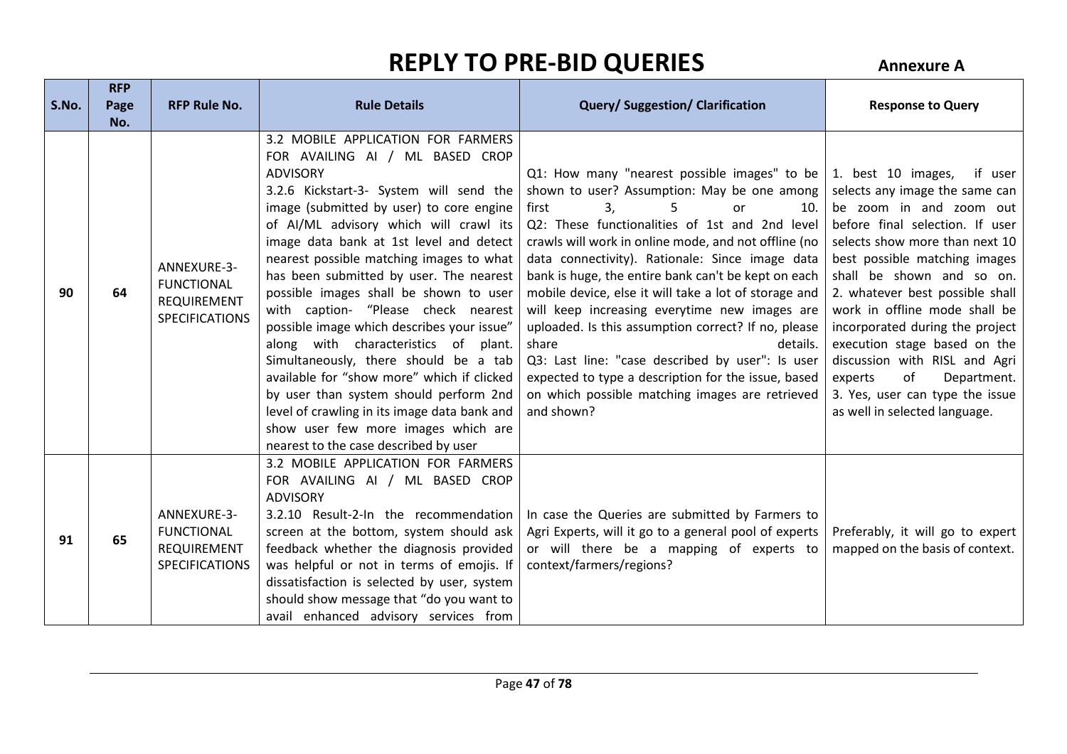# REPLY TO PRE-BID QUERIES

**Annexure A**

| S.No. | RFP Page No. | RFP Rule No. | Rule Details | Query/ Suggestion/ Clarification | Response to Query |
|---|---|---|---|---|---|
| 90 | 64 | ANNEXURE-3-FUNCTIONAL REQUIREMENT SPECIFICATIONS | 3.2 MOBILE APPLICATION FOR FARMERS FOR AVAILING AI / ML BASED CROP ADVISORY<br>3.2.6 Kickstart-3- System will send the image (submitted by user) to core engine of AI/ML advisory which will crawl its image data bank at 1st level and detect nearest possible matching images to what has been submitted by user. The nearest possible images shall be shown to user with caption- "Please check nearest possible image which describes your issue" along with characteristics of plant. Simultaneously, there should be a tab available for "show more" which if clicked by user than system should perform 2nd level of crawling in its image data bank and show user few more images which are nearest to the case described by user | Q1: How many "nearest possible images" to be shown to user? Assumption: May be one among first 3, 5 or 10.<br>Q2: These functionalities of 1st and 2nd level crawls will work in online mode, and not offline (no data connectivity). Rationale: Since image data bank is huge, the entire bank can't be kept on each mobile device, else it will take a lot of storage and will keep increasing everytime new images are uploaded. Is this assumption correct? If no, please share details.<br>Q3: Last line: "case described by user": Is user expected to type a description for the issue, based on which possible matching images are retrieved and shown? | 1. best 10 images, if user selects any image the same can be zoom in and zoom out before final selection. If user selects show more than next 10 best possible matching images shall be shown and so on.<br>2. whatever best possible shall work in offline mode shall be incorporated during the project execution stage based on the discussion with RISL and Agri experts of Department.<br>3. Yes, user can type the issue as well in selected language. |
| 91 | 65 | ANNEXURE-3-FUNCTIONAL REQUIREMENT SPECIFICATIONS | 3.2 MOBILE APPLICATION FOR FARMERS FOR AVAILING AI / ML BASED CROP ADVISORY<br>3.2.10 Result-2-In the recommendation screen at the bottom, system should ask feedback whether the diagnosis provided was helpful or not in terms of emojis. If dissatisfaction is selected by user, system should show message that "do you want to avail enhanced advisory services from | In case the Queries are submitted by Farmers to Agri Experts, will it go to a general pool of experts or will there be a mapping of experts to context/farmers/regions? | Preferably, it will go to expert mapped on the basis of context. |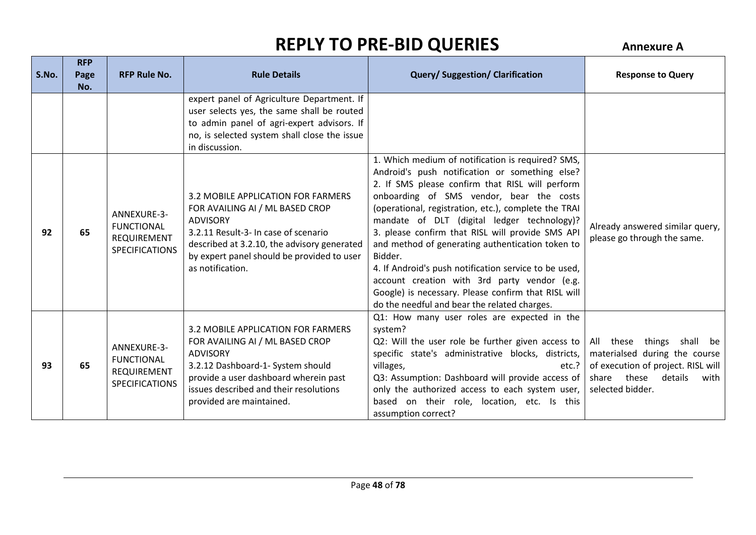# REPLY TO PRE-BID QUERIES

**Annexure A**

| S.No. | RFP Page No. | RFP Rule No. | Rule Details | Query/ Suggestion/ Clarification | Response to Query |
|---|---|---|---|---|---|
| | | | expert panel of Agriculture Department. If user selects yes, the same shall be routed to admin panel of agri-expert advisors. If no, is selected system shall close the issue in discussion. | | |
| 92 | 65 | ANNEXURE-3-FUNCTIONAL REQUIREMENT SPECIFICATIONS | 3.2 MOBILE APPLICATION FOR FARMERS FOR AVAILING AI / ML BASED CROP ADVISORY<br>3.2.11 Result-3- In case of scenario described at 3.2.10, the advisory generated by expert panel should be provided to user as notification. | 1. Which medium of notification is required? SMS, Android's push notification or something else?<br>2. If SMS please confirm that RISL will perform onboarding of SMS vendor, bear the costs (operational, registration, etc.), complete the TRAI mandate of DLT (digital ledger technology)?<br>3. please confirm that RISL will provide SMS API and method of generating authentication token to Bidder.<br>4. If Android's push notification service to be used, account creation with 3rd party vendor (e.g. Google) is necessary. Please confirm that RISL will do the needful and bear the related charges. | Already answered similar query, please go through the same. |
| 93 | 65 | ANNEXURE-3-FUNCTIONAL REQUIREMENT SPECIFICATIONS | 3.2 MOBILE APPLICATION FOR FARMERS FOR AVAILING AI / ML BASED CROP ADVISORY<br>3.2.12 Dashboard-1- System should provide a user dashboard wherein past issues described and their resolutions provided are maintained. | Q1: How many user roles are expected in the system?<br>Q2: Will the user role be further given access to specific state's administrative blocks, districts, villages, etc.?<br>Q3: Assumption: Dashboard will provide access of only the authorized access to each system user, based on their role, location, etc. Is this assumption correct? | All these things shall be materialsed during the course of execution of project. RISL will share these details with selected bidder. |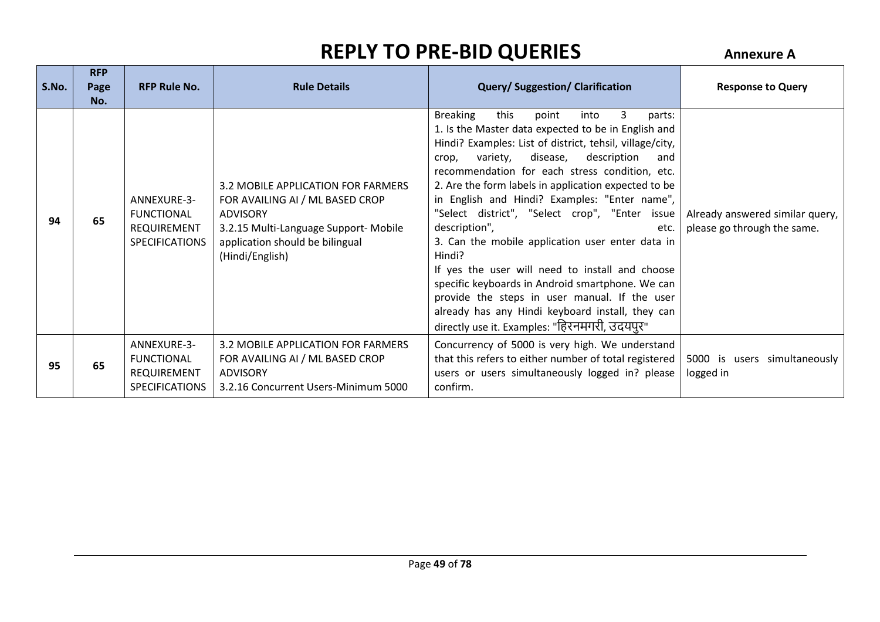# REPLY TO PRE-BID QUERIES

**Annexure A**

| S.No. | RFP Page No. | RFP Rule No. | Rule Details | Query/ Suggestion/ Clarification | Response to Query |
|---|---|---|---|---|---|
| 94 | 65 | ANNEXURE-3- FUNCTIONAL REQUIREMENT SPECIFICATIONS | 3.2 MOBILE APPLICATION FOR FARMERS FOR AVAILING AI / ML BASED CROP ADVISORY<br>3.2.15 Multi-Language Support- Mobile application should be bilingual (Hindi/English) | Breaking this point into 3 parts:<br>1. Is the Master data expected to be in English and Hindi? Examples: List of district, tehsil, village/city, crop, variety, disease, description and recommendation for each stress condition, etc.<br>2. Are the form labels in application expected to be in English and Hindi? Examples: "Enter name", "Select district", "Select crop", "Enter issue description", etc.<br>3. Can the mobile application user enter data in Hindi?<br>If yes the user will need to install and choose specific keyboards in Android smartphone. We can provide the steps in user manual. If the user already has any Hindi keyboard install, they can directly use it. Examples: "हिरनमगरी, उदयपुर" | Already answered similar query, please go through the same. |
| 95 | 65 | ANNEXURE-3- FUNCTIONAL REQUIREMENT SPECIFICATIONS | 3.2 MOBILE APPLICATION FOR FARMERS FOR AVAILING AI / ML BASED CROP ADVISORY<br>3.2.16 Concurrent Users-Minimum 5000 | Concurrency of 5000 is very high. We understand that this refers to either number of total registered users or users simultaneously logged in? please confirm. | 5000 is users simultaneously logged in |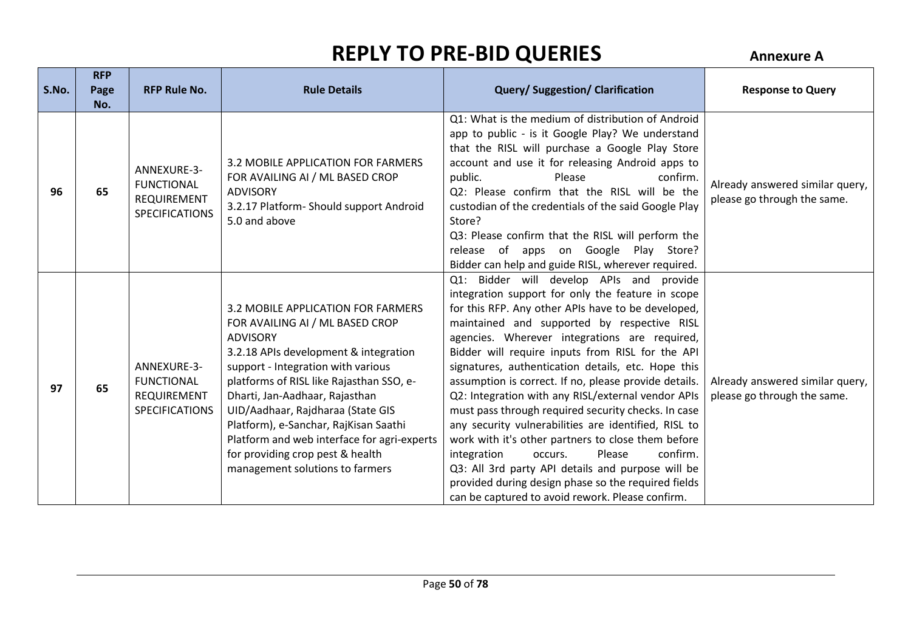# REPLY TO PRE-BID QUERIES

**Annexure A**

| S.No. | RFP Page No. | RFP Rule No. | Rule Details | Query/ Suggestion/ Clarification | Response to Query |
|---|---|---|---|---|---|
| 96 | 65 | ANNEXURE-3-FUNCTIONAL REQUIREMENT SPECIFICATIONS | 3.2 MOBILE APPLICATION FOR FARMERS FOR AVAILING AI / ML BASED CROP ADVISORY<br>3.2.17 Platform- Should support Android 5.0 and above | Q1: What is the medium of distribution of Android app to public - is it Google Play? We understand that the RISL will purchase a Google Play Store account and use it for releasing Android apps to public. Please confirm.<br>Q2: Please confirm that the RISL will be the custodian of the credentials of the said Google Play Store?<br>Q3: Please confirm that the RISL will perform the release of apps on Google Play Store? Bidder can help and guide RISL, wherever required. | Already answered similar query, please go through the same. |
| 97 | 65 | ANNEXURE-3-FUNCTIONAL REQUIREMENT SPECIFICATIONS | 3.2 MOBILE APPLICATION FOR FARMERS FOR AVAILING AI / ML BASED CROP ADVISORY<br>3.2.18 APIs development & integration support - Integration with various platforms of RISL like Rajasthan SSO, e-Dharti, Jan-Aadhaar, Rajasthan UID/Aadhaar, Rajdharaa (State GIS Platform), e-Sanchar, RajKisan Saathi Platform and web interface for agri-experts for providing crop pest & health management solutions to farmers | Q1: Bidder will develop APIs and provide integration support for only the feature in scope for this RFP. Any other APIs have to be developed, maintained and supported by respective RISL agencies. Wherever integrations are required, Bidder will require inputs from RISL for the API signatures, authentication details, etc. Hope this assumption is correct. If no, please provide details.<br>Q2: Integration with any RISL/external vendor APIs must pass through required security checks. In case any security vulnerabilities are identified, RISL to work with it's other partners to close them before integration occurs. Please confirm.<br>Q3: All 3rd party API details and purpose will be provided during design phase so the required fields can be captured to avoid rework. Please confirm. | Already answered similar query, please go through the same. |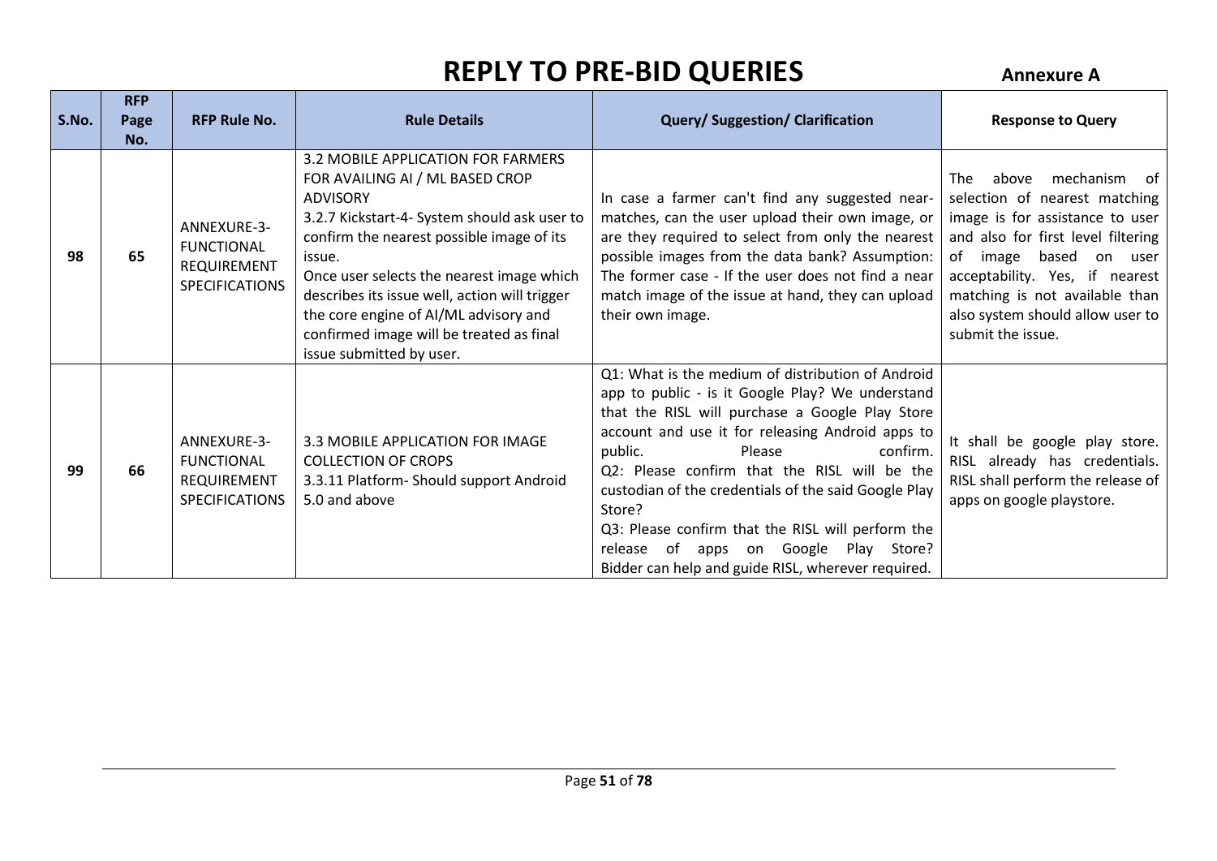# REPLY TO PRE-BID QUERIES

**Annexure A**

| S.No. | RFP Page No. | RFP Rule No. | Rule Details | Query/ Suggestion/ Clarification | Response to Query |
|---|---|---|---|---|---|
| 98 | 65 | ANNEXURE-3-FUNCTIONAL REQUIREMENT SPECIFICATIONS | 3.2 MOBILE APPLICATION FOR FARMERS FOR AVAILING AI / ML BASED CROP ADVISORY<br>3.2.7 Kickstart-4- System should ask user to confirm the nearest possible image of its issue.<br>Once user selects the nearest image which describes its issue well, action will trigger the core engine of AI/ML advisory and confirmed image will be treated as final issue submitted by user. | In case a farmer can't find any suggested near-matches, can the user upload their own image, or are they required to select from only the nearest possible images from the data bank? Assumption: The former case - If the user does not find a near match image of the issue at hand, they can upload their own image. | The above mechanism of selection of nearest matching image is for assistance to user and also for first level filtering of image based on user acceptability. Yes, if nearest matching is not available than also system should allow user to submit the issue. |
| 99 | 66 | ANNEXURE-3-FUNCTIONAL REQUIREMENT SPECIFICATIONS | 3.3 MOBILE APPLICATION FOR IMAGE COLLECTION OF CROPS<br>3.3.11 Platform- Should support Android 5.0 and above | Q1: What is the medium of distribution of Android app to public - is it Google Play? We understand that the RISL will purchase a Google Play Store account and use it for releasing Android apps to public. Please confirm.<br>Q2: Please confirm that the RISL will be the custodian of the credentials of the said Google Play Store?<br>Q3: Please confirm that the RISL will perform the release of apps on Google Play Store? Bidder can help and guide RISL, wherever required. | It shall be google play store. RISL already has credentials. RISL shall perform the release of apps on google playstore. |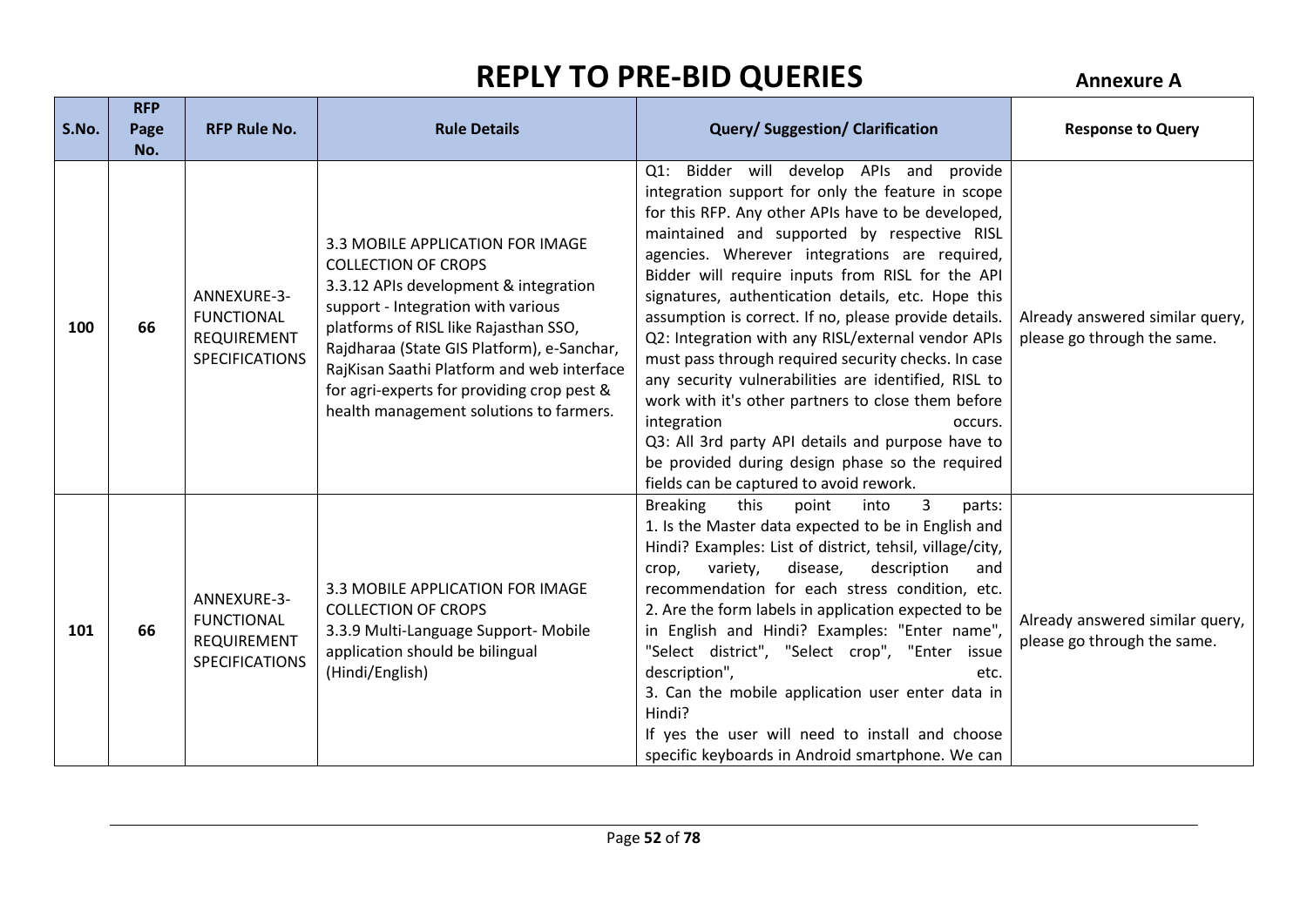# REPLY TO PRE-BID QUERIES

**Annexure A**

| S.No. | RFP Page No. | RFP Rule No. | Rule Details | Query/ Suggestion/ Clarification | Response to Query |
|---|---|---|---|---|---|
| 100 | 66 | ANNEXURE-3-FUNCTIONAL REQUIREMENT SPECIFICATIONS | 3.3 MOBILE APPLICATION FOR IMAGE COLLECTION OF CROPS<br>3.3.12 APIs development & integration support - Integration with various platforms of RISL like Rajasthan SSO, Rajdharaa (State GIS Platform), e-Sanchar, RajKisan Saathi Platform and web interface for agri-experts for providing crop pest & health management solutions to farmers. | Q1: Bidder will develop APIs and provide integration support for only the feature in scope for this RFP. Any other APIs have to be developed, maintained and supported by respective RISL agencies. Wherever integrations are required, Bidder will require inputs from RISL for the API signatures, authentication details, etc. Hope this assumption is correct. If no, please provide details.<br>Q2: Integration with any RISL/external vendor APIs must pass through required security checks. In case any security vulnerabilities are identified, RISL to work with it's other partners to close them before integration occurs.<br>Q3: All 3rd party API details and purpose have to be provided during design phase so the required fields can be captured to avoid rework. | Already answered similar query, please go through the same. |
| 101 | 66 | ANNEXURE-3-FUNCTIONAL REQUIREMENT SPECIFICATIONS | 3.3 MOBILE APPLICATION FOR IMAGE COLLECTION OF CROPS<br>3.3.9 Multi-Language Support- Mobile application should be bilingual (Hindi/English) | Breaking this point into 3 parts:<br>1. Is the Master data expected to be in English and Hindi? Examples: List of district, tehsil, village/city, crop, variety, disease, description and recommendation for each stress condition, etc.<br>2. Are the form labels in application expected to be in English and Hindi? Examples: "Enter name", "Select district", "Select crop", "Enter issue description", etc.<br>3. Can the mobile application user enter data in Hindi?<br>If yes the user will need to install and choose specific keyboards in Android smartphone. We can | Already answered similar query, please go through the same. |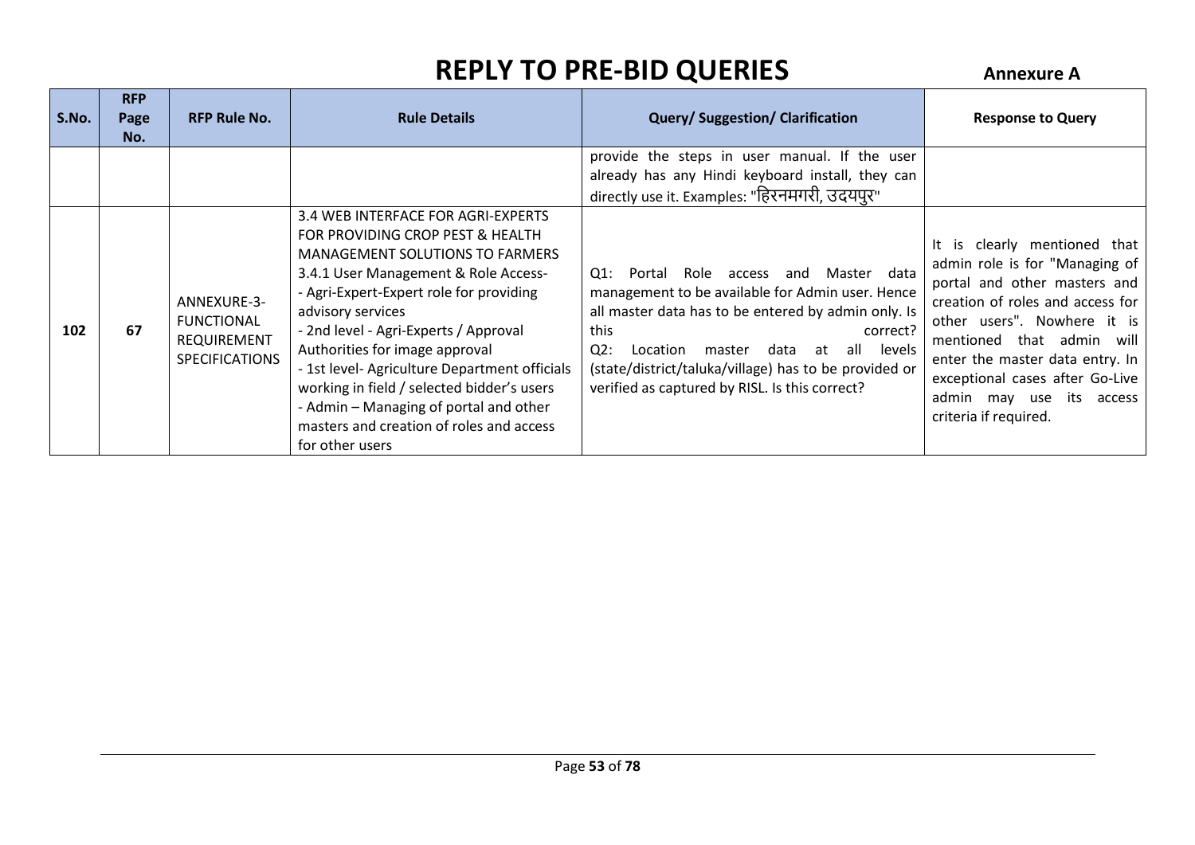# REPLY TO PRE-BID QUERIES

**Annexure A**

| S.No. | RFP Page No. | RFP Rule No. | Rule Details | Query/ Suggestion/ Clarification | Response to Query |
|---|---|---|---|---|---|
| | | | | provide the steps in user manual. If the user already has any Hindi keyboard install, they can directly use it. Examples: "हिरनमगरी, उदयपुर" | |
| 102 | 67 | ANNEXURE-3-FUNCTIONAL REQUIREMENT SPECIFICATIONS | 3.4 WEB INTERFACE FOR AGRI-EXPERTS FOR PROVIDING CROP PEST & HEALTH MANAGEMENT SOLUTIONS TO FARMERS<br>3.4.1 User Management & Role Access-<br>- Agri-Expert-Expert role for providing advisory services<br>- 2nd level - Agri-Experts / Approval Authorities for image approval<br>- 1st level- Agriculture Department officials working in field / selected bidder's users<br>- Admin – Managing of portal and other masters and creation of roles and access for other users | Q1: Portal Role access and Master data management to be available for Admin user. Hence all master data has to be entered by admin only. Is this correct?<br>Q2: Location master data at all levels (state/district/taluka/village) has to be provided or verified as captured by RISL. Is this correct? | It is clearly mentioned that admin role is for "Managing of portal and other masters and creation of roles and access for other users". Nowhere it is mentioned that admin will enter the master data entry. In exceptional cases after Go-Live admin may use its access criteria if required. |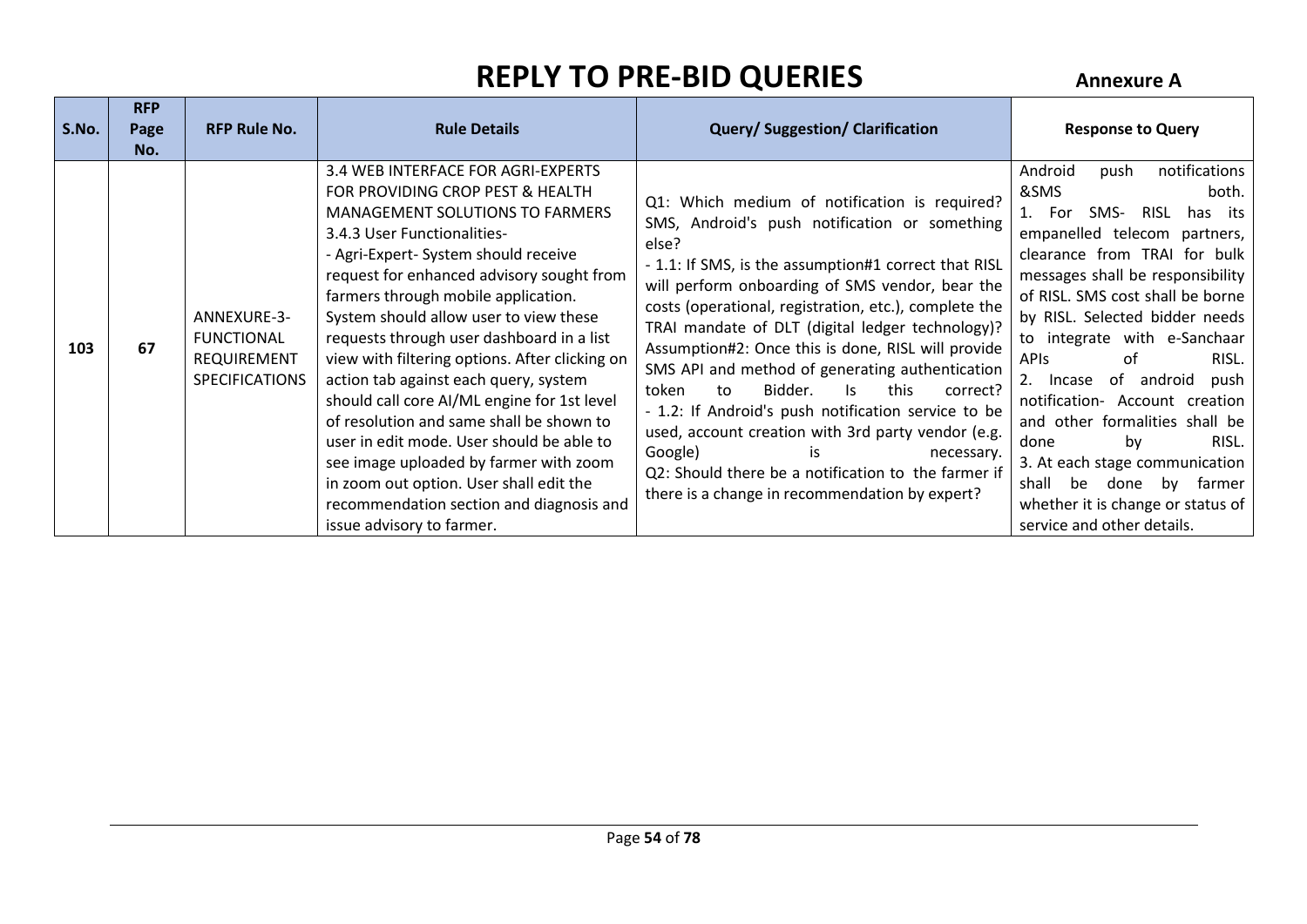# REPLY TO PRE-BID QUERIES

**Annexure A**

| S.No. | RFP Page No. | RFP Rule No. | Rule Details | Query/ Suggestion/ Clarification | Response to Query |
|---|---|---|---|---|---|
| 103 | 67 | ANNEXURE-3-FUNCTIONAL REQUIREMENT SPECIFICATIONS | 3.4 WEB INTERFACE FOR AGRI-EXPERTS FOR PROVIDING CROP PEST & HEALTH MANAGEMENT SOLUTIONS TO FARMERS<br>3.4.3 User Functionalities-<br>- Agri-Expert- System should receive request for enhanced advisory sought from farmers through mobile application. System should allow user to view these requests through user dashboard in a list view with filtering options. After clicking on action tab against each query, system should call core AI/ML engine for 1st level of resolution and same shall be shown to user in edit mode. User should be able to see image uploaded by farmer with zoom in zoom out option. User shall edit the recommendation section and diagnosis and issue advisory to farmer. | Q1: Which medium of notification is required? SMS, Android's push notification or something else?<br>- 1.1: If SMS, is the assumption#1 correct that RISL will perform onboarding of SMS vendor, bear the costs (operational, registration, etc.), complete the TRAI mandate of DLT (digital ledger technology)? Assumption#2: Once this is done, RISL will provide SMS API and method of generating authentication token to Bidder. Is this correct?<br>- 1.2: If Android's push notification service to be used, account creation with 3rd party vendor (e.g. Google) is necessary.<br>Q2: Should there be a notification to the farmer if there is a change in recommendation by expert? | Android push notifications &SMS both.<br>1. For SMS- RISL has its empanelled telecom partners, clearance from TRAI for bulk messages shall be responsibility of RISL. SMS cost shall be borne by RISL. Selected bidder needs to integrate with e-Sanchaar APIs of RISL.<br>2. Incase of android push notification- Account creation and other formalities shall be done by RISL.<br>3. At each stage communication shall be done by farmer whether it is change or status of service and other details. |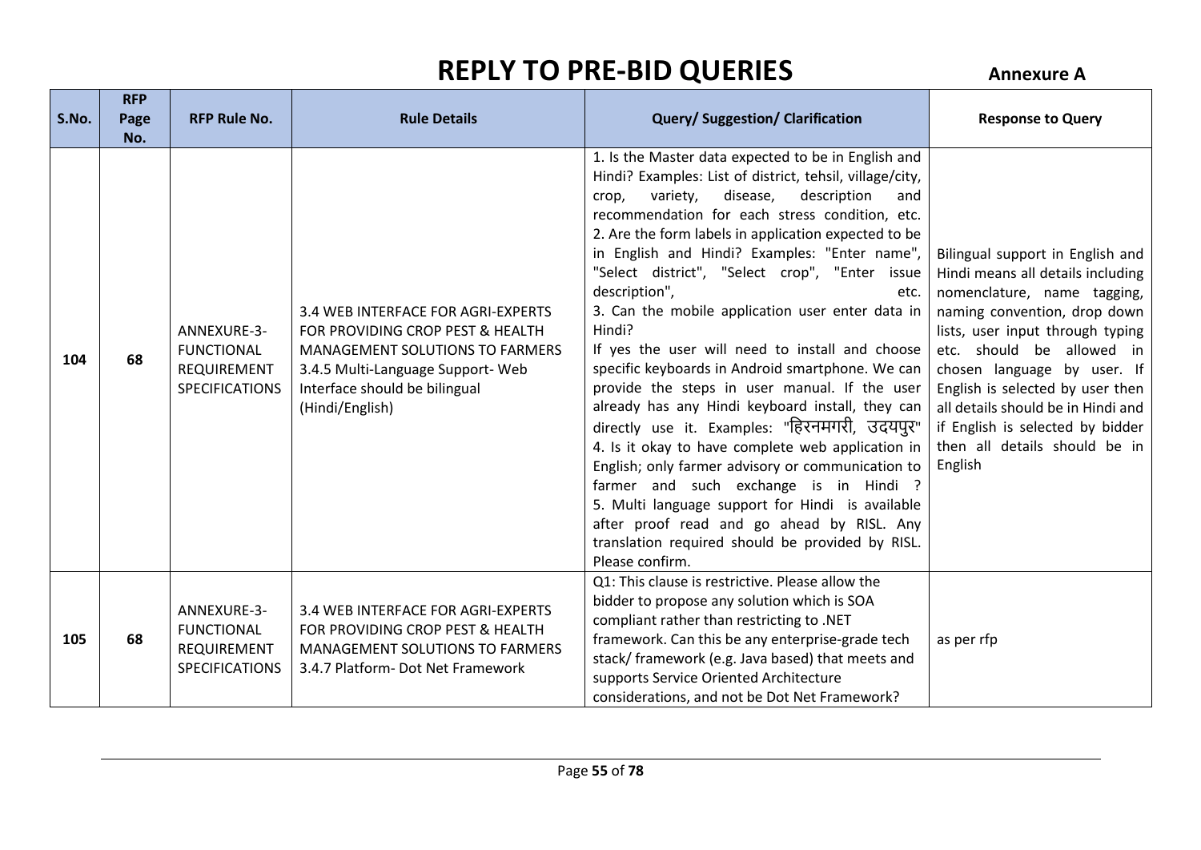# REPLY TO PRE-BID QUERIES

**Annexure A**

| S.No. | RFP Page No. | RFP Rule No. | Rule Details | Query/ Suggestion/ Clarification | Response to Query |
|---|---|---|---|---|---|
| 104 | 68 | ANNEXURE-3- FUNCTIONAL REQUIREMENT SPECIFICATIONS | 3.4 WEB INTERFACE FOR AGRI-EXPERTS FOR PROVIDING CROP PEST & HEALTH MANAGEMENT SOLUTIONS TO FARMERS 3.4.5 Multi-Language Support- Web Interface should be bilingual (Hindi/English) | 1. Is the Master data expected to be in English and Hindi? Examples: List of district, tehsil, village/city, crop, variety, disease, description and recommendation for each stress condition, etc. 2. Are the form labels in application expected to be in English and Hindi? Examples: "Enter name", "Select district", "Select crop", "Enter issue description", etc. 3. Can the mobile application user enter data in Hindi? If yes the user will need to install and choose specific keyboards in Android smartphone. We can provide the steps in user manual. If the user already has any Hindi keyboard install, they can directly use it. Examples: "हिरनमगरी, उदयपुर" 4. Is it okay to have complete web application in English; only farmer advisory or communication to farmer and such exchange is in Hindi ? 5. Multi language support for Hindi is available after proof read and go ahead by RISL. Any translation required should be provided by RISL. Please confirm. | Bilingual support in English and Hindi means all details including nomenclature, name tagging, naming convention, drop down lists, user input through typing etc. should be allowed in chosen language by user. If English is selected by user then all details should be in Hindi and if English is selected by bidder then all details should be in English |
| 105 | 68 | ANNEXURE-3- FUNCTIONAL REQUIREMENT SPECIFICATIONS | 3.4 WEB INTERFACE FOR AGRI-EXPERTS FOR PROVIDING CROP PEST & HEALTH MANAGEMENT SOLUTIONS TO FARMERS 3.4.7 Platform- Dot Net Framework | Q1: This clause is restrictive. Please allow the bidder to propose any solution which is SOA compliant rather than restricting to .NET framework. Can this be any enterprise-grade tech stack/ framework (e.g. Java based) that meets and supports Service Oriented Architecture considerations, and not be Dot Net Framework? | as per rfp |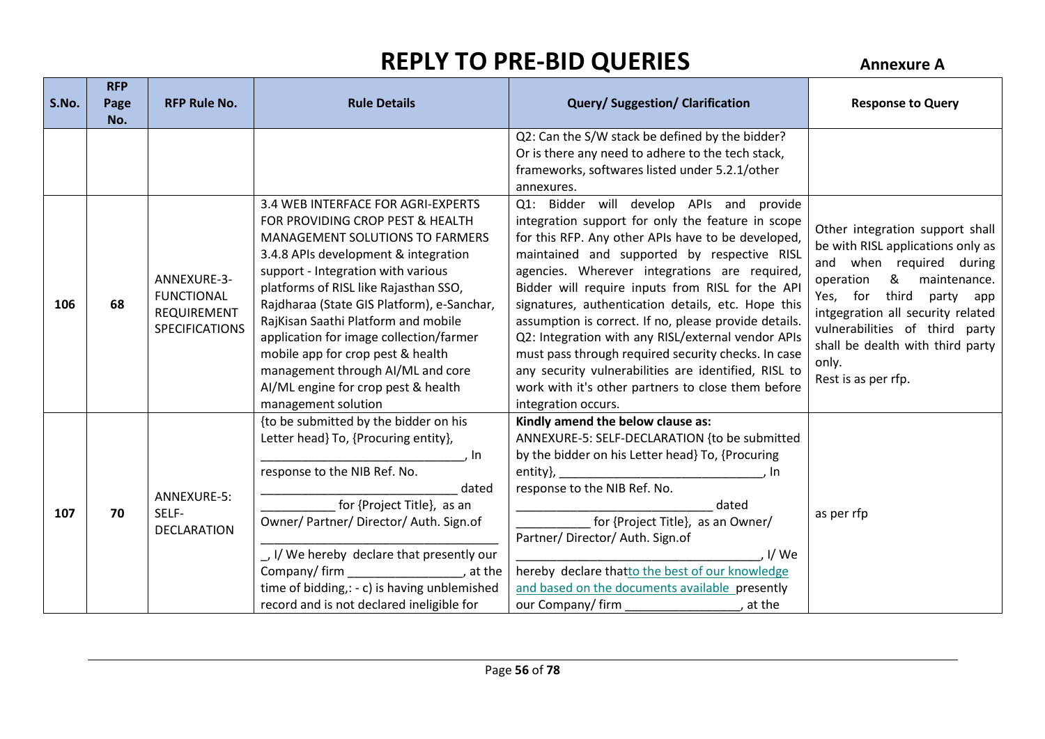# REPLY TO PRE-BID QUERIES

**Annexure A**

| S.No. | RFP Page No. | RFP Rule No. | Rule Details | Query/ Suggestion/ Clarification | Response to Query |
|---|---|---|---|---|---|
| | | | | Q2: Can the S/W stack be defined by the bidder? Or is there any need to adhere to the tech stack, frameworks, softwares listed under 5.2.1/other annexures. | |
| 106 | 68 | ANNEXURE-3-FUNCTIONAL REQUIREMENT SPECIFICATIONS | 3.4 WEB INTERFACE FOR AGRI-EXPERTS FOR PROVIDING CROP PEST & HEALTH MANAGEMENT SOLUTIONS TO FARMERS 3.4.8 APIs development & integration support - Integration with various platforms of RISL like Rajasthan SSO, Rajdharaa (State GIS Platform), e-Sanchar, RajKisan Saathi Platform and mobile application for image collection/farmer mobile app for crop pest & health management through AI/ML and core AI/ML engine for crop pest & health management solution | Q1: Bidder will develop APIs and provide integration support for only the feature in scope for this RFP. Any other APIs have to be developed, maintained and supported by respective RISL agencies. Wherever integrations are required, Bidder will require inputs from RISL for the API signatures, authentication details, etc. Hope this assumption is correct. If no, please provide details. Q2: Integration with any RISL/external vendor APIs must pass through required security checks. In case any security vulnerabilities are identified, RISL to work with it's other partners to close them before integration occurs. | Other integration support shall be with RISL applications only as and when required during operation & maintenance. Yes, for third party app intgegration all security related vulnerabilities of third party shall be dealth with third party only. Rest is as per rfp. |
| 107 | 70 | ANNEXURE-5: SELF-DECLARATION | {to be submitted by the bidder on his Letter head} To, {Procuring entity}, ______________________________, In response to the NIB Ref. No. ____________________________ dated ___________ for {Project Title}, as an Owner/ Partner/ Director/ Auth. Sign.of ____________________________________ _, I/ We hereby declare that presently our Company/ firm _________________, at the time of bidding,: - c) is having unblemished record and is not declared ineligible for | **Kindly amend the below clause as:** ANNEXURE-5: SELF-DECLARATION {to be submitted by the bidder on his Letter head} To, {Procuring entity}, ______________________________, In response to the NIB Ref. No. ____________________________ dated ___________ for {Project Title}, as an Owner/ Partner/ Director/ Auth. Sign.of _____________________________________, I/ We hereby declare that<u>to the best of our knowledge and based on the documents available </u>presently our Company/ firm _________________, at the | as per rfp |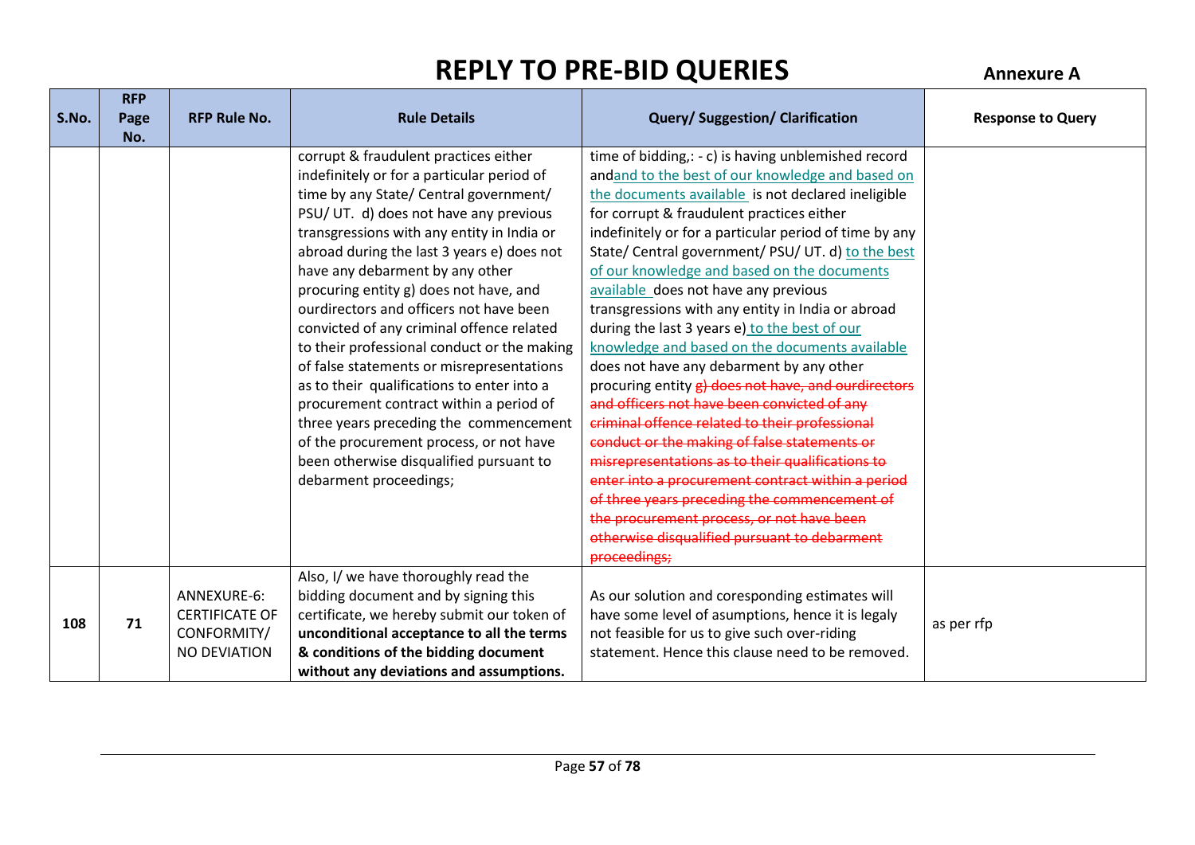# REPLY TO PRE-BID QUERIES

**Annexure A**

| S.No. | RFP Page No. | RFP Rule No. | Rule Details | Query/ Suggestion/ Clarification | Response to Query |
|---|---|---|---|---|---|
| | | | corrupt & fraudulent practices either indefinitely or for a particular period of time by any State/ Central government/ PSU/ UT. d) does not have any previous transgressions with any entity in India or abroad during the last 3 years e) does not have any debarment by any other procuring entity g) does not have, and ourdirectors and officers not have been convicted of any criminal offence related to their professional conduct or the making of false statements or misrepresentations as to their qualifications to enter into a procurement contract within a period of three years preceding the commencement of the procurement process, or not have been otherwise disqualified pursuant to debarment proceedings; | time of bidding,: - c) is having unblemished record andand to the best of our knowledge and based on the documents available is not declared ineligible for corrupt & fraudulent practices either indefinitely or for a particular period of time by any State/ Central government/ PSU/ UT. d) to the best of our knowledge and based on the documents available does not have any previous transgressions with any entity in India or abroad during the last 3 years e) to the best of our knowledge and based on the documents available does not have any debarment by any other procuring entity ~~g) does not have, and ourdirectors and officers not have been convicted of any criminal offence related to their professional conduct or the making of false statements or misrepresentations as to their qualifications to enter into a procurement contract within a period of three years preceding the commencement of the procurement process, or not have been otherwise disqualified pursuant to debarment proceedings;~~ | |
| **108** | **71** | ANNEXURE-6: CERTIFICATE OF CONFORMITY/ NO DEVIATION | Also, I/ we have thoroughly read the bidding document and by signing this certificate, we hereby submit our token of **unconditional acceptance to all the terms & conditions of the bidding document without any deviations and assumptions.** | As our solution and coresponding estimates will have some level of asumptions, hence it is legaly not feasible for us to give such over-riding statement. Hence this clause need to be removed. | as per rfp |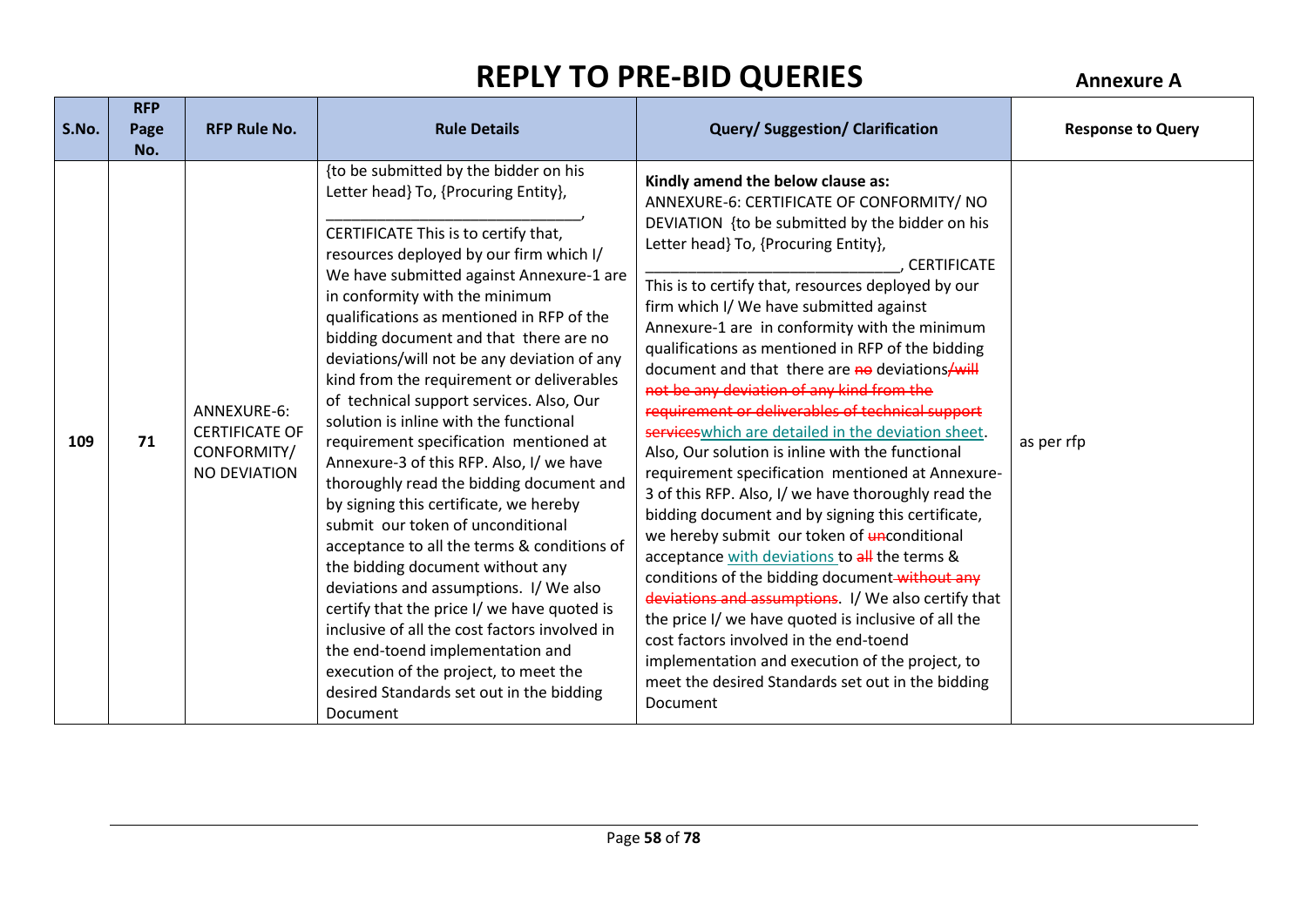# REPLY TO PRE-BID QUERIES

**Annexure A**

| S.No. | RFP Page No. | RFP Rule No. | Rule Details | Query/ Suggestion/ Clarification | Response to Query |
|---|---|---|---|---|---|
| 109 | 71 | ANNEXURE-6: CERTIFICATE OF CONFORMITY/ NO DEVIATION | {to be submitted by the bidder on his Letter head} To, {Procuring Entity}, ______________________________, CERTIFICATE This is to certify that, resources deployed by our firm which I/ We have submitted against Annexure-1 are in conformity with the minimum qualifications as mentioned in RFP of the bidding document and that there are no deviations/will not be any deviation of any kind from the requirement or deliverables of technical support services. Also, Our solution is inline with the functional requirement specification mentioned at Annexure-3 of this RFP. Also, I/ we have thoroughly read the bidding document and by signing this certificate, we hereby submit our token of unconditional acceptance to all the terms & conditions of the bidding document without any deviations and assumptions. I/ We also certify that the price I/ we have quoted is inclusive of all the cost factors involved in the end-toend implementation and execution of the project, to meet the desired Standards set out in the bidding Document | **Kindly amend the below clause as:** ANNEXURE-6: CERTIFICATE OF CONFORMITY/ NO DEVIATION {to be submitted by the bidder on his Letter head} To, {Procuring Entity}, ______________________________, CERTIFICATE This is to certify that, resources deployed by our firm which I/ We have submitted against Annexure-1 are in conformity with the minimum qualifications as mentioned in RFP of the bidding document and that there are ~~no~~ deviations~~/will not be any deviation of any kind from the requirement or deliverables of technical support services~~which are detailed in the deviation sheet. Also, Our solution is inline with the functional requirement specification mentioned at Annexure-3 of this RFP. Also, I/ we have thoroughly read the bidding document and by signing this certificate, we hereby submit our token of ~~un~~conditional acceptance with deviations to ~~all~~ the terms & conditions of the bidding document ~~without any deviations and assumptions~~. I/ We also certify that the price I/ we have quoted is inclusive of all the cost factors involved in the end-toend implementation and execution of the project, to meet the desired Standards set out in the bidding Document | as per rfp |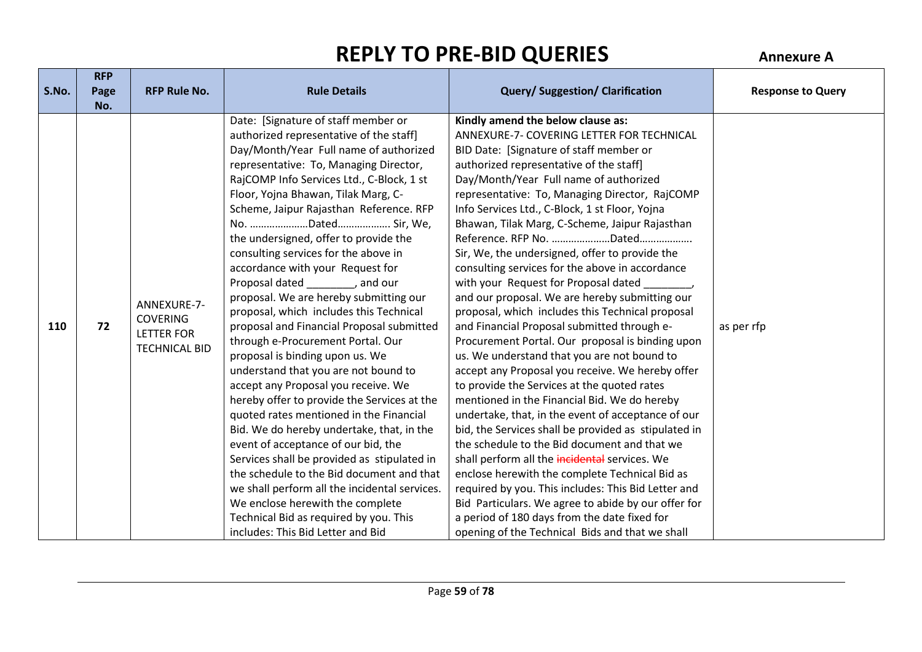# REPLY TO PRE-BID QUERIES

**Annexure A**

| S.No. | RFP Page No. | RFP Rule No. | Rule Details | Query/ Suggestion/ Clarification | Response to Query |
|---|---|---|---|---|---|
| 110 | 72 | ANNEXURE-7- COVERING LETTER FOR TECHNICAL BID | Date: [Signature of staff member or authorized representative of the staff] Day/Month/Year Full name of authorized representative: To, Managing Director, RajCOMP Info Services Ltd., C-Block, 1 st Floor, Yojna Bhawan, Tilak Marg, C-Scheme, Jaipur Rajasthan Reference. RFP No. …………………Dated……………… Sir, We, the undersigned, offer to provide the consulting services for the above in accordance with your Request for Proposal dated ________, and our proposal. We are hereby submitting our proposal, which includes this Technical proposal and Financial Proposal submitted through e-Procurement Portal. Our proposal is binding upon us. We understand that you are not bound to accept any Proposal you receive. We hereby offer to provide the Services at the quoted rates mentioned in the Financial Bid. We do hereby undertake, that, in the event of acceptance of our bid, the Services shall be provided as stipulated in the schedule to the Bid document and that we shall perform all the incidental services. We enclose herewith the complete Technical Bid as required by you. This includes: This Bid Letter and Bid | **Kindly amend the below clause as:** ANNEXURE-7- COVERING LETTER FOR TECHNICAL BID Date: [Signature of staff member or authorized representative of the staff] Day/Month/Year Full name of authorized representative: To, Managing Director, RajCOMP Info Services Ltd., C-Block, 1 st Floor, Yojna Bhawan, Tilak Marg, C-Scheme, Jaipur Rajasthan Reference. RFP No. …………………Dated………………. Sir, We, the undersigned, offer to provide the consulting services for the above in accordance with your Request for Proposal dated ________, and our proposal. We are hereby submitting our proposal, which includes this Technical proposal and Financial Proposal submitted through e-Procurement Portal. Our proposal is binding upon us. We understand that you are not bound to accept any Proposal you receive. We hereby offer to provide the Services at the quoted rates mentioned in the Financial Bid. We do hereby undertake, that, in the event of acceptance of our bid, the Services shall be provided as stipulated in the schedule to the Bid document and that we shall perform all the ~~incidental~~ services. We enclose herewith the complete Technical Bid as required by you. This includes: This Bid Letter and Bid Particulars. We agree to abide by our offer for a period of 180 days from the date fixed for opening of the Technical Bids and that we shall | as per rfp |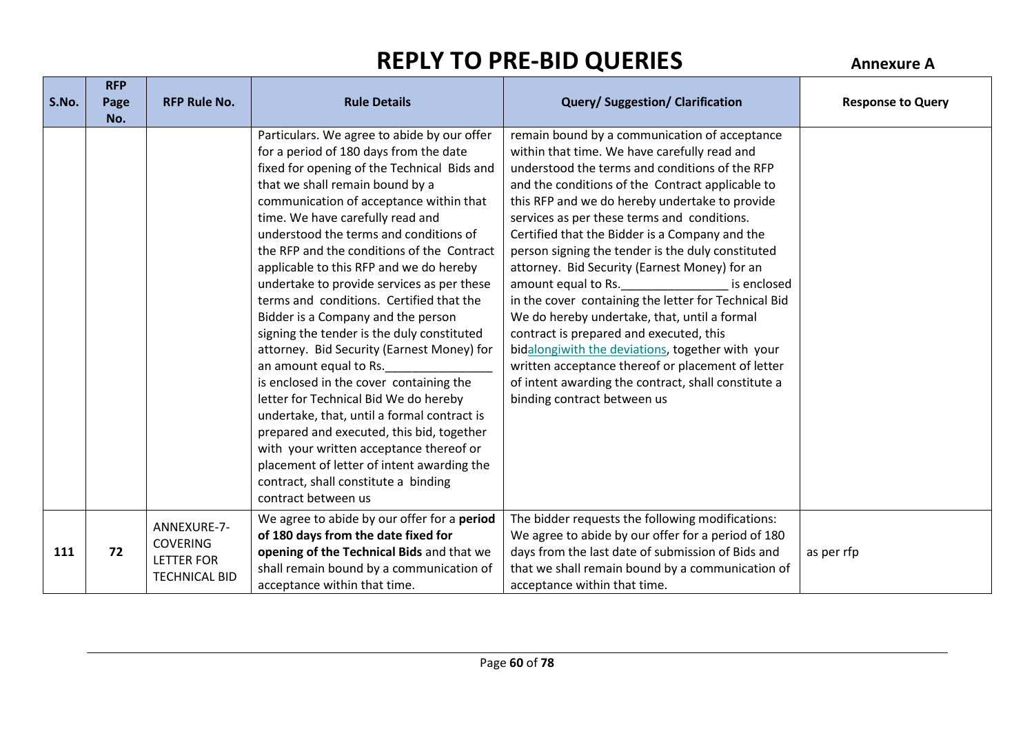# REPLY TO PRE-BID QUERIES

**Annexure A**

| S.No. | RFP Page No. | RFP Rule No. | Rule Details | Query/ Suggestion/ Clarification | Response to Query |
|---|---|---|---|---|---|
| | | | Particulars. We agree to abide by our offer for a period of 180 days from the date fixed for opening of the Technical Bids and that we shall remain bound by a communication of acceptance within that time. We have carefully read and understood the terms and conditions of the RFP and the conditions of the Contract applicable to this RFP and we do hereby undertake to provide services as per these terms and conditions. Certified that the Bidder is a Company and the person signing the tender is the duly constituted attorney. Bid Security (Earnest Money) for an amount equal to Rs.________________ is enclosed in the cover containing the letter for Technical Bid We do hereby undertake, that, until a formal contract is prepared and executed, this bid, together with your written acceptance thereof or placement of letter of intent awarding the contract, shall constitute a binding contract between us | remain bound by a communication of acceptance within that time. We have carefully read and understood the terms and conditions of the RFP and the conditions of the Contract applicable to this RFP and we do hereby undertake to provide services as per these terms and conditions. Certified that the Bidder is a Company and the person signing the tender is the duly constituted attorney. Bid Security (Earnest Money) for an amount equal to Rs.________________ is enclosed in the cover containing the letter for Technical Bid We do hereby undertake, that, until a formal contract is prepared and executed, this bidalongwith the deviations, together with your written acceptance thereof or placement of letter of intent awarding the contract, shall constitute a binding contract between us | |
| 111 | 72 | ANNEXURE-7-COVERING LETTER FOR TECHNICAL BID | We agree to abide by our offer for a **period of 180 days from the date fixed for opening of the Technical Bids** and that we shall remain bound by a communication of acceptance within that time. | The bidder requests the following modifications: We agree to abide by our offer for a period of 180 days from the last date of submission of Bids and that we shall remain bound by a communication of acceptance within that time. | as per rfp |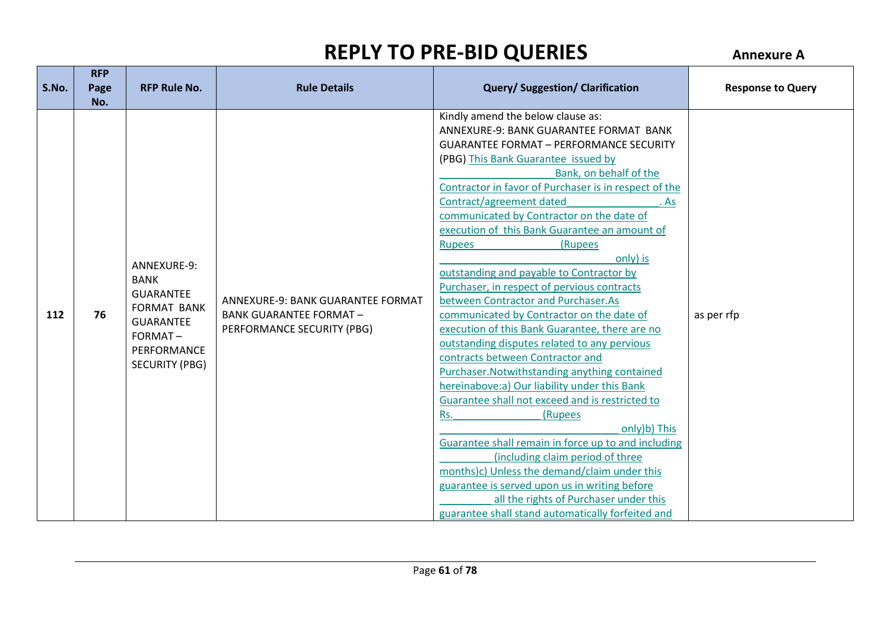# REPLY TO PRE-BID QUERIES

**Annexure A**

| S.No. | RFP Page No. | RFP Rule No. | Rule Details | Query/ Suggestion/ Clarification | Response to Query |
|---|---|---|---|---|---|
| 112 | 76 | ANNEXURE-9: BANK GUARANTEE FORMAT BANK GUARANTEE FORMAT – PERFORMANCE SECURITY (PBG) | ANNEXURE-9: BANK GUARANTEE FORMAT BANK GUARANTEE FORMAT – PERFORMANCE SECURITY (PBG) | Kindly amend the below clause as: ANNEXURE-9: BANK GUARANTEE FORMAT BANK GUARANTEE FORMAT – PERFORMANCE SECURITY (PBG) This Bank Guarantee issued by ___________________Bank, on behalf of the Contractor in favor of Purchaser is in respect of the Contract/agreement dated________________. As communicated by Contractor on the date of execution of this Bank Guarantee an amount of Rupees_______________(Rupees ______________________________only) is outstanding and payable to Contractor by Purchaser, in respect of pervious contracts between Contractor and Purchaser.As communicated by Contractor on the date of execution of this Bank Guarantee, there are no outstanding disputes related to any pervious contracts between Contractor and Purchaser.Notwithstanding anything contained hereinabove:a) Our liability under this Bank Guarantee shall not exceed and is restricted to Rs._______________(Rupees ______________________________only)b) This Guarantee shall remain in force up to and including _________(including claim period of three months)c) Unless the demand/claim under this guarantee is served upon us in writing before _________all the rights of Purchaser under this guarantee shall stand automatically forfeited and | as per rfp |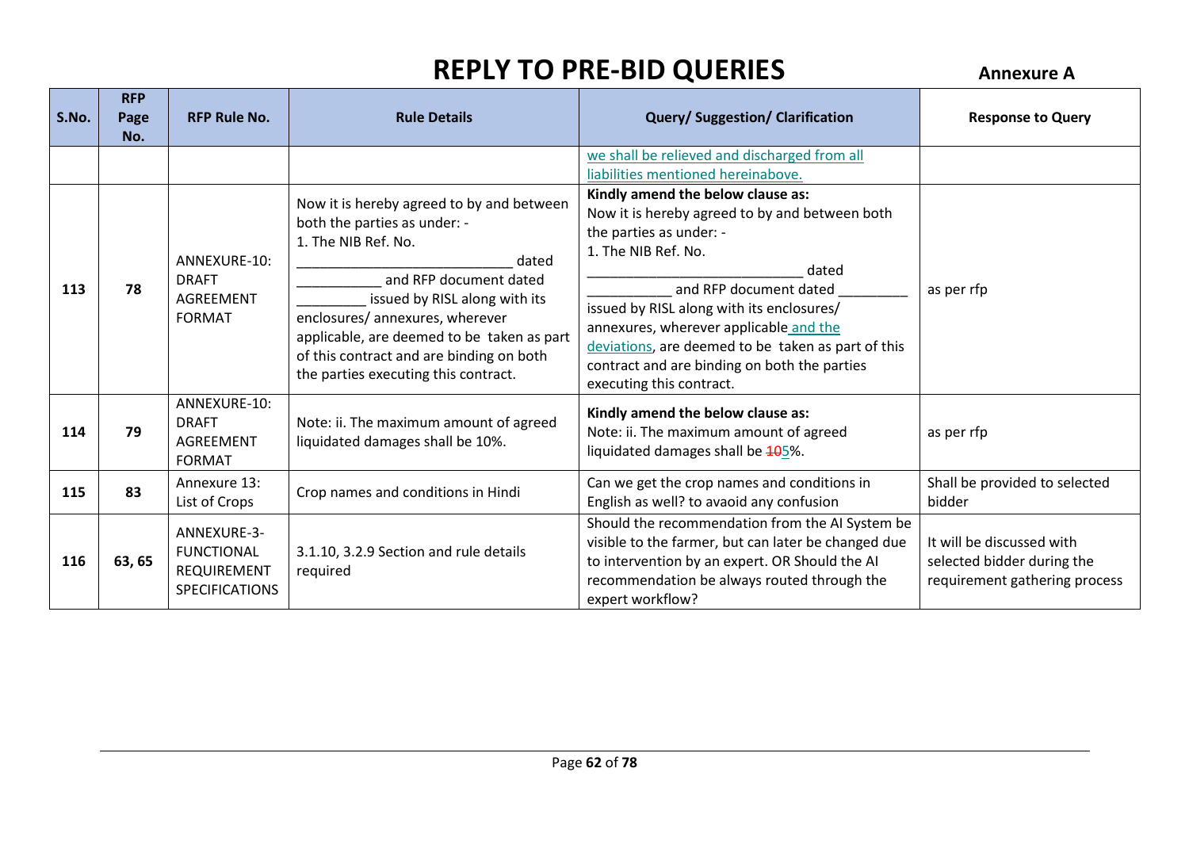# REPLY TO PRE-BID QUERIES

**Annexure A**

| S.No. | RFP Page No. | RFP Rule No. | Rule Details | Query/ Suggestion/ Clarification | Response to Query |
|---|---|---|---|---|---|
| | | | | we shall be relieved and discharged from all liabilities mentioned hereinabove. | |
| 113 | 78 | ANNEXURE-10: DRAFT AGREEMENT FORMAT | Now it is hereby agreed to by and between both the parties as under: - 1. The NIB Ref. No. ___________________________ dated ___________ and RFP document dated _________ issued by RISL along with its enclosures/ annexures, wherever applicable, are deemed to be taken as part of this contract and are binding on both the parties executing this contract. | **Kindly amend the below clause as:** Now it is hereby agreed to by and between both the parties as under: - 1. The NIB Ref. No. ___________________________ dated ___________ and RFP document dated _________ issued by RISL along with its enclosures/ annexures, wherever applicable and the deviations, are deemed to be taken as part of this contract and are binding on both the parties executing this contract. | as per rfp |
| 114 | 79 | ANNEXURE-10: DRAFT AGREEMENT FORMAT | Note: ii. The maximum amount of agreed liquidated damages shall be 10%. | **Kindly amend the below clause as:** Note: ii. The maximum amount of agreed liquidated damages shall be ~~10~~5%. | as per rfp |
| 115 | 83 | Annexure 13: List of Crops | Crop names and conditions in Hindi | Can we get the crop names and conditions in English as well? to avaoid any confusion | Shall be provided to selected bidder |
| 116 | 63, 65 | ANNEXURE-3- FUNCTIONAL REQUIREMENT SPECIFICATIONS | 3.1.10, 3.2.9 Section and rule details required | Should the recommendation from the AI System be visible to the farmer, but can later be changed due to intervention by an expert. OR Should the AI recommendation be always routed through the expert workflow? | It will be discussed with selected bidder during the requirement gathering process |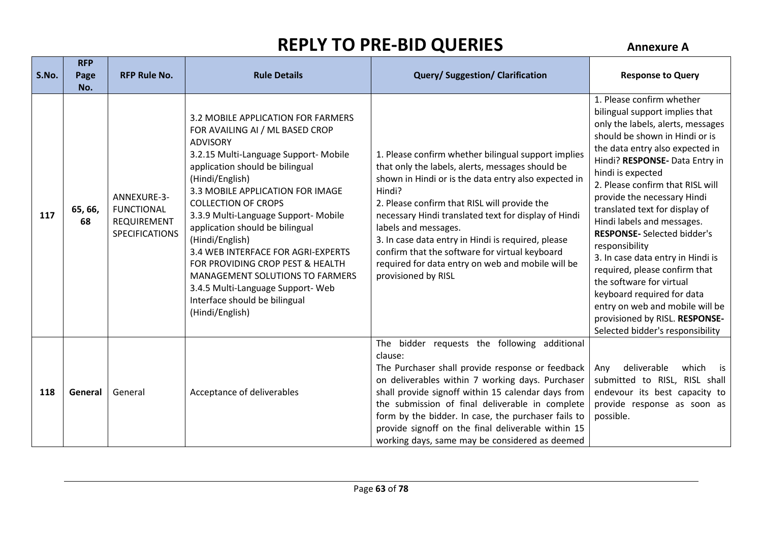# REPLY TO PRE-BID QUERIES

**Annexure A**

| S.No. | RFP Page No. | RFP Rule No. | Rule Details | Query/ Suggestion/ Clarification | Response to Query |
|---|---|---|---|---|---|
| 117 | 65, 66, 68 | ANNEXURE-3-FUNCTIONAL REQUIREMENT SPECIFICATIONS | 3.2 MOBILE APPLICATION FOR FARMERS FOR AVAILING AI / ML BASED CROP ADVISORY<br>3.2.15 Multi-Language Support- Mobile application should be bilingual (Hindi/English)<br>3.3 MOBILE APPLICATION FOR IMAGE COLLECTION OF CROPS<br>3.3.9 Multi-Language Support- Mobile application should be bilingual (Hindi/English)<br>3.4 WEB INTERFACE FOR AGRI-EXPERTS FOR PROVIDING CROP PEST & HEALTH MANAGEMENT SOLUTIONS TO FARMERS<br>3.4.5 Multi-Language Support- Web Interface should be bilingual (Hindi/English) | 1. Please confirm whether bilingual support implies that only the labels, alerts, messages should be shown in Hindi or is the data entry also expected in Hindi?<br>2. Please confirm that RISL will provide the necessary Hindi translated text for display of Hindi labels and messages.<br>3. In case data entry in Hindi is required, please confirm that the software for virtual keyboard required for data entry on web and mobile will be provisioned by RISL | 1. Please confirm whether bilingual support implies that only the labels, alerts, messages should be shown in Hindi or is the data entry also expected in Hindi? **RESPONSE-** Data Entry in hindi is expected<br>2. Please confirm that RISL will provide the necessary Hindi translated text for display of Hindi labels and messages. **RESPONSE-** Selected bidder's responsibility<br>3. In case data entry in Hindi is required, please confirm that the software for virtual keyboard required for data entry on web and mobile will be provisioned by RISL. **RESPONSE-** Selected bidder's responsibility |
| 118 | **General** | General | Acceptance of deliverables | The bidder requests the following additional clause:<br>The Purchaser shall provide response or feedback on deliverables within 7 working days. Purchaser shall provide signoff within 15 calendar days from the submission of final deliverable in complete form by the bidder. In case, the purchaser fails to provide signoff on the final deliverable within 15 working days, same may be considered as deemed | Any deliverable which is submitted to RISL, RISL shall endevour its best capacity to provide response as soon as possible. |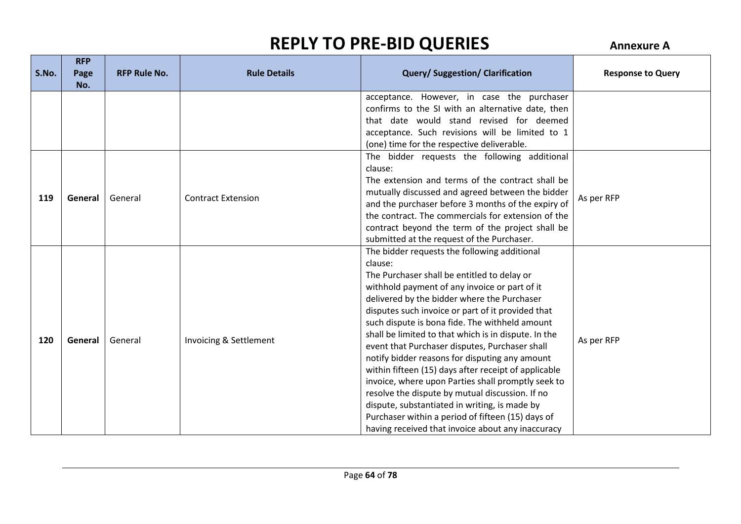# REPLY TO PRE-BID QUERIES

**Annexure A**

| S.No. | RFP Page No. | RFP Rule No. | Rule Details | Query/ Suggestion/ Clarification | Response to Query |
|---|---|---|---|---|---|
| | | | | acceptance. However, in case the purchaser confirms to the SI with an alternative date, then that date would stand revised for deemed acceptance. Such revisions will be limited to 1 (one) time for the respective deliverable. | |
| **119** | **General** | General | Contract Extension | The bidder requests the following additional clause:<br>The extension and terms of the contract shall be mutually discussed and agreed between the bidder and the purchaser before 3 months of the expiry of the contract. The commercials for extension of the contract beyond the term of the project shall be submitted at the request of the Purchaser. | As per RFP |
| **120** | **General** | General | Invoicing & Settlement | The bidder requests the following additional clause:<br>The Purchaser shall be entitled to delay or withhold payment of any invoice or part of it delivered by the bidder where the Purchaser disputes such invoice or part of it provided that such dispute is bona fide. The withheld amount shall be limited to that which is in dispute. In the event that Purchaser disputes, Purchaser shall notify bidder reasons for disputing any amount within fifteen (15) days after receipt of applicable invoice, where upon Parties shall promptly seek to resolve the dispute by mutual discussion. If no dispute, substantiated in writing, is made by Purchaser within a period of fifteen (15) days of having received that invoice about any inaccuracy | As per RFP |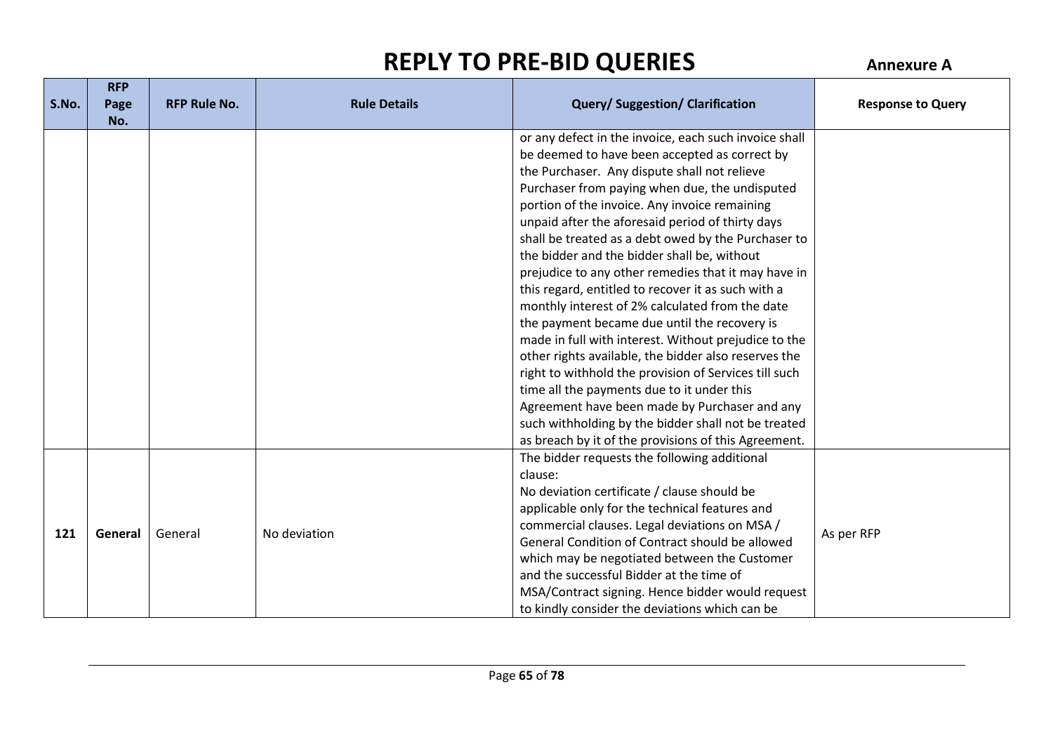# REPLY TO PRE-BID QUERIES

**Annexure A**

| S.No. | RFP Page No. | RFP Rule No. | Rule Details | Query/ Suggestion/ Clarification | Response to Query |
|---|---|---|---|---|---|
| | | | | or any defect in the invoice, each such invoice shall be deemed to have been accepted as correct by the Purchaser. Any dispute shall not relieve Purchaser from paying when due, the undisputed portion of the invoice. Any invoice remaining unpaid after the aforesaid period of thirty days shall be treated as a debt owed by the Purchaser to the bidder and the bidder shall be, without prejudice to any other remedies that it may have in this regard, entitled to recover it as such with a monthly interest of 2% calculated from the date the payment became due until the recovery is made in full with interest. Without prejudice to the other rights available, the bidder also reserves the right to withhold the provision of Services till such time all the payments due to it under this Agreement have been made by Purchaser and any such withholding by the bidder shall not be treated as breach by it of the provisions of this Agreement. | |
| **121** | **General** | General | No deviation | The bidder requests the following additional clause:<br>No deviation certificate / clause should be applicable only for the technical features and commercial clauses. Legal deviations on MSA / General Condition of Contract should be allowed which may be negotiated between the Customer and the successful Bidder at the time of MSA/Contract signing. Hence bidder would request to kindly consider the deviations which can be | As per RFP |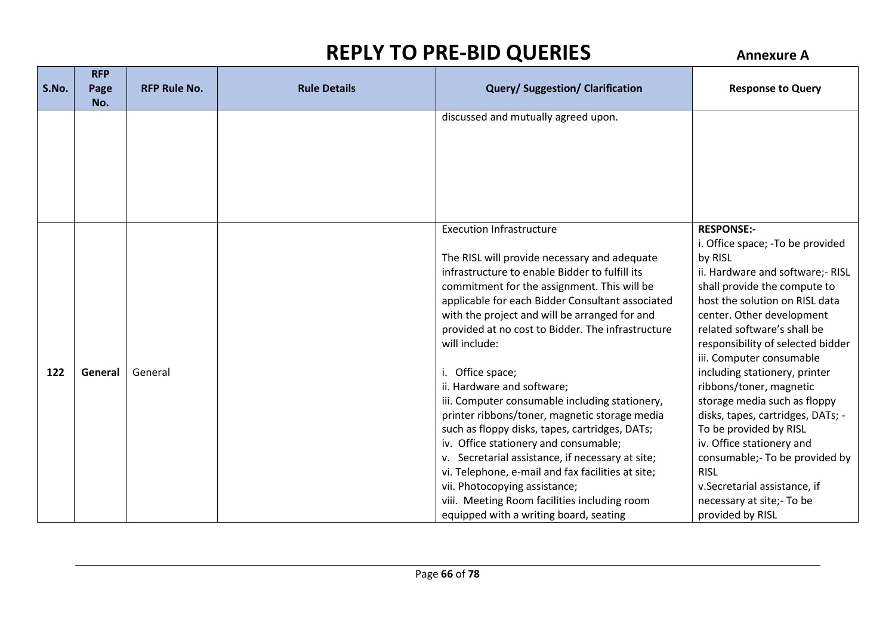# REPLY TO PRE-BID QUERIES

**Annexure A**

| S.No. | RFP Page No. | RFP Rule No. | Rule Details | Query/ Suggestion/ Clarification | Response to Query |
|---|---|---|---|---|---|
| | | | | discussed and mutually agreed upon. | |
| **122** | **General** | General | | Execution Infrastructure<br><br>The RISL will provide necessary and adequate infrastructure to enable Bidder to fulfill its commitment for the assignment. This will be applicable for each Bidder Consultant associated with the project and will be arranged for and provided at no cost to Bidder. The infrastructure will include:<br><br>i. Office space;<br>ii. Hardware and software;<br>iii. Computer consumable including stationery, printer ribbons/toner, magnetic storage media such as floppy disks, tapes, cartridges, DATs;<br>iv. Office stationery and consumable;<br>v. Secretarial assistance, if necessary at site;<br>vi. Telephone, e-mail and fax facilities at site;<br>vii. Photocopying assistance;<br>viii. Meeting Room facilities including room equipped with a writing board, seating | **RESPONSE:-**<br>i. Office space; -To be provided by RISL<br>ii. Hardware and software;- RISL shall provide the compute to host the solution on RISL data center. Other development related software's shall be responsibility of selected bidder<br>iii. Computer consumable including stationery, printer ribbons/toner, magnetic storage media such as floppy disks, tapes, cartridges, DATs; -To be provided by RISL<br>iv. Office stationery and consumable;- To be provided by RISL<br>v.Secretarial assistance, if necessary at site;- To be provided by RISL |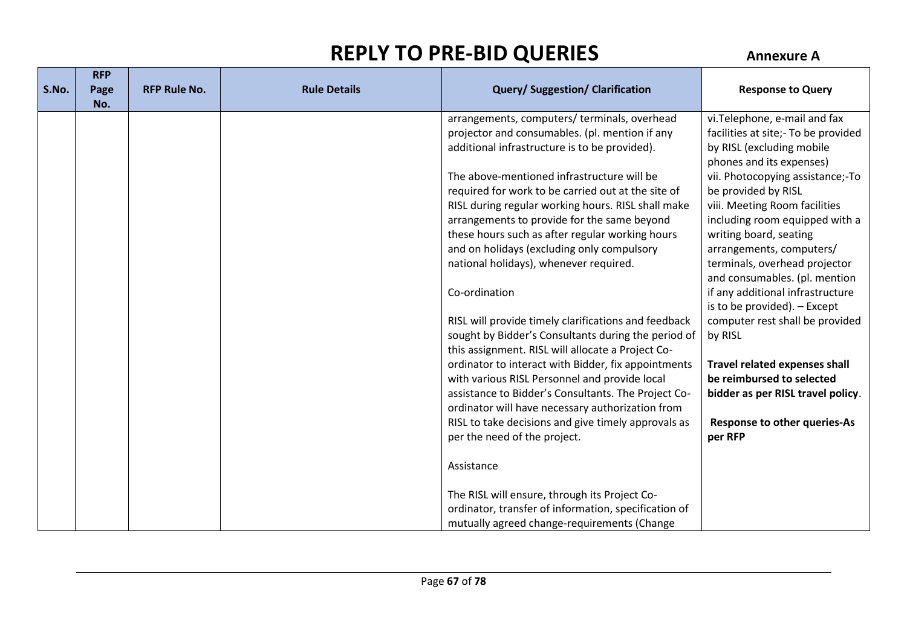# REPLY TO PRE-BID QUERIES

**Annexure A**

| S.No. | RFP Page No. | RFP Rule No. | Rule Details | Query/ Suggestion/ Clarification | Response to Query |
|---|---|---|---|---|---|
| | | | | arrangements, computers/ terminals, overhead projector and consumables. (pl. mention if any additional infrastructure is to be provided).<br><br>The above-mentioned infrastructure will be required for work to be carried out at the site of RISL during regular working hours. RISL shall make arrangements to provide for the same beyond these hours such as after regular working hours and on holidays (excluding only compulsory national holidays), whenever required.<br><br>Co-ordination<br><br>RISL will provide timely clarifications and feedback sought by Bidder's Consultants during the period of this assignment. RISL will allocate a Project Co-ordinator to interact with Bidder, fix appointments with various RISL Personnel and provide local assistance to Bidder's Consultants. The Project Co-ordinator will have necessary authorization from RISL to take decisions and give timely approvals as per the need of the project.<br><br>Assistance<br><br>The RISL will ensure, through its Project Co-ordinator, transfer of information, specification of mutually agreed change-requirements (Change | vi.Telephone, e-mail and fax facilities at site;- To be provided by RISL (excluding mobile phones and its expenses)<br>vii. Photocopying assistance;-To be provided by RISL<br>viii. Meeting Room facilities including room equipped with a writing board, seating arrangements, computers/ terminals, overhead projector and consumables. (pl. mention if any additional infrastructure is to be provided). – Except computer rest shall be provided by RISL<br><br>**Travel related expenses shall be reimbursed to selected bidder as per RISL travel policy**.<br><br>**Response to other queries-As per RFP** |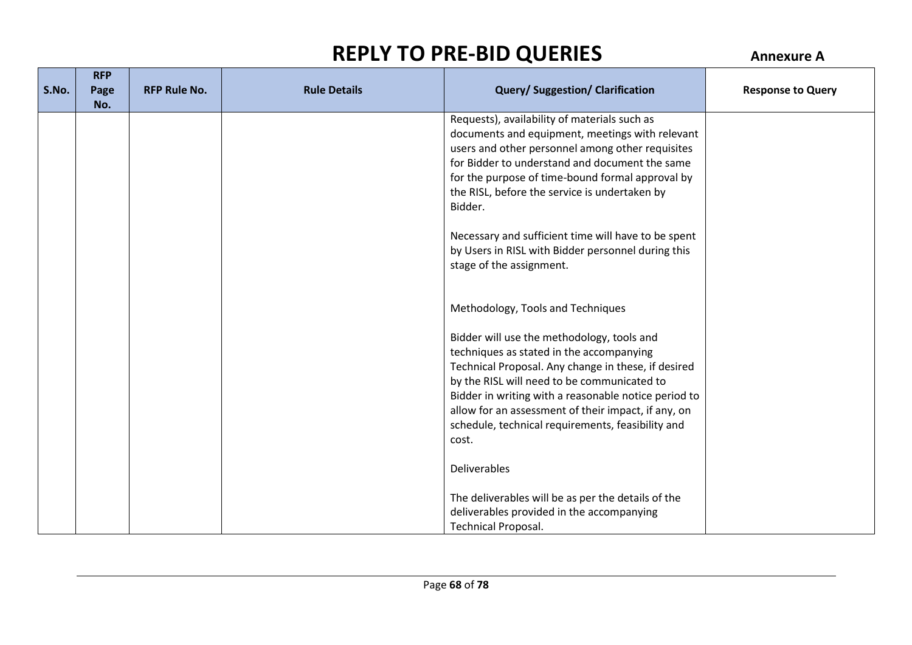# REPLY TO PRE-BID QUERIES

**Annexure A**

| S.No. | RFP Page No. | RFP Rule No. | Rule Details | Query/ Suggestion/ Clarification | Response to Query |
|---|---|---|---|---|---|
| | | | | Requests), availability of materials such as documents and equipment, meetings with relevant users and other personnel among other requisites for Bidder to understand and document the same for the purpose of time-bound formal approval by the RISL, before the service is undertaken by Bidder.<br><br>Necessary and sufficient time will have to be spent by Users in RISL with Bidder personnel during this stage of the assignment.<br><br>Methodology, Tools and Techniques<br><br>Bidder will use the methodology, tools and techniques as stated in the accompanying Technical Proposal. Any change in these, if desired by the RISL will need to be communicated to Bidder in writing with a reasonable notice period to allow for an assessment of their impact, if any, on schedule, technical requirements, feasibility and cost.<br><br>Deliverables<br><br>The deliverables will be as per the details of the deliverables provided in the accompanying Technical Proposal. | |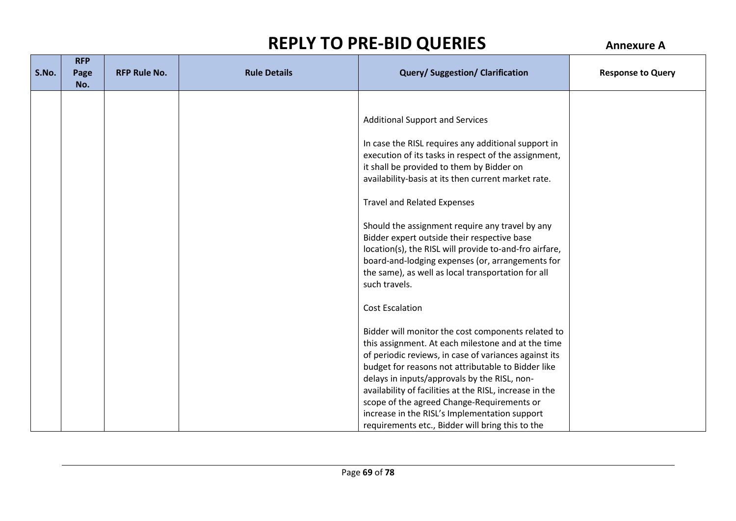# REPLY TO PRE-BID QUERIES

**Annexure A**

| S.No. | RFP Page No. | RFP Rule No. | Rule Details | Query/ Suggestion/ Clarification | Response to Query |
|---|---|---|---|---|---|
| | | | | Additional Support and Services<br><br>In case the RISL requires any additional support in execution of its tasks in respect of the assignment, it shall be provided to them by Bidder on availability-basis at its then current market rate.<br><br>Travel and Related Expenses<br><br>Should the assignment require any travel by any Bidder expert outside their respective base location(s), the RISL will provide to-and-fro airfare, board-and-lodging expenses (or, arrangements for the same), as well as local transportation for all such travels.<br><br>Cost Escalation<br><br>Bidder will monitor the cost components related to this assignment. At each milestone and at the time of periodic reviews, in case of variances against its budget for reasons not attributable to Bidder like delays in inputs/approvals by the RISL, non-availability of facilities at the RISL, increase in the scope of the agreed Change-Requirements or increase in the RISL's Implementation support requirements etc., Bidder will bring this to the | |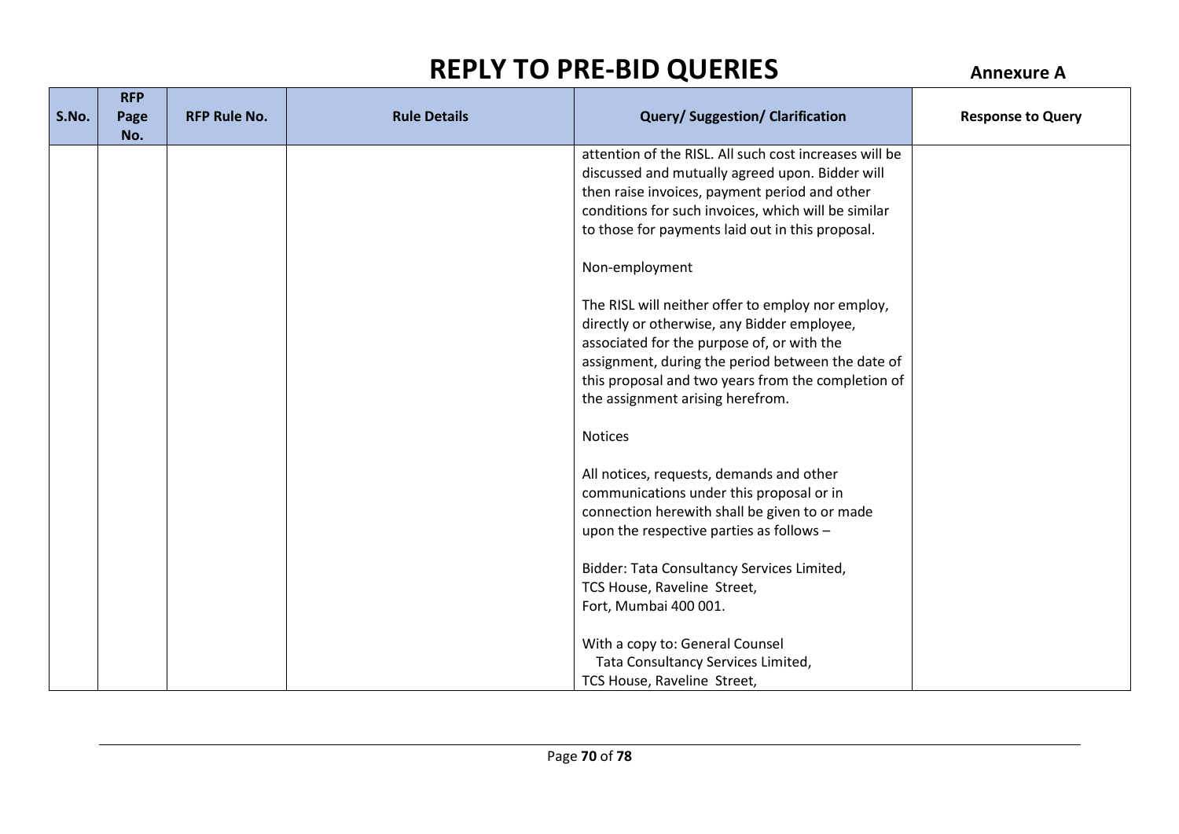# REPLY TO PRE-BID QUERIES

**Annexure A**

| S.No. | RFP Page No. | RFP Rule No. | Rule Details | Query/ Suggestion/ Clarification | Response to Query |
|---|---|---|---|---|---|
| | | | | attention of the RISL. All such cost increases will be discussed and mutually agreed upon. Bidder will then raise invoices, payment period and other conditions for such invoices, which will be similar to those for payments laid out in this proposal.<br><br>Non-employment<br><br>The RISL will neither offer to employ nor employ, directly or otherwise, any Bidder employee, associated for the purpose of, or with the assignment, during the period between the date of this proposal and two years from the completion of the assignment arising herefrom.<br><br>Notices<br><br>All notices, requests, demands and other communications under this proposal or in connection herewith shall be given to or made upon the respective parties as follows –<br><br>Bidder: Tata Consultancy Services Limited,<br>TCS House, Raveline Street,<br>Fort, Mumbai 400 001.<br><br>With a copy to: General Counsel<br>Tata Consultancy Services Limited,<br>TCS House, Raveline Street, | |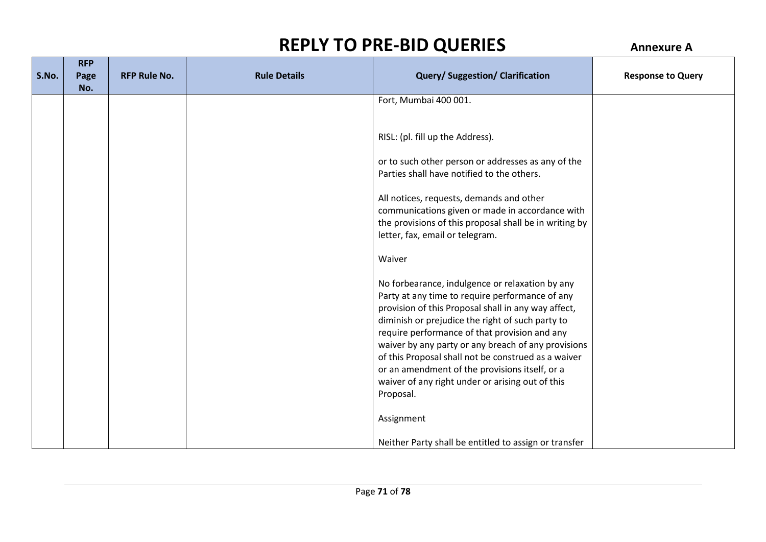# REPLY TO PRE-BID QUERIES

**Annexure A**

| S.No. | RFP Page No. | RFP Rule No. | Rule Details | Query/ Suggestion/ Clarification | Response to Query |
|---|---|---|---|---|---|
| | | | | Fort, Mumbai 400 001.<br><br>RISL: (pl. fill up the Address).<br><br>or to such other person or addresses as any of the Parties shall have notified to the others.<br><br>All notices, requests, demands and other communications given or made in accordance with the provisions of this proposal shall be in writing by letter, fax, email or telegram.<br><br>Waiver<br><br>No forbearance, indulgence or relaxation by any Party at any time to require performance of any provision of this Proposal shall in any way affect, diminish or prejudice the right of such party to require performance of that provision and any waiver by any party or any breach of any provisions of this Proposal shall not be construed as a waiver or an amendment of the provisions itself, or a waiver of any right under or arising out of this Proposal.<br><br>Assignment<br><br>Neither Party shall be entitled to assign or transfer | |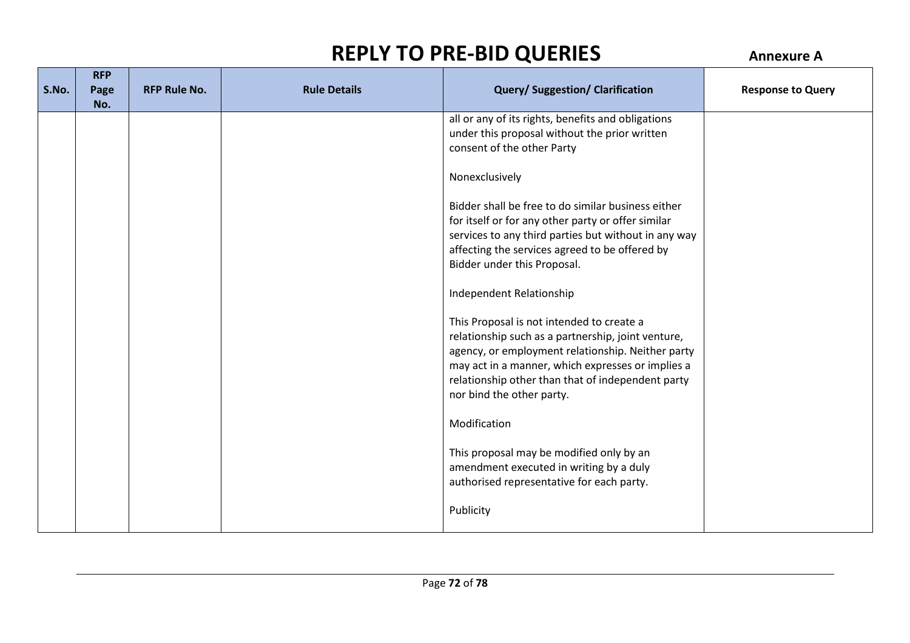# REPLY TO PRE-BID QUERIES

**Annexure A**

| S.No. | RFP Page No. | RFP Rule No. | Rule Details | Query/ Suggestion/ Clarification | Response to Query |
|---|---|---|---|---|---|
| | | | | all or any of its rights, benefits and obligations under this proposal without the prior written consent of the other Party<br><br>Nonexclusively<br><br>Bidder shall be free to do similar business either for itself or for any other party or offer similar services to any third parties but without in any way affecting the services agreed to be offered by Bidder under this Proposal.<br><br>Independent Relationship<br><br>This Proposal is not intended to create a relationship such as a partnership, joint venture, agency, or employment relationship. Neither party may act in a manner, which expresses or implies a relationship other than that of independent party nor bind the other party.<br><br>Modification<br><br>This proposal may be modified only by an amendment executed in writing by a duly authorised representative for each party.<br><br>Publicity | |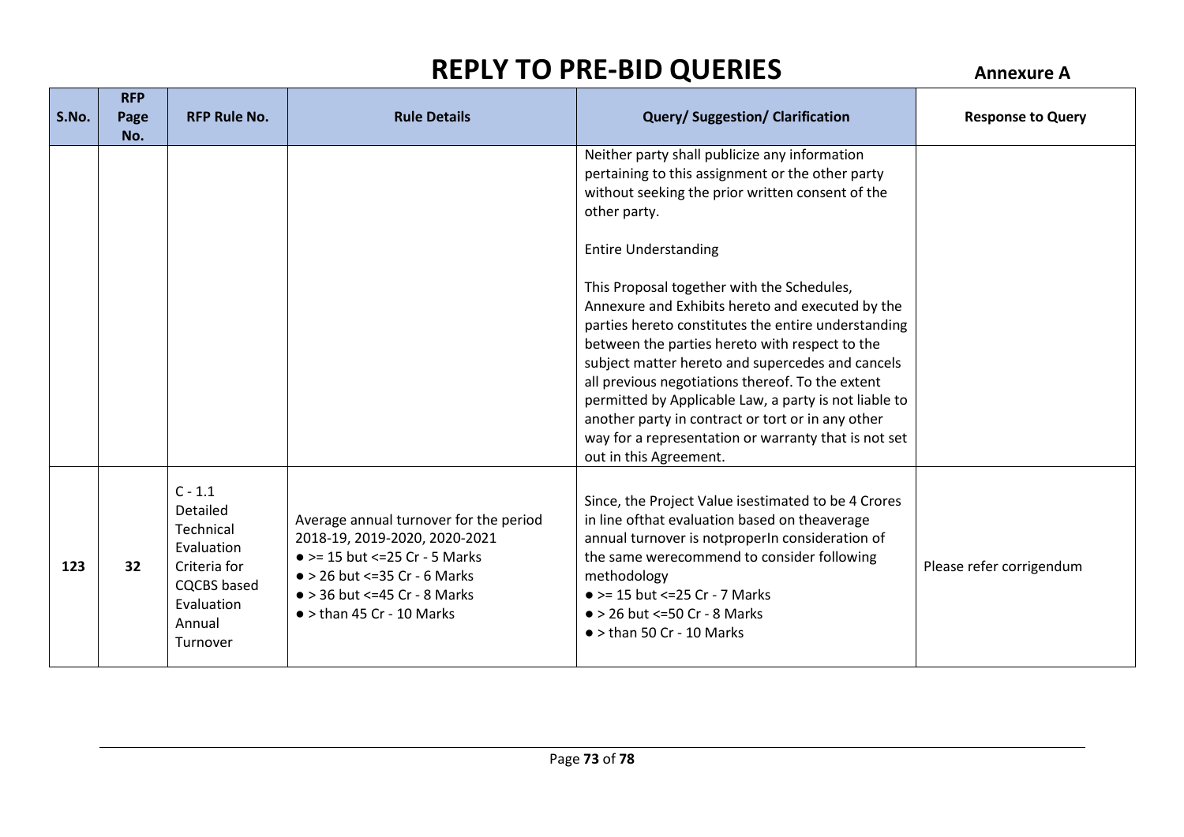# REPLY TO PRE-BID QUERIES

**Annexure A**

| S.No. | RFP Page No. | RFP Rule No. | Rule Details | Query/ Suggestion/ Clarification | Response to Query |
|---|---|---|---|---|---|
| | | | | Neither party shall publicize any information pertaining to this assignment or the other party without seeking the prior written consent of the other party.<br><br>Entire Understanding<br><br>This Proposal together with the Schedules, Annexure and Exhibits hereto and executed by the parties hereto constitutes the entire understanding between the parties hereto with respect to the subject matter hereto and supercedes and cancels all previous negotiations thereof. To the extent permitted by Applicable Law, a party is not liable to another party in contract or tort or in any other way for a representation or warranty that is not set out in this Agreement. | |
| **123** | **32** | C - 1.1 Detailed Technical Evaluation Criteria for CQCBS based Evaluation Annual Turnover | Average annual turnover for the period 2018-19, 2019-2020, 2020-2021<br>● >= 15 but <=25 Cr - 5 Marks<br>● > 26 but <=35 Cr - 6 Marks<br>● > 36 but <=45 Cr - 8 Marks<br>● > than 45 Cr - 10 Marks | Since, the Project Value isestimated to be 4 Crores in line ofthat evaluation based on theaverage annual turnover is notproperIn consideration of the same werecommend to consider following methodology<br>● >= 15 but <=25 Cr - 7 Marks<br>● > 26 but <=50 Cr - 8 Marks<br>● > than 50 Cr - 10 Marks | Please refer corrigendum |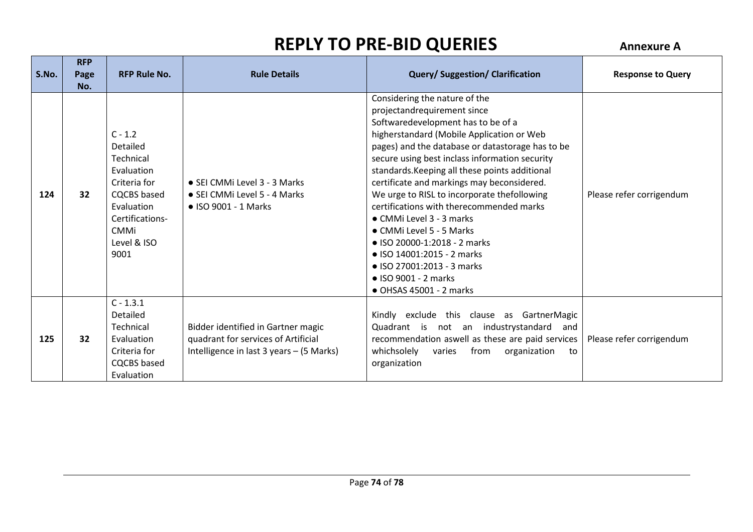# REPLY TO PRE-BID QUERIES

**Annexure A**

| S.No. | RFP Page No. | RFP Rule No. | Rule Details | Query/ Suggestion/ Clarification | Response to Query |
|---|---|---|---|---|---|
| 124 | 32 | C - 1.2 Detailed Technical Evaluation Criteria for CQCBS based Evaluation Certifications- CMMi Level & ISO 9001 | ● SEI CMMi Level 3 - 3 Marks<br>● SEI CMMi Level 5 - 4 Marks<br>● ISO 9001 - 1 Marks | Considering the nature of the projectandrequirement since Softwaredevelopment has to be of a higherstandard (Mobile Application or Web pages) and the database or datastorage has to be secure using best inclass information security standards.Keeping all these points additional certificate and markings may beconsidered. We urge to RISL to incorporate thefollowing certifications with therecommended marks<br>● CMMi Level 3 - 3 marks<br>● CMMi Level 5 - 5 Marks<br>● ISO 20000-1:2018 - 2 marks<br>● ISO 14001:2015 - 2 marks<br>● ISO 27001:2013 - 3 marks<br>● ISO 9001 - 2 marks<br>● OHSAS 45001 - 2 marks | Please refer corrigendum |
| 125 | 32 | C - 1.3.1 Detailed Technical Evaluation Criteria for CQCBS based Evaluation | Bidder identified in Gartner magic quadrant for services of Artificial Intelligence in last 3 years – (5 Marks) | Kindly exclude this clause as GartnerMagic Quadrant is not an industrystandard and recommendation aswell as these are paid services whichsolely varies from organization to organization | Please refer corrigendum |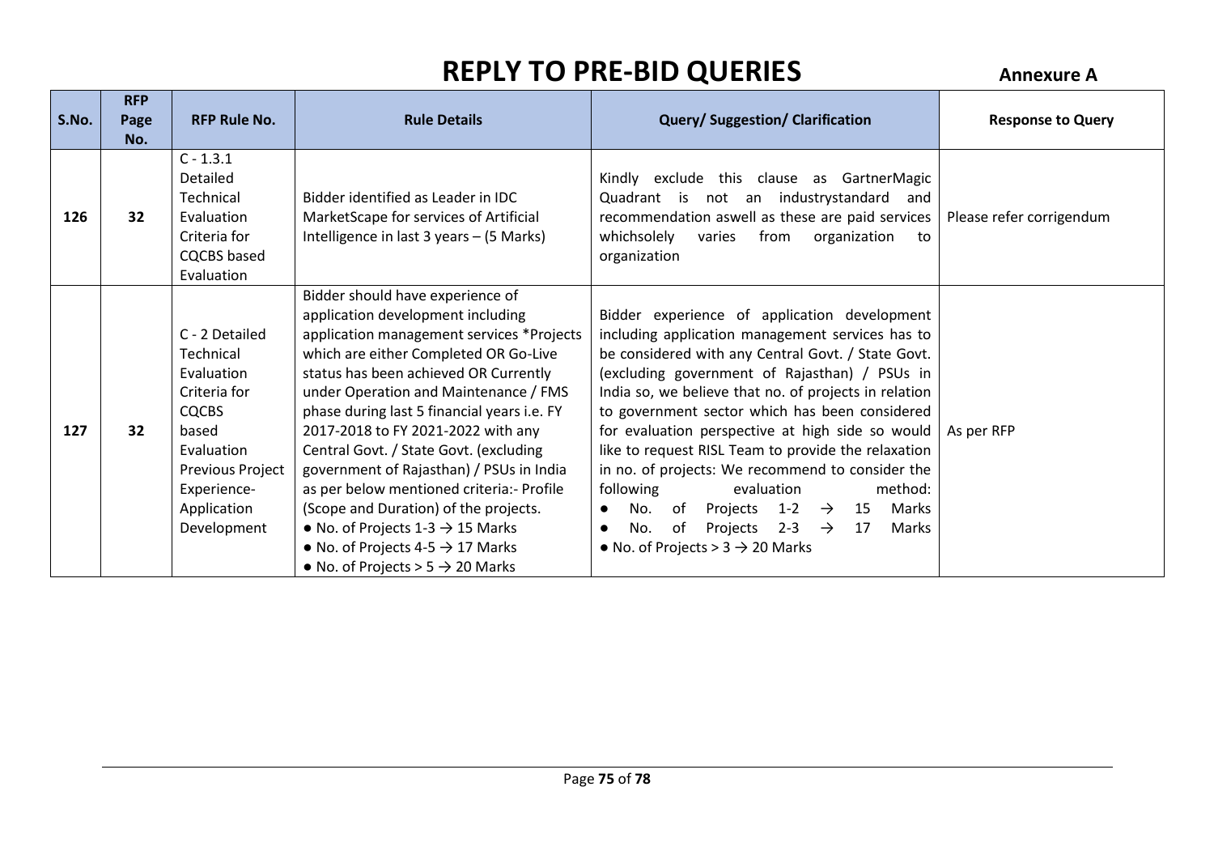# REPLY TO PRE-BID QUERIES

**Annexure A**

| S.No. | RFP Page No. | RFP Rule No. | Rule Details | Query/ Suggestion/ Clarification | Response to Query |
|---|---|---|---|---|---|
| **126** | **32** | C - 1.3.1 Detailed Technical Evaluation Criteria for CQCBS based Evaluation | Bidder identified as Leader in IDC MarketScape for services of Artificial Intelligence in last 3 years – (5 Marks) | Kindly exclude this clause as GartnerMagic Quadrant is not an industrystandard and recommendation aswell as these are paid services whichsolely varies from organization to organization | Please refer corrigendum |
| **127** | **32** | C - 2 Detailed Technical Evaluation Criteria for CQCBS based Evaluation Previous Project Experience- Application Development | Bidder should have experience of application development including application management services *Projects which are either Completed OR Go-Live status has been achieved OR Currently under Operation and Maintenance / FMS phase during last 5 financial years i.e. FY 2017-2018 to FY 2021-2022 with any Central Govt. / State Govt. (excluding government of Rajasthan) / PSUs in India as per below mentioned criteria:- Profile (Scope and Duration) of the projects.<br>● No. of Projects 1-3 → 15 Marks<br>● No. of Projects 4-5 → 17 Marks<br>● No. of Projects > 5 → 20 Marks | Bidder experience of application development including application management services has to be considered with any Central Govt. / State Govt. (excluding government of Rajasthan) / PSUs in India so, we believe that no. of projects in relation to government sector which has been considered for evaluation perspective at high side so would like to request RISL Team to provide the relaxation in no. of projects: We recommend to consider the following evaluation method:<br>● No. of Projects 1-2 → 15 Marks<br>● No. of Projects 2-3 → 17 Marks<br>● No. of Projects > 3 → 20 Marks | As per RFP |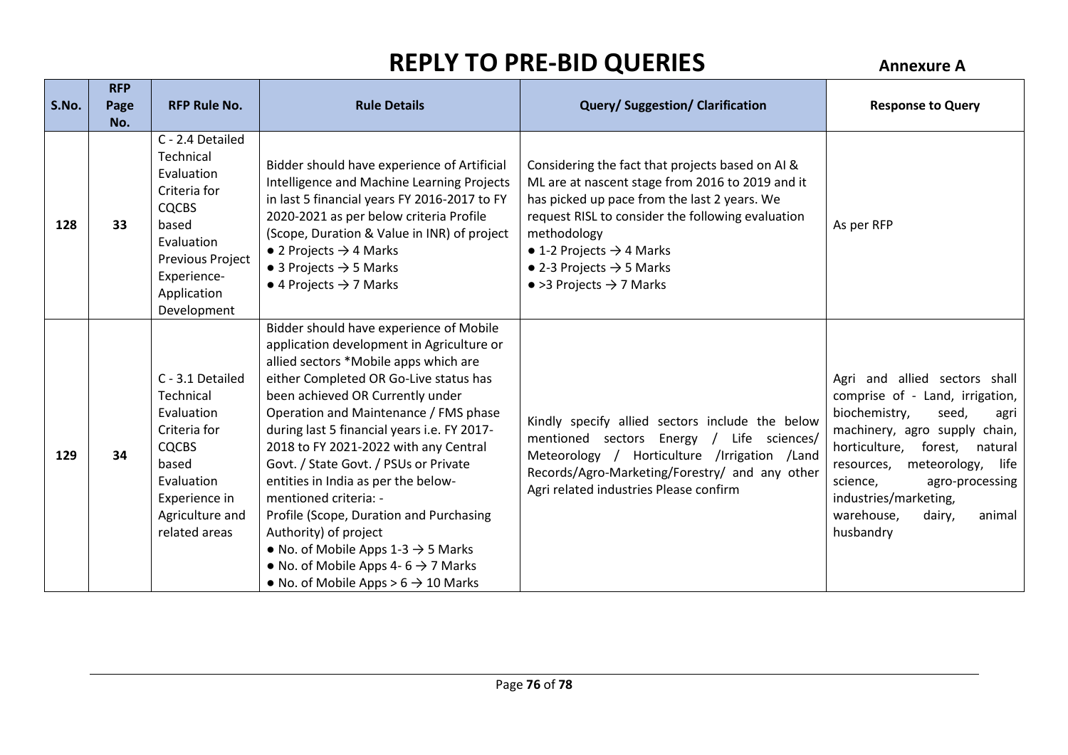# REPLY TO PRE-BID QUERIES

**Annexure A**

| S.No. | RFP Page No. | RFP Rule No. | Rule Details | Query/ Suggestion/ Clarification | Response to Query |
|---|---|---|---|---|---|
| **128** | **33** | C - 2.4 Detailed Technical Evaluation Criteria for CQCBS based Evaluation Previous Project Experience-Application Development | Bidder should have experience of Artificial Intelligence and Machine Learning Projects in last 5 financial years FY 2016-2017 to FY 2020-2021 as per below criteria Profile (Scope, Duration & Value in INR) of project<br>● 2 Projects → 4 Marks<br>● 3 Projects → 5 Marks<br>● 4 Projects → 7 Marks | Considering the fact that projects based on AI & ML are at nascent stage from 2016 to 2019 and it has picked up pace from the last 2 years. We request RISL to consider the following evaluation methodology<br>● 1-2 Projects → 4 Marks<br>● 2-3 Projects → 5 Marks<br>● >3 Projects → 7 Marks | As per RFP |
| **129** | **34** | C - 3.1 Detailed Technical Evaluation Criteria for CQCBS based Evaluation Experience in Agriculture and related areas | Bidder should have experience of Mobile application development in Agriculture or allied sectors *Mobile apps which are either Completed OR Go-Live status has been achieved OR Currently under Operation and Maintenance / FMS phase during last 5 financial years i.e. FY 2017-2018 to FY 2021-2022 with any Central Govt. / State Govt. / PSUs or Private entities in India as per the below-mentioned criteria: -<br>Profile (Scope, Duration and Purchasing Authority) of project<br>● No. of Mobile Apps 1-3 → 5 Marks<br>● No. of Mobile Apps 4- 6 → 7 Marks<br>● No. of Mobile Apps > 6 → 10 Marks | Kindly specify allied sectors include the below mentioned sectors Energy / Life sciences/ Meteorology / Horticulture /Irrigation /Land Records/Agro-Marketing/Forestry/ and any other Agri related industries Please confirm | Agri and allied sectors shall comprise of - Land, irrigation, biochemistry, seed, agri machinery, agro supply chain, horticulture, forest, natural resources, meteorology, life science, agro-processing industries/marketing, warehouse, dairy, animal husbandry |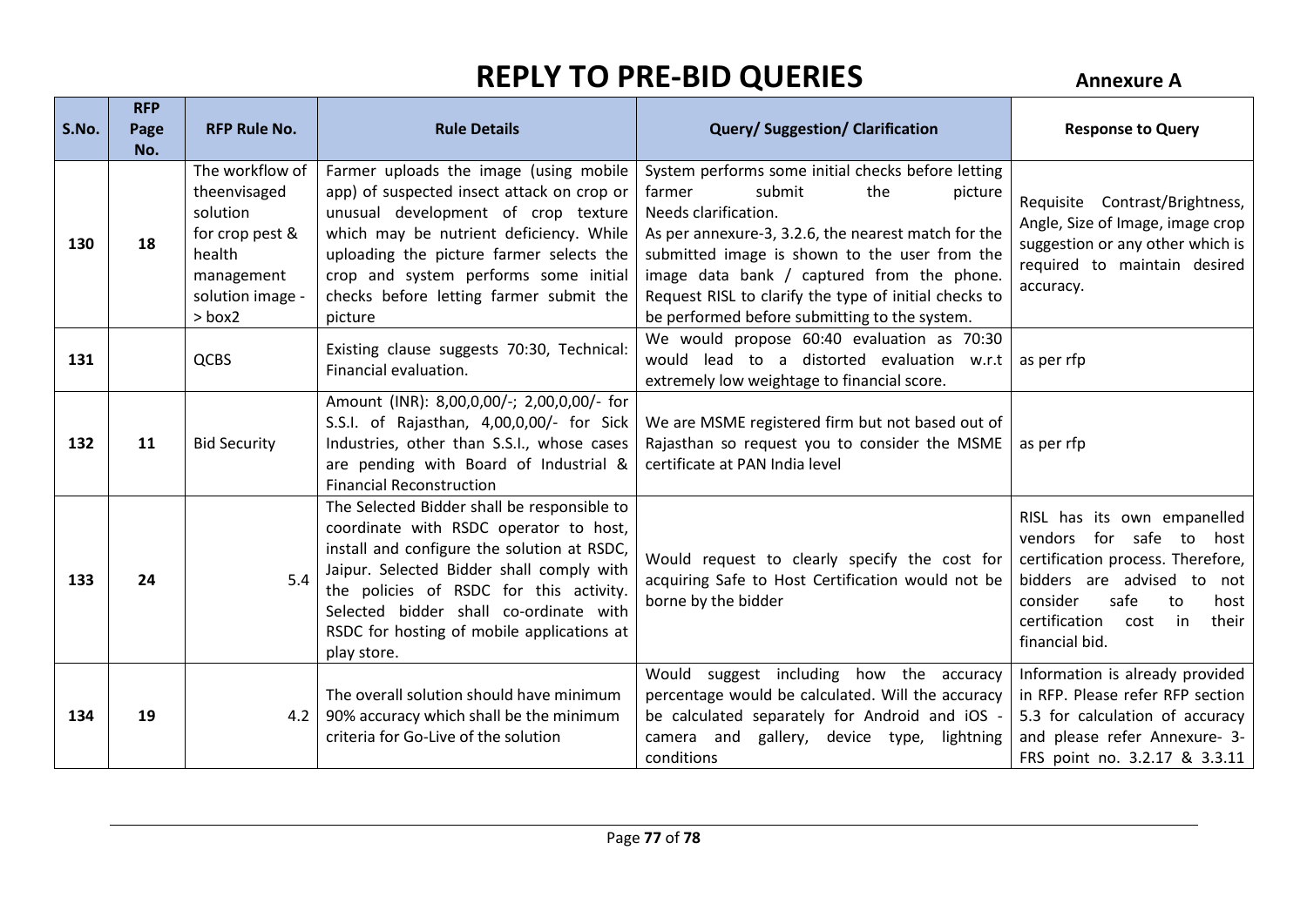# REPLY TO PRE-BID QUERIES

**Annexure A**

| S.No. | RFP Page No. | RFP Rule No. | Rule Details | Query/ Suggestion/ Clarification | Response to Query |
|---|---|---|---|---|---|
| 130 | 18 | The workflow of theenvisaged solution for crop pest & health management solution image -> box2 | Farmer uploads the image (using mobile app) of suspected insect attack on crop or unusual development of crop texture which may be nutrient deficiency. While uploading the picture farmer selects the crop and system performs some initial checks before letting farmer submit the picture | System performs some initial checks before letting farmer submit the picture Needs clarification. As per annexure-3, 3.2.6, the nearest match for the submitted image is shown to the user from the image data bank / captured from the phone. Request RISL to clarify the type of initial checks to be performed before submitting to the system. | Requisite Contrast/Brightness, Angle, Size of Image, image crop suggestion or any other which is required to maintain desired accuracy. |
| 131 | | QCBS | Existing clause suggests 70:30, Technical: Financial evaluation. | We would propose 60:40 evaluation as 70:30 would lead to a distorted evaluation w.r.t extremely low weightage to financial score. | as per rfp |
| 132 | 11 | Bid Security | Amount (INR): 8,00,0,00/-; 2,00,0,00/- for S.S.I. of Rajasthan, 4,00,0,00/- for Sick Industries, other than S.S.I., whose cases are pending with Board of Industrial & Financial Reconstruction | We are MSME registered firm but not based out of Rajasthan so request you to consider the MSME certificate at PAN India level | as per rfp |
| 133 | 24 | 5.4 | The Selected Bidder shall be responsible to coordinate with RSDC operator to host, install and configure the solution at RSDC, Jaipur. Selected Bidder shall comply with the policies of RSDC for this activity. Selected bidder shall co-ordinate with RSDC for hosting of mobile applications at play store. | Would request to clearly specify the cost for acquiring Safe to Host Certification would not be borne by the bidder | RISL has its own empanelled vendors for safe to host certification process. Therefore, bidders are advised to not consider safe to host certification cost in their financial bid. |
| 134 | 19 | 4.2 | The overall solution should have minimum 90% accuracy which shall be the minimum criteria for Go-Live of the solution | Would suggest including how the accuracy percentage would be calculated. Will the accuracy be calculated separately for Android and iOS - camera and gallery, device type, lightning conditions | Information is already provided in RFP. Please refer RFP section 5.3 for calculation of accuracy and please refer Annexure- 3- FRS point no. 3.2.17 & 3.3.11 |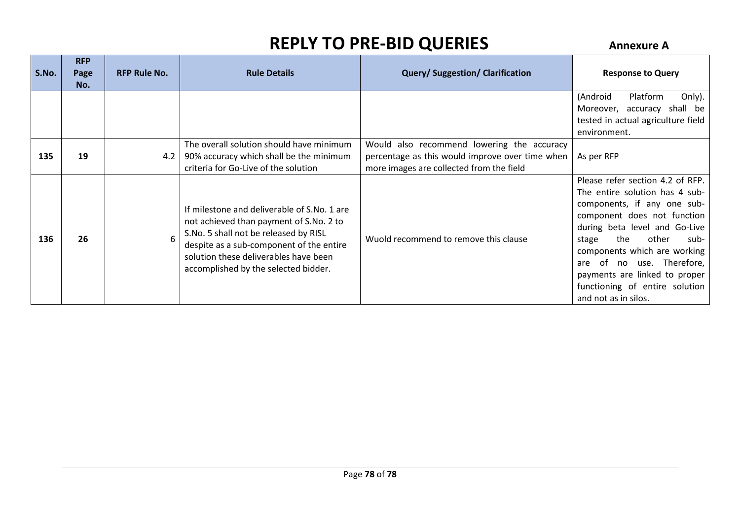# REPLY TO PRE-BID QUERIES

**Annexure A**

| S.No. | RFP Page No. | RFP Rule No. | Rule Details | Query/ Suggestion/ Clarification | Response to Query |
|---|---|---|---|---|---|
| | | | | | (Android Platform Only). Moreover, accuracy shall be tested in actual agriculture field environment. |
| **135** | **19** | 4.2 | The overall solution should have minimum 90% accuracy which shall be the minimum criteria for Go-Live of the solution | Would also recommend lowering the accuracy percentage as this would improve over time when more images are collected from the field | As per RFP |
| **136** | **26** | 6 | If milestone and deliverable of S.No. 1 are not achieved than payment of S.No. 2 to S.No. 5 shall not be released by RISL despite as a sub-component of the entire solution these deliverables have been accomplished by the selected bidder. | Wuold recommend to remove this clause | Please refer section 4.2 of RFP. The entire solution has 4 sub-components, if any one sub-component does not function during beta level and Go-Live stage the other sub-components which are working are of no use. Therefore, payments are linked to proper functioning of entire solution and not as in silos. |